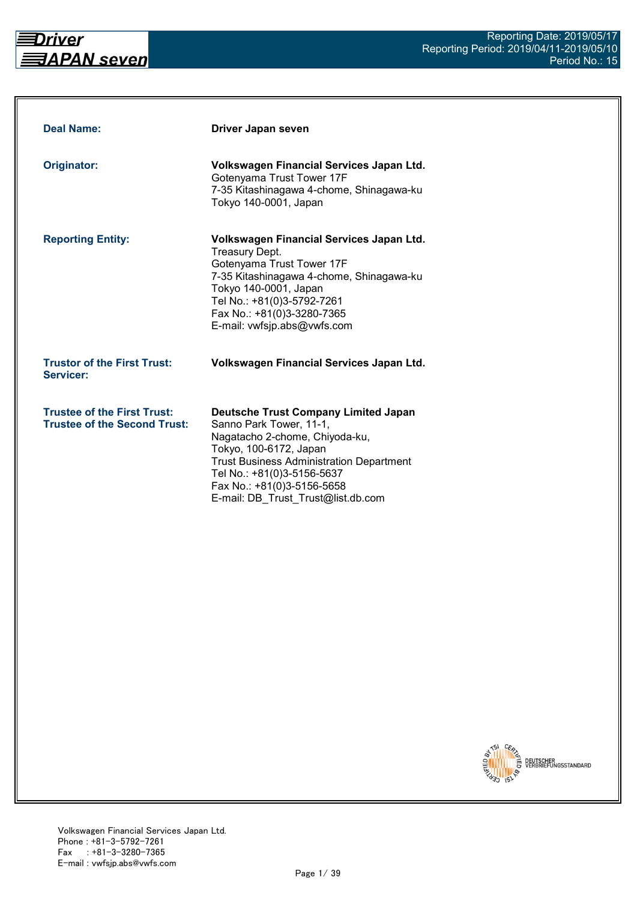**Driver JAPAN seven**

Reporting Date: 2019/05/17
Reporting Period: 2019/04/11-2019/05/10
Period No.: 15

| | |
|---|---|
| **Deal Name:** | **Driver Japan seven** |
| **Originator:** | **Volkswagen Financial Services Japan Ltd.**<br>Gotenyama Trust Tower 17F<br>7-35 Kitashinagawa 4-chome, Shinagawa-ku<br>Tokyo 140-0001, Japan |
| **Reporting Entity:** | **Volkswagen Financial Services Japan Ltd.**<br>Treasury Dept.<br>Gotenyama Trust Tower 17F<br>7-35 Kitashinagawa 4-chome, Shinagawa-ku<br>Tokyo 140-0001, Japan<br>Tel No.: +81(0)3-5792-7261<br>Fax No.: +81(0)3-3280-7365<br>E-mail: vwfsjp.abs@vwfs.com |
| **Trustor of the First Trust:**<br>**Servicer:** | **Volkswagen Financial Services Japan Ltd.** |
| **Trustee of the First Trust:**<br>**Trustee of the Second Trust:** | **Deutsche Trust Company Limited Japan**<br>Sanno Park Tower, 11-1,<br>Nagatacho 2-chome, Chiyoda-ku,<br>Tokyo, 100-6172, Japan<br>Trust Business Administration Department<br>Tel No.: +81(0)3-5156-5637<br>Fax No.: +81(0)3-5156-5658<br>E-mail: DB_Trust_Trust@list.db.com |

CERTIFIED BY TSI — DEUTSCHER VERBRIEFUNGSSTANDARD

Volkswagen Financial Services Japan Ltd.
Phone : +81-3-5792-7261
Fax : +81-3-3280-7365
E-mail : vwfsjp.abs@vwfs.com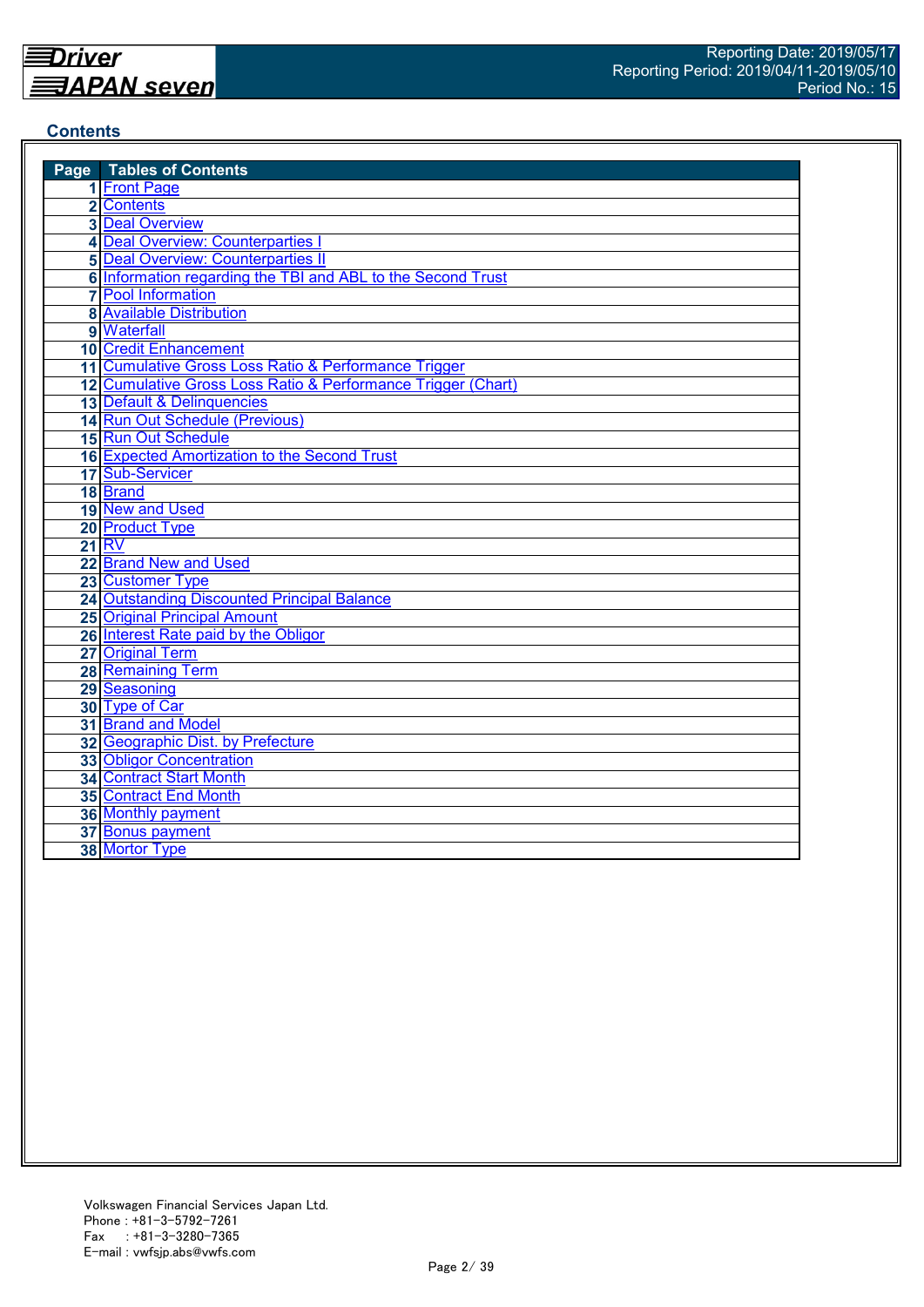## Contents

| Page | Tables of Contents |
|---|---|
| 1 | Front Page |
| 2 | Contents |
| 3 | Deal Overview |
| 4 | Deal Overview: Counterparties I |
| 5 | Deal Overview: Counterparties II |
| 6 | Information regarding the TBI and ABL to the Second Trust |
| 7 | Pool Information |
| 8 | Available Distribution |
| 9 | Waterfall |
| 10 | Credit Enhancement |
| 11 | Cumulative Gross Loss Ratio & Performance Trigger |
| 12 | Cumulative Gross Loss Ratio & Performance Trigger (Chart) |
| 13 | Default & Delinquencies |
| 14 | Run Out Schedule (Previous) |
| 15 | Run Out Schedule |
| 16 | Expected Amortization to the Second Trust |
| 17 | Sub-Servicer |
| 18 | Brand |
| 19 | New and Used |
| 20 | Product Type |
| 21 | RV |
| 22 | Brand New and Used |
| 23 | Customer Type |
| 24 | Outstanding Discounted Principal Balance |
| 25 | Original Principal Amount |
| 26 | Interest Rate paid by the Obligor |
| 27 | Original Term |
| 28 | Remaining Term |
| 29 | Seasoning |
| 30 | Type of Car |
| 31 | Brand and Model |
| 32 | Geographic Dist. by Prefecture |
| 33 | Obligor Concentration |
| 34 | Contract Start Month |
| 35 | Contract End Month |
| 36 | Monthly payment |
| 37 | Bonus payment |
| 38 | Mortor Type |

Volkswagen Financial Services Japan Ltd.
Phone : +81-3-5792-7261
Fax　 : +81-3-3280-7365
E-mail : vwfsjp.abs@vwfs.com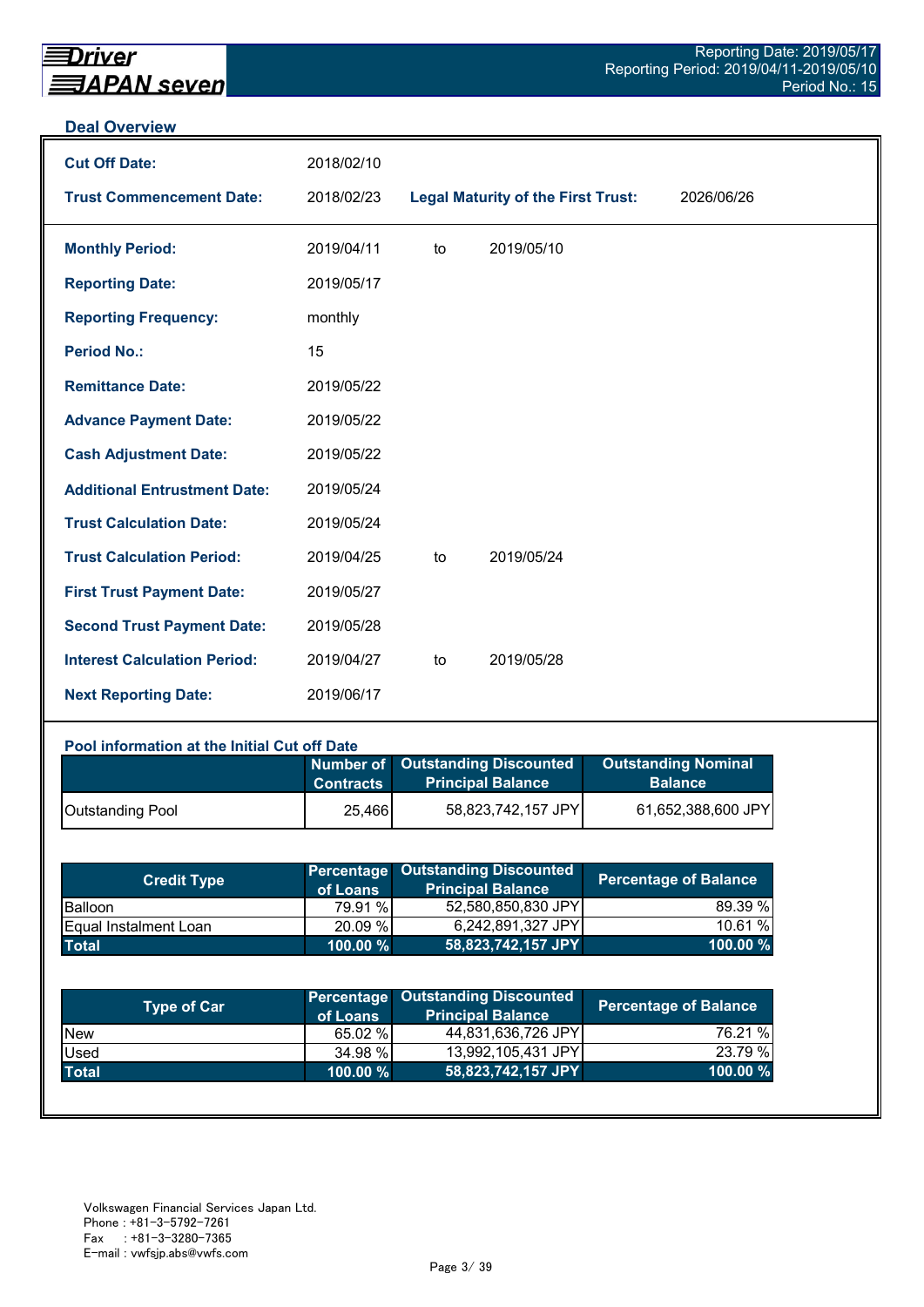## Deal Overview

| | | | |
|---|---|---|---|
| **Cut Off Date:** | 2018/02/10 | | |
| **Trust Commencement Date:** | 2018/02/23 | **Legal Maturity of the First Trust:** | 2026/06/26 |

| | | | |
|---|---|---|---|
| **Monthly Period:** | 2019/04/11 | to | 2019/05/10 |
| **Reporting Date:** | 2019/05/17 | | |
| **Reporting Frequency:** | monthly | | |
| **Period No.:** | 15 | | |
| **Remittance Date:** | 2019/05/22 | | |
| **Advance Payment Date:** | 2019/05/22 | | |
| **Cash Adjustment Date:** | 2019/05/22 | | |
| **Additional Entrustment Date:** | 2019/05/24 | | |
| **Trust Calculation Date:** | 2019/05/24 | | |
| **Trust Calculation Period:** | 2019/04/25 | to | 2019/05/24 |
| **First Trust Payment Date:** | 2019/05/27 | | |
| **Second Trust Payment Date:** | 2019/05/28 | | |
| **Interest Calculation Period:** | 2019/04/27 | to | 2019/05/28 |
| **Next Reporting Date:** | 2019/06/17 | | |

### Pool information at the Initial Cut off Date

| | Number of Contracts | Outstanding Discounted Principal Balance | Outstanding Nominal Balance |
|---|---|---|---|
| Outstanding Pool | 25,466 | 58,823,742,157 JPY | 61,652,388,600 JPY |

| Credit Type | Percentage of Loans | Outstanding Discounted Principal Balance | Percentage of Balance |
|---|---|---|---|
| Balloon | 79.91 % | 52,580,850,830 JPY | 89.39 % |
| Equal Instalment Loan | 20.09 % | 6,242,891,327 JPY | 10.61 % |
| **Total** | **100.00 %** | **58,823,742,157 JPY** | **100.00 %** |

| Type of Car | Percentage of Loans | Outstanding Discounted Principal Balance | Percentage of Balance |
|---|---|---|---|
| New | 65.02 % | 44,831,636,726 JPY | 76.21 % |
| Used | 34.98 % | 13,992,105,431 JPY | 23.79 % |
| **Total** | **100.00 %** | **58,823,742,157 JPY** | **100.00 %** |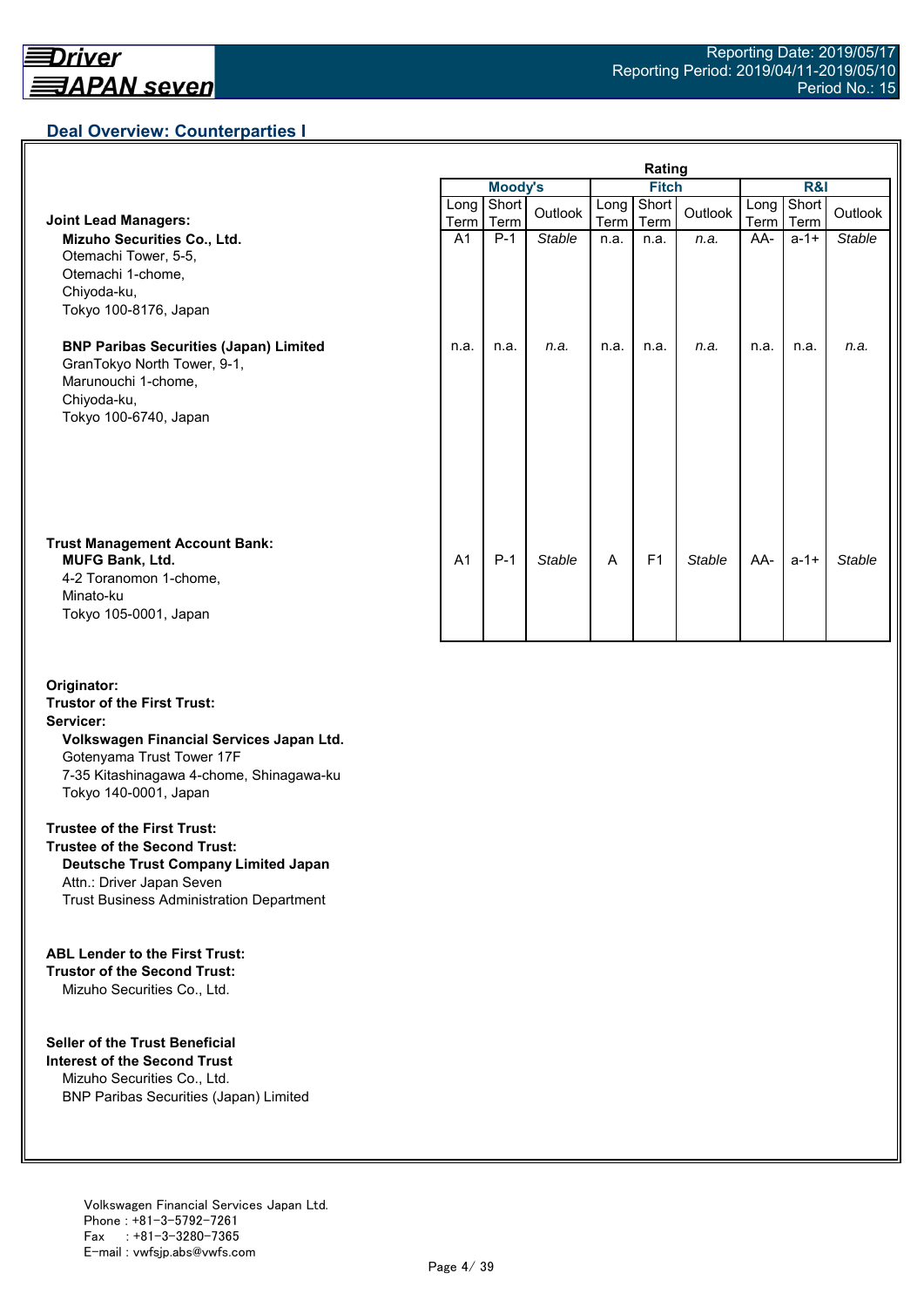## Deal Overview: Counterparties I

| | Moody's | | | Fitch | | | R&I | | |
|---|---|---|---|---|---|---|---|---|---|
| | Long Term | Short Term | Outlook | Long Term | Short Term | Outlook | Long Term | Short Term | Outlook |
| **Joint Lead Managers:** | | | | | | | | | |
| **Mizuho Securities Co., Ltd.**<br>Otemachi Tower, 5-5,<br>Otemachi 1-chome,<br>Chiyoda-ku,<br>Tokyo 100-8176, Japan | A1 | P-1 | *Stable* | n.a. | n.a. | *n.a.* | AA- | a-1+ | *Stable* |
| **BNP Paribas Securities (Japan) Limited**<br>GranTokyo North Tower, 9-1,<br>Marunouchi 1-chome,<br>Chiyoda-ku,<br>Tokyo 100-6740, Japan | n.a. | n.a. | *n.a.* | n.a. | n.a. | *n.a.* | n.a. | n.a. | *n.a.* |
| **Trust Management Account Bank:** | | | | | | | | | |
| **MUFG Bank, Ltd.**<br>4-2 Toranomon 1-chome,<br>Minato-ku<br>Tokyo 105-0001, Japan | A1 | P-1 | *Stable* | A | F1 | *Stable* | AA- | a-1+ | *Stable* |

**Originator:**
**Trustor of the First Trust:**
**Servicer:**
**Volkswagen Financial Services Japan Ltd.**
Gotenyama Trust Tower 17F
7-35 Kitashinagawa 4-chome, Shinagawa-ku
Tokyo 140-0001, Japan

**Trustee of the First Trust:**
**Trustee of the Second Trust:**
**Deutsche Trust Company Limited Japan**
Attn.: Driver Japan Seven
Trust Business Administration Department

**ABL Lender to the First Trust:**
**Trustor of the Second Trust:**
Mizuho Securities Co., Ltd.

**Seller of the Trust Beneficial Interest of the Second Trust**
Mizuho Securities Co., Ltd.
BNP Paribas Securities (Japan) Limited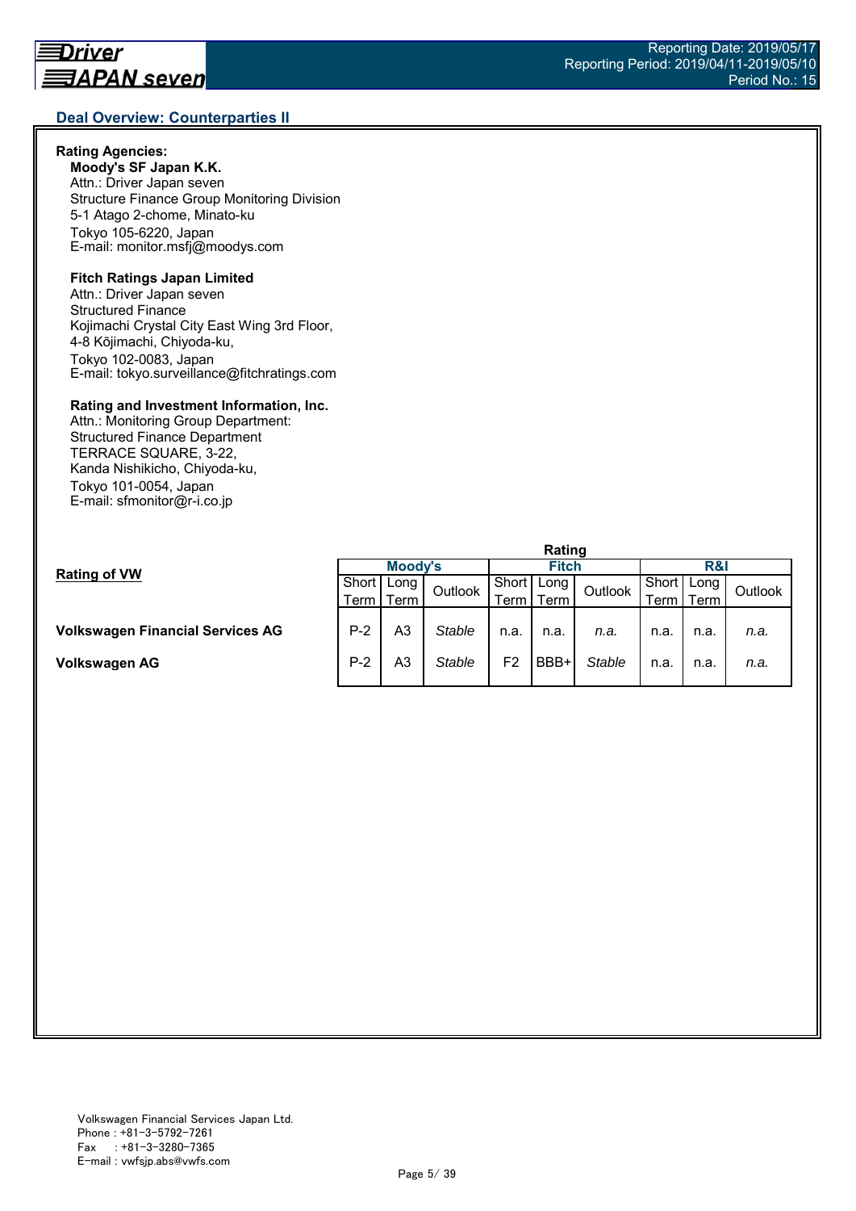## Deal Overview: Counterparties II

**Rating Agencies:**

**Moody's SF Japan K.K.**
Attn.: Driver Japan seven
Structure Finance Group Monitoring Division
5-1 Atago 2-chome, Minato-ku
Tokyo 105-6220, Japan
E-mail: monitor.msfj@moodys.com

**Fitch Ratings Japan Limited**
Attn.: Driver Japan seven
Structured Finance
Kojimachi Crystal City East Wing 3rd Floor,
4-8 Kōjimachi, Chiyoda-ku,
Tokyo 102-0083, Japan
E-mail: tokyo.surveillance@fitchratings.com

**Rating and Investment Information, Inc.**
Attn.: Monitoring Group Department:
Structured Finance Department
TERRACE SQUARE, 3-22,
Kanda Nishikicho, Chiyoda-ku,
Tokyo 101-0054, Japan
E-mail: sfmonitor@r-i.co.jp

**Rating of VW**

| | Rating | | | | | | | | |
|---|---|---|---|---|---|---|---|---|---|
| | Moody's | | | Fitch | | | R&I | | |
| | Short Term | Long Term | Outlook | Short Term | Long Term | Outlook | Short Term | Long Term | Outlook |
| **Volkswagen Financial Services AG** | P-2 | A3 | *Stable* | n.a. | n.a. | *n.a.* | n.a. | n.a. | *n.a.* |
| **Volkswagen AG** | P-2 | A3 | *Stable* | F2 | BBB+ | *Stable* | n.a. | n.a. | *n.a.* |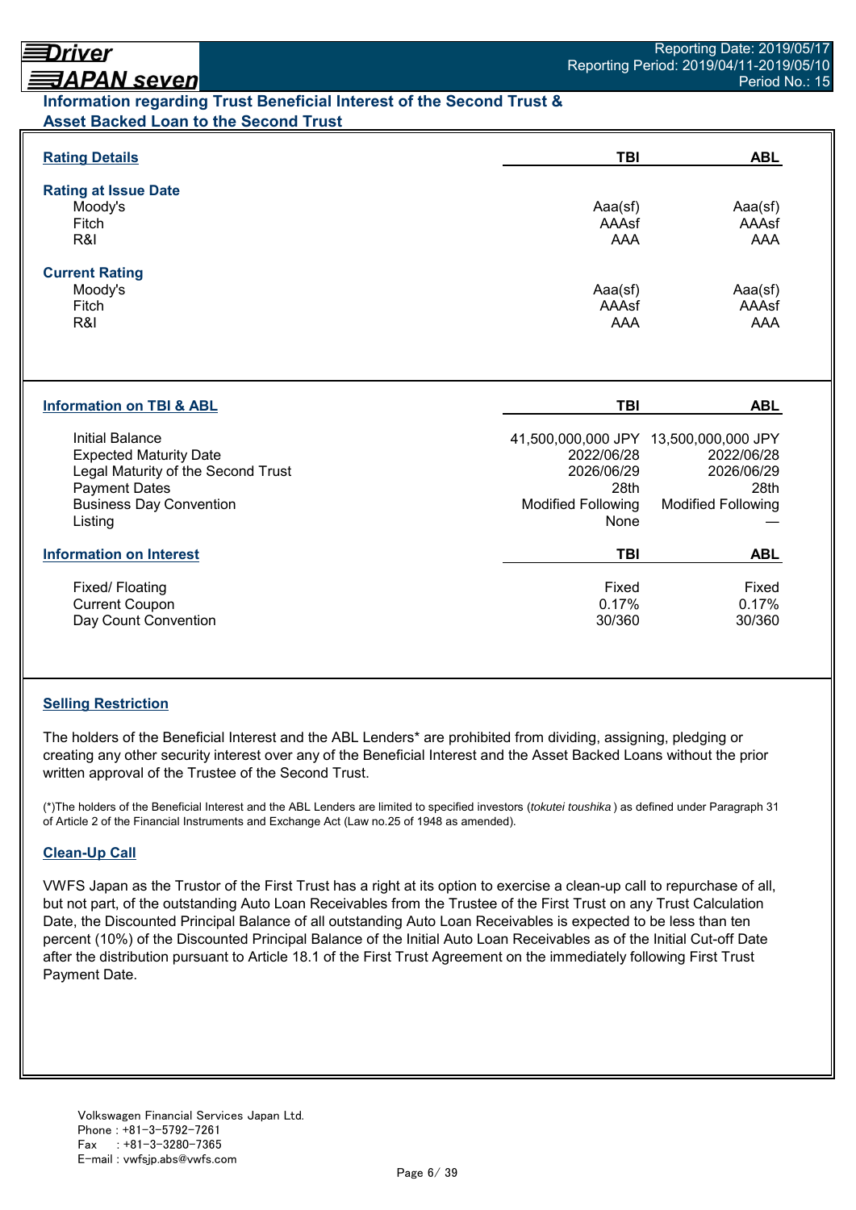## Information regarding Trust Beneficial Interest of the Second Trust & Asset Backed Loan to the Second Trust

| **Rating Details** | **TBI** | **ABL** |
|---|---|---|
| **Rating at Issue Date** | | |
| Moody's | Aaa(sf) | Aaa(sf) |
| Fitch | AAAsf | AAAsf |
| R&I | AAA | AAA |
| **Current Rating** | | |
| Moody's | Aaa(sf) | Aaa(sf) |
| Fitch | AAAsf | AAAsf |
| R&I | AAA | AAA |

| **Information on TBI & ABL** | **TBI** | **ABL** |
|---|---|---|
| Initial Balance | 41,500,000,000 JPY | 13,500,000,000 JPY |
| Expected Maturity Date | 2022/06/28 | 2022/06/28 |
| Legal Maturity of the Second Trust | 2026/06/29 | 2026/06/29 |
| Payment Dates | 28th | 28th |
| Business Day Convention | Modified Following | Modified Following |
| Listing | None | — |

| **Information on Interest** | **TBI** | **ABL** |
|---|---|---|
| Fixed/ Floating | Fixed | Fixed |
| Current Coupon | 0.17% | 0.17% |
| Day Count Convention | 30/360 | 30/360 |

### Selling Restriction

The holders of the Beneficial Interest and the ABL Lenders* are prohibited from dividing, assigning, pledging or creating any other security interest over any of the Beneficial Interest and the Asset Backed Loans without the prior written approval of the Trustee of the Second Trust.

(*)The holders of the Beneficial Interest and the ABL Lenders are limited to specified investors (*tokutei toushika* ) as defined under Paragraph 31 of Article 2 of the Financial Instruments and Exchange Act (Law no.25 of 1948 as amended).

### Clean-Up Call

VWFS Japan as the Trustor of the First Trust has a right at its option to exercise a clean-up call to repurchase of all, but not part, of the outstanding Auto Loan Receivables from the Trustee of the First Trust on any Trust Calculation Date, the Discounted Principal Balance of all outstanding Auto Loan Receivables is expected to be less than ten percent (10%) of the Discounted Principal Balance of the Initial Auto Loan Receivables as of the Initial Cut-off Date after the distribution pursuant to Article 18.1 of the First Trust Agreement on the immediately following First Trust Payment Date.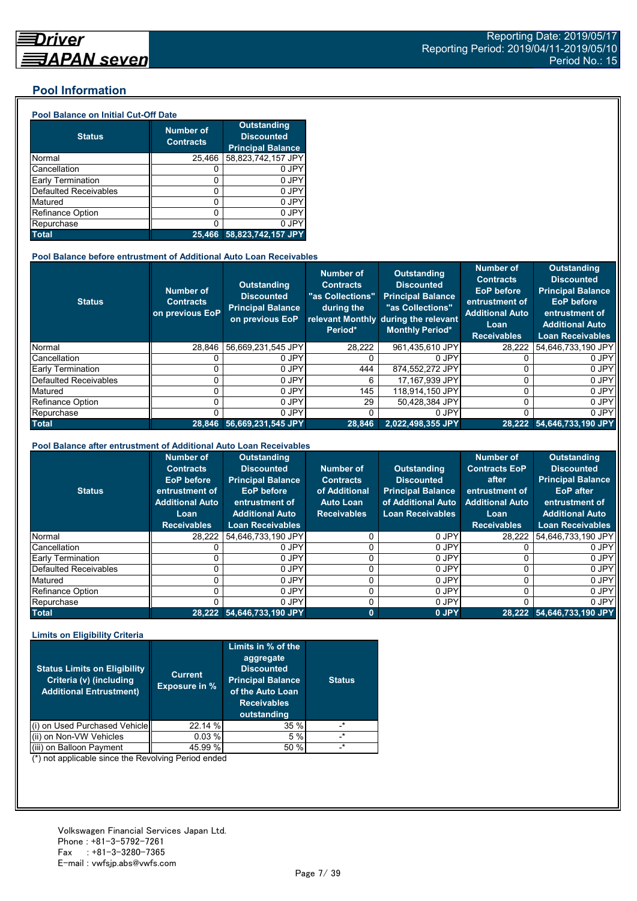## Pool Information

### Pool Balance on Initial Cut-Off Date

| Status | Number of Contracts | Outstanding Discounted Principal Balance |
|---|---|---|
| Normal | 25,466 | 58,823,742,157 JPY |
| Cancellation | 0 | 0 JPY |
| Early Termination | 0 | 0 JPY |
| Defaulted Receivables | 0 | 0 JPY |
| Matured | 0 | 0 JPY |
| Refinance Option | 0 | 0 JPY |
| Repurchase | 0 | 0 JPY |
| **Total** | **25,466** | **58,823,742,157 JPY** |

### Pool Balance before entrustment of Additional Auto Loan Receivables

| Status | Number of Contracts on previous EoP | Outstanding Discounted Principal Balance on previous EoP | Number of Contracts "as Collections" during the relevant Monthly Period* | Outstanding Discounted Principal Balance "as Collections" during the relevant Monthly Period* | Number of Contracts EoP before entrustment of Additional Auto Loan Receivables | Outstanding Discounted Principal Balance EoP before entrustment of Additional Auto Loan Receivables |
|---|---|---|---|---|---|---|
| Normal | 28,846 | 56,669,231,545 JPY | 28,222 | 961,435,610 JPY | 28,222 | 54,646,733,190 JPY |
| Cancellation | 0 | 0 JPY | 0 | 0 JPY | 0 | 0 JPY |
| Early Termination | 0 | 0 JPY | 444 | 874,552,272 JPY | 0 | 0 JPY |
| Defaulted Receivables | 0 | 0 JPY | 6 | 17,167,939 JPY | 0 | 0 JPY |
| Matured | 0 | 0 JPY | 145 | 118,914,150 JPY | 0 | 0 JPY |
| Refinance Option | 0 | 0 JPY | 29 | 50,428,384 JPY | 0 | 0 JPY |
| Repurchase | 0 | 0 JPY | 0 | 0 JPY | 0 | 0 JPY |
| **Total** | **28,846** | **56,669,231,545 JPY** | **28,846** | **2,022,498,355 JPY** | **28,222** | **54,646,733,190 JPY** |

### Pool Balance after entrustment of Additional Auto Loan Receivables

| Status | Number of Contracts EoP before entrustment of Additional Auto Loan Receivables | Outstanding Discounted Principal Balance EoP before entrustment of Additional Auto Loan Receivables | Number of Contracts of Additional Auto Loan Receivables | Outstanding Discounted Principal Balance of Additional Auto Loan Receivables | Number of Contracts EoP after entrustment of Additional Auto Loan Receivables | Outstanding Discounted Principal Balance EoP after entrustment of Additional Auto Loan Receivables |
|---|---|---|---|---|---|---|
| Normal | 28,222 | 54,646,733,190 JPY | 0 | 0 JPY | 28,222 | 54,646,733,190 JPY |
| Cancellation | 0 | 0 JPY | 0 | 0 JPY | 0 | 0 JPY |
| Early Termination | 0 | 0 JPY | 0 | 0 JPY | 0 | 0 JPY |
| Defaulted Receivables | 0 | 0 JPY | 0 | 0 JPY | 0 | 0 JPY |
| Matured | 0 | 0 JPY | 0 | 0 JPY | 0 | 0 JPY |
| Refinance Option | 0 | 0 JPY | 0 | 0 JPY | 0 | 0 JPY |
| Repurchase | 0 | 0 JPY | 0 | 0 JPY | 0 | 0 JPY |
| **Total** | **28,222** | **54,646,733,190 JPY** | **0** | **0 JPY** | **28,222** | **54,646,733,190 JPY** |

### Limits on Eligibility Criteria

| Status Limits on Eligibility Criteria (v) (including Additional Entrustment) | Current Exposure in % | Limits in % of the aggregate Discounted Principal Balance of the Auto Loan Receivables outstanding | Status |
|---|---|---|---|
| (i) on Used Purchased Vehicle | 22.14 % | 35 % | -* |
| (ii) on Non-VW Vehicles | 0.03 % | 5 % | -* |
| (iii) on Balloon Payment | 45.99 % | 50 % | -* |

(*) not applicable since the Revolving Period ended

Volkswagen Financial Services Japan Ltd.
Phone : +81-3-5792-7261
Fax : +81-3-3280-7365
E-mail : vwfsjp.abs@vwfs.com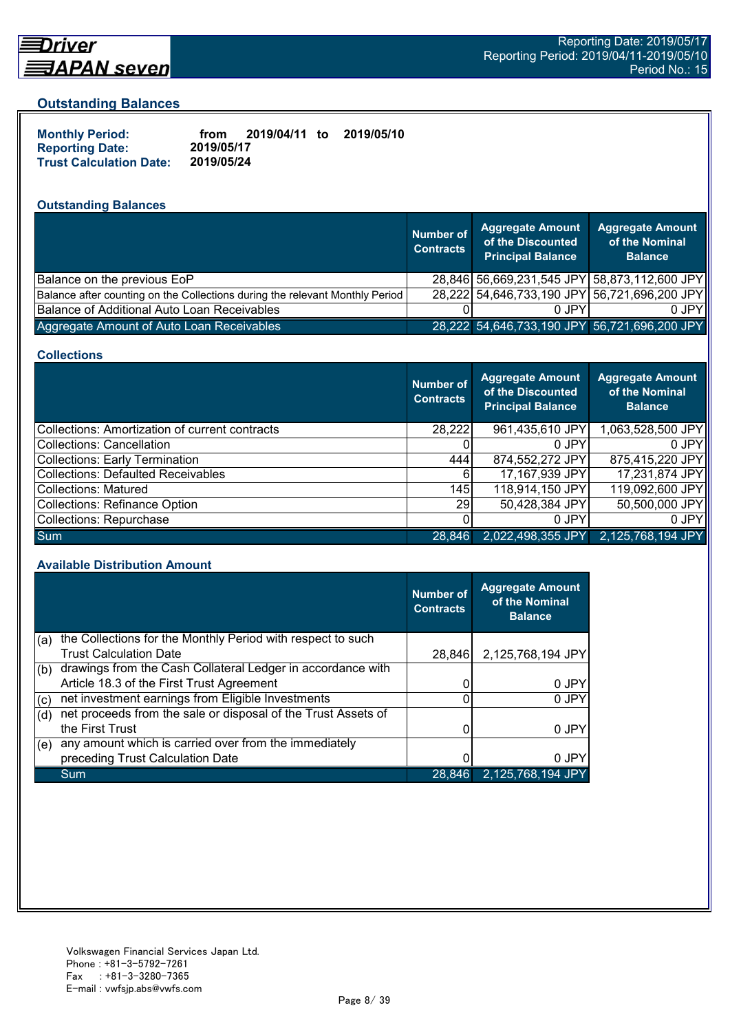## Outstanding Balances

**Monthly Period:** from 2019/04/11 to 2019/05/10
**Reporting Date:** 2019/05/17
**Trust Calculation Date:** 2019/05/24

### Outstanding Balances

| | Number of Contracts | Aggregate Amount of the Discounted Principal Balance | Aggregate Amount of the Nominal Balance |
|---|---|---|---|
| Balance on the previous EoP | 28,846 | 56,669,231,545 JPY | 58,873,112,600 JPY |
| Balance after counting on the Collections during the relevant Monthly Period | 28,222 | 54,646,733,190 JPY | 56,721,696,200 JPY |
| Balance of Additional Auto Loan Receivables | 0 | 0 JPY | 0 JPY |
| Aggregate Amount of Auto Loan Receivables | 28,222 | 54,646,733,190 JPY | 56,721,696,200 JPY |

### Collections

| | Number of Contracts | Aggregate Amount of the Discounted Principal Balance | Aggregate Amount of the Nominal Balance |
|---|---|---|---|
| Collections: Amortization of current contracts | 28,222 | 961,435,610 JPY | 1,063,528,500 JPY |
| Collections: Cancellation | 0 | 0 JPY | 0 JPY |
| Collections: Early Termination | 444 | 874,552,272 JPY | 875,415,220 JPY |
| Collections: Defaulted Receivables | 6 | 17,167,939 JPY | 17,231,874 JPY |
| Collections: Matured | 145 | 118,914,150 JPY | 119,092,600 JPY |
| Collections: Refinance Option | 29 | 50,428,384 JPY | 50,500,000 JPY |
| Collections: Repurchase | 0 | 0 JPY | 0 JPY |
| Sum | 28,846 | 2,022,498,355 JPY | 2,125,768,194 JPY |

### Available Distribution Amount

| | Number of Contracts | Aggregate Amount of the Nominal Balance |
|---|---|---|
| (a) the Collections for the Monthly Period with respect to such Trust Calculation Date | 28,846 | 2,125,768,194 JPY |
| (b) drawings from the Cash Collateral Ledger in accordance with Article 18.3 of the First Trust Agreement | 0 | 0 JPY |
| (c) net investment earnings from Eligible Investments | 0 | 0 JPY |
| (d) net proceeds from the sale or disposal of the Trust Assets of the First Trust | 0 | 0 JPY |
| (e) any amount which is carried over from the immediately preceding Trust Calculation Date | 0 | 0 JPY |
| Sum | 28,846 | 2,125,768,194 JPY |

Volkswagen Financial Services Japan Ltd.
Phone : +81-3-5792-7261
Fax : +81-3-3280-7365
E-mail : vwfsjp.abs@vwfs.com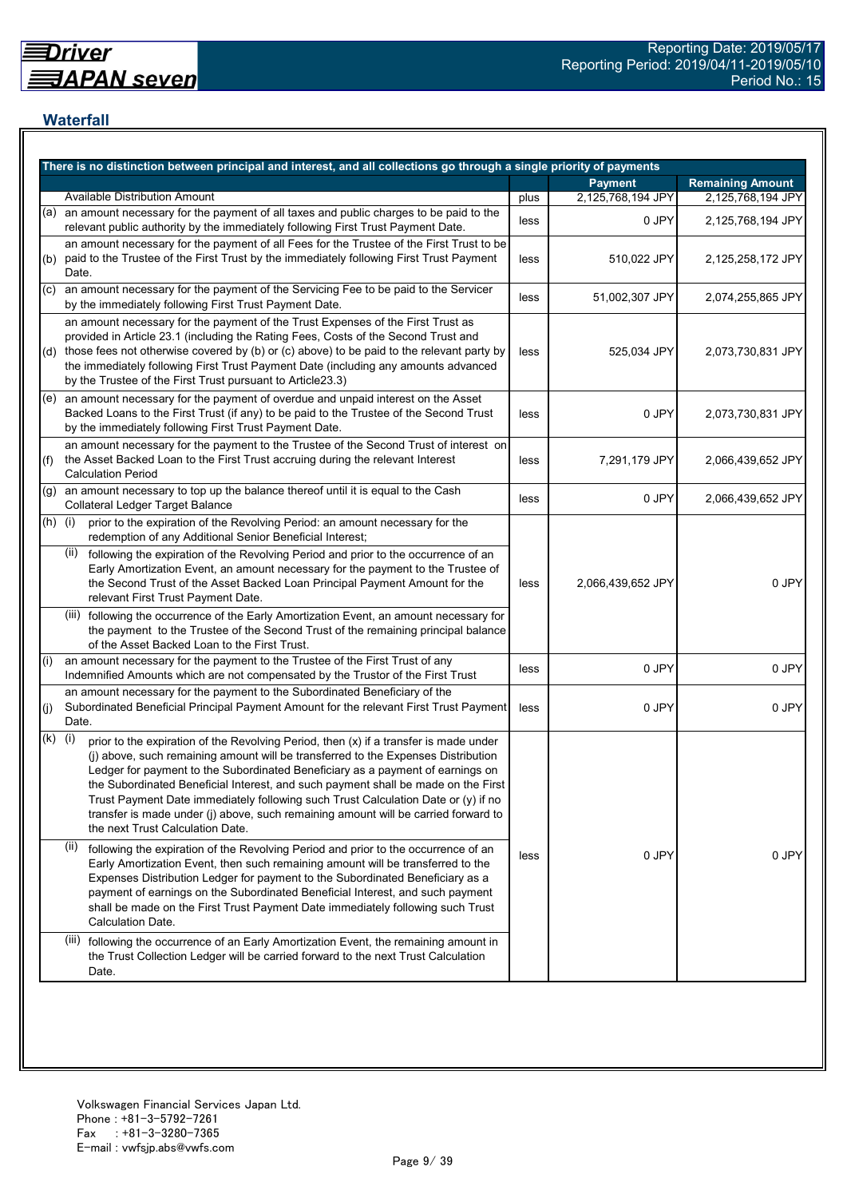## Waterfall

| There is no distinction between principal and interest, and all collections go through a single priority of payments | | | | |
|---|---|---|---|---|
| | | | **Payment** | **Remaining Amount** |
| | Available Distribution Amount | plus | 2,125,768,194 JPY | 2,125,768,194 JPY |
| (a) | an amount necessary for the payment of all taxes and public charges to be paid to the relevant public authority by the immediately following First Trust Payment Date. | less | 0 JPY | 2,125,768,194 JPY |
| (b) | an amount necessary for the payment of all Fees for the Trustee of the First Trust to be paid to the Trustee of the First Trust by the immediately following First Trust Payment Date. | less | 510,022 JPY | 2,125,258,172 JPY |
| (c) | an amount necessary for the payment of the Servicing Fee to be paid to the Servicer by the immediately following First Trust Payment Date. | less | 51,002,307 JPY | 2,074,255,865 JPY |
| (d) | an amount necessary for the payment of the Trust Expenses of the First Trust as provided in Article 23.1 (including the Rating Fees, Costs of the Second Trust and those fees not otherwise covered by (b) or (c) above) to be paid to the relevant party by the immediately following First Trust Payment Date (including any amounts advanced by the Trustee of the First Trust pursuant to Article23.3) | less | 525,034 JPY | 2,073,730,831 JPY |
| (e) | an amount necessary for the payment of overdue and unpaid interest on the Asset Backed Loans to the First Trust (if any) to be paid to the Trustee of the Second Trust by the immediately following First Trust Payment Date. | less | 0 JPY | 2,073,730,831 JPY |
| (f) | an amount necessary for the payment to the Trustee of the Second Trust of interest on the Asset Backed Loan to the First Trust accruing during the relevant Interest Calculation Period | less | 7,291,179 JPY | 2,066,439,652 JPY |
| (g) | an amount necessary to top up the balance thereof until it is equal to the Cash Collateral Ledger Target Balance | less | 0 JPY | 2,066,439,652 JPY |
| (h) | (i) prior to the expiration of the Revolving Period: an amount necessary for the redemption of any Additional Senior Beneficial Interest;<br>(ii) following the expiration of the Revolving Period and prior to the occurrence of an Early Amortization Event, an amount necessary for the payment to the Trustee of the Second Trust of the Asset Backed Loan Principal Payment Amount for the relevant First Trust Payment Date.<br>(iii) following the occurrence of the Early Amortization Event, an amount necessary for the payment to the Trustee of the Second Trust of the remaining principal balance of the Asset Backed Loan to the First Trust. | less | 2,066,439,652 JPY | 0 JPY |
| (i) | an amount necessary for the payment to the Trustee of the First Trust of any Indemnified Amounts which are not compensated by the Trustor of the First Trust | less | 0 JPY | 0 JPY |
| (j) | an amount necessary for the payment to the Subordinated Beneficiary of the Subordinated Beneficial Principal Payment Amount for the relevant First Trust Payment Date. | less | 0 JPY | 0 JPY |
| (k) | (i) prior to the expiration of the Revolving Period, then (x) if a transfer is made under (j) above, such remaining amount will be transferred to the Expenses Distribution Ledger for payment to the Subordinated Beneficiary as a payment of earnings on the Subordinated Beneficial Interest, and such payment shall be made on the First Trust Payment Date immediately following such Trust Calculation Date or (y) if no transfer is made under (j) above, such remaining amount will be carried forward to the next Trust Calculation Date.<br>(ii) following the expiration of the Revolving Period and prior to the occurrence of an Early Amortization Event, then such remaining amount will be transferred to the Expenses Distribution Ledger for payment to the Subordinated Beneficiary as a payment of earnings on the Subordinated Beneficial Interest, and such payment shall be made on the First Trust Payment Date immediately following such Trust Calculation Date.<br>(iii) following the occurrence of an Early Amortization Event, the remaining amount in the Trust Collection Ledger will be carried forward to the next Trust Calculation Date. | less | 0 JPY | 0 JPY |

Volkswagen Financial Services Japan Ltd.
Phone : +81-3-5792-7261
Fax : +81-3-3280-7365
E-mail : vwfsjp.abs@vwfs.com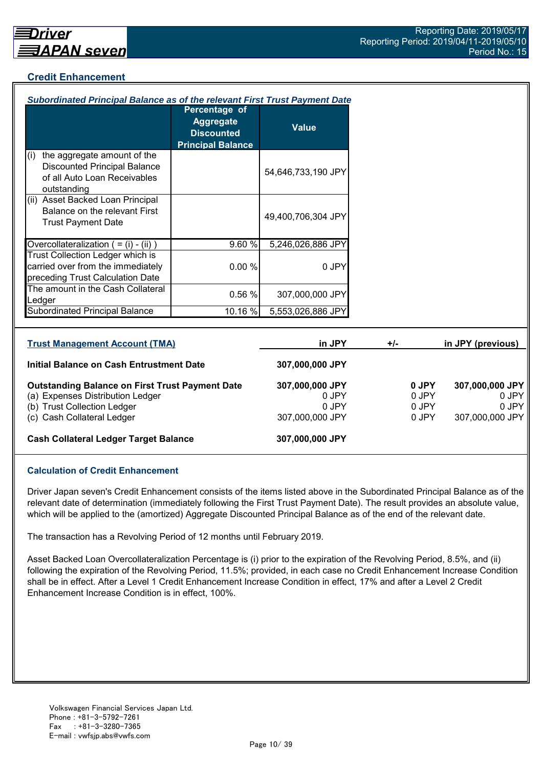## Credit Enhancement

### *Subordinated Principal Balance as of the relevant First Trust Payment Date*

| | Percentage of Aggregate Discounted Principal Balance | Value |
|---|---|---|
| (i) the aggregate amount of the Discounted Principal Balance of all Auto Loan Receivables outstanding | | 54,646,733,190 JPY |
| (ii) Asset Backed Loan Principal Balance on the relevant First Trust Payment Date | | 49,400,706,304 JPY |
| Overcollateralization ( = (i) - (ii) ) | 9.60 % | 5,246,026,886 JPY |
| Trust Collection Ledger which is carried over from the immediately preceding Trust Calculation Date | 0.00 % | 0 JPY |
| The amount in the Cash Collateral Ledger | 0.56 % | 307,000,000 JPY |
| Subordinated Principal Balance | 10.16 % | 5,553,026,886 JPY |

| Trust Management Account (TMA) | in JPY | +/- | in JPY (previous) |
|---|---|---|---|
| **Initial Balance on Cash Entrustment Date** | **307,000,000 JPY** | | |
| **Outstanding Balance on First Trust Payment Date** | **307,000,000 JPY** | **0 JPY** | **307,000,000 JPY** |
| (a) Expenses Distribution Ledger | 0 JPY | 0 JPY | 0 JPY |
| (b) Trust Collection Ledger | 0 JPY | 0 JPY | 0 JPY |
| (c) Cash Collateral Ledger | 307,000,000 JPY | 0 JPY | 307,000,000 JPY |
| **Cash Collateral Ledger Target Balance** | **307,000,000 JPY** | | |

### Calculation of Credit Enhancement

Driver Japan seven's Credit Enhancement consists of the items listed above in the Subordinated Principal Balance as of the relevant date of determination (immediately following the First Trust Payment Date). The result provides an absolute value, which will be applied to the (amortized) Aggregate Discounted Principal Balance as of the end of the relevant date.

The transaction has a Revolving Period of 12 months until February 2019.

Asset Backed Loan Overcollateralization Percentage is (i) prior to the expiration of the Revolving Period, 8.5%, and (ii) following the expiration of the Revolving Period, 11.5%; provided, in each case no Credit Enhancement Increase Condition shall be in effect. After a Level 1 Credit Enhancement Increase Condition in effect, 17% and after a Level 2 Credit Enhancement Increase Condition is in effect, 100%.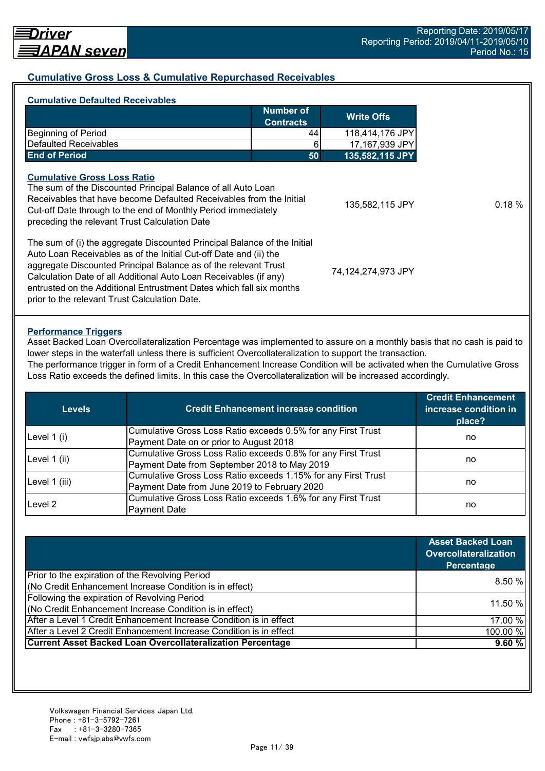## Cumulative Gross Loss & Cumulative Repurchased Receivables

### Cumulative Defaulted Receivables

| | Number of Contracts | Write Offs |
|---|---|---|
| Beginning of Period | 44 | 118,414,176 JPY |
| Defaulted Receivables | 6 | 17,167,939 JPY |
| **End of Period** | **50** | **135,582,115 JPY** |

### Cumulative Gross Loss Ratio

| | | |
|---|---|---|
| The sum of the Discounted Principal Balance of all Auto Loan Receivables that have become Defaulted Receivables from the Initial Cut-off Date through to the end of Monthly Period immediately preceding the relevant Trust Calculation Date | 135,582,115 JPY | 0.18 % |
| The sum of (i) the aggregate Discounted Principal Balance of the Initial Auto Loan Receivables as of the Initial Cut-off Date and (ii) the aggregate Discounted Principal Balance as of the relevant Trust Calculation Date of all Additional Auto Loan Receivables (if any) entrusted on the Additional Entrustment Dates which fall six months prior to the relevant Trust Calculation Date. | 74,124,274,973 JPY | |

### Performance Triggers

Asset Backed Loan Overcollateralization Percentage was implemented to assure on a monthly basis that no cash is paid to lower steps in the waterfall unless there is sufficient Overcollateralization to support the transaction.
The performance trigger in form of a Credit Enhancement Increase Condition will be activated when the Cumulative Gross Loss Ratio exceeds the defined limits. In this case the Overcollateralization will be increased accordingly.

| Levels | Credit Enhancement increase condition | Credit Enhancement increase condition in place? |
|---|---|---|
| Level 1 (i) | Cumulative Gross Loss Ratio exceeds 0.5% for any First Trust Payment Date on or prior to August 2018 | no |
| Level 1 (ii) | Cumulative Gross Loss Ratio exceeds 0.8% for any First Trust Payment Date from September 2018 to May 2019 | no |
| Level 1 (iii) | Cumulative Gross Loss Ratio exceeds 1.15% for any First Trust Payment Date from June 2019 to February 2020 | no |
| Level 2 | Cumulative Gross Loss Ratio exceeds 1.6% for any First Trust Payment Date | no |

| | Asset Backed Loan Overcollateralization Percentage |
|---|---|
| Prior to the expiration of the Revolving Period (No Credit Enhancement Increase Condition is in effect) | 8.50 % |
| Following the expiration of Revolving Period (No Credit Enhancement Increase Condition is in effect) | 11.50 % |
| After a Level 1 Credit Enhancement Increase Condition is in effect | 17.00 % |
| After a Level 2 Credit Enhancement Increase Condition is in effect | 100.00 % |
| **Current Asset Backed Loan Overcollateralization Percentage** | **9.60 %** |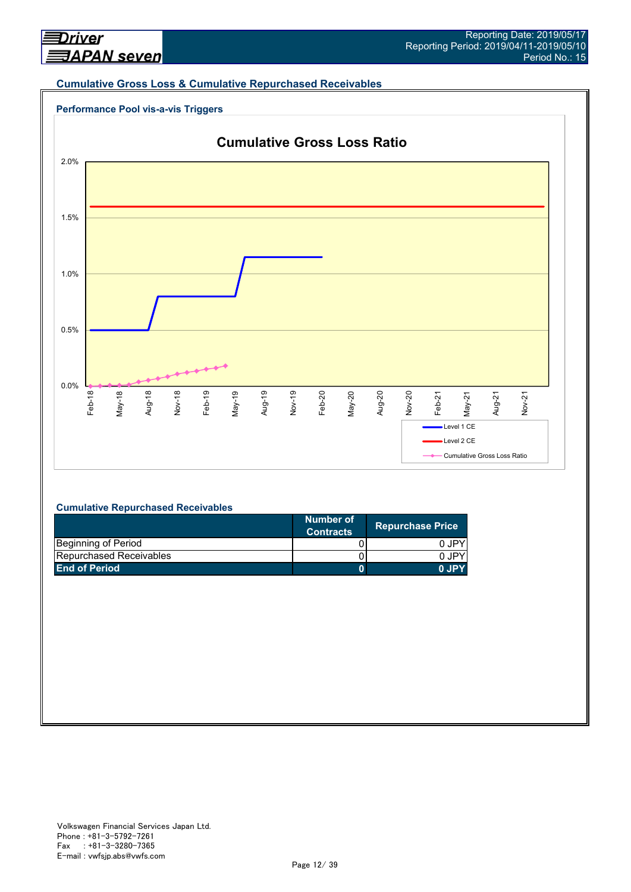## Cumulative Gross Loss & Cumulative Repurchased Receivables

### Performance Pool vis-a-vis Triggers

**Cumulative Gross Loss Ratio**

2.0%
1.5%
1.0%
0.5%
0.0%

Feb-18 May-18 Aug-18 Nov-18 Feb-19 May-19 Aug-19 Nov-19 Feb-20 May-20 Aug-20 Nov-20 Feb-21 May-21 Aug-21 Nov-21

Level 1 CE
Level 2 CE
Cumulative Gross Loss Ratio

### Cumulative Repurchased Receivables

| | Number of Contracts | Repurchase Price |
|---|---|---|
| Beginning of Period | 0 | 0 JPY |
| Repurchased Receivables | 0 | 0 JPY |
| **End of Period** | **0** | **0 JPY** |

Volkswagen Financial Services Japan Ltd.
Phone : +81-3-5792-7261
Fax : +81-3-3280-7365
E-mail : vwfsjp.abs@vwfs.com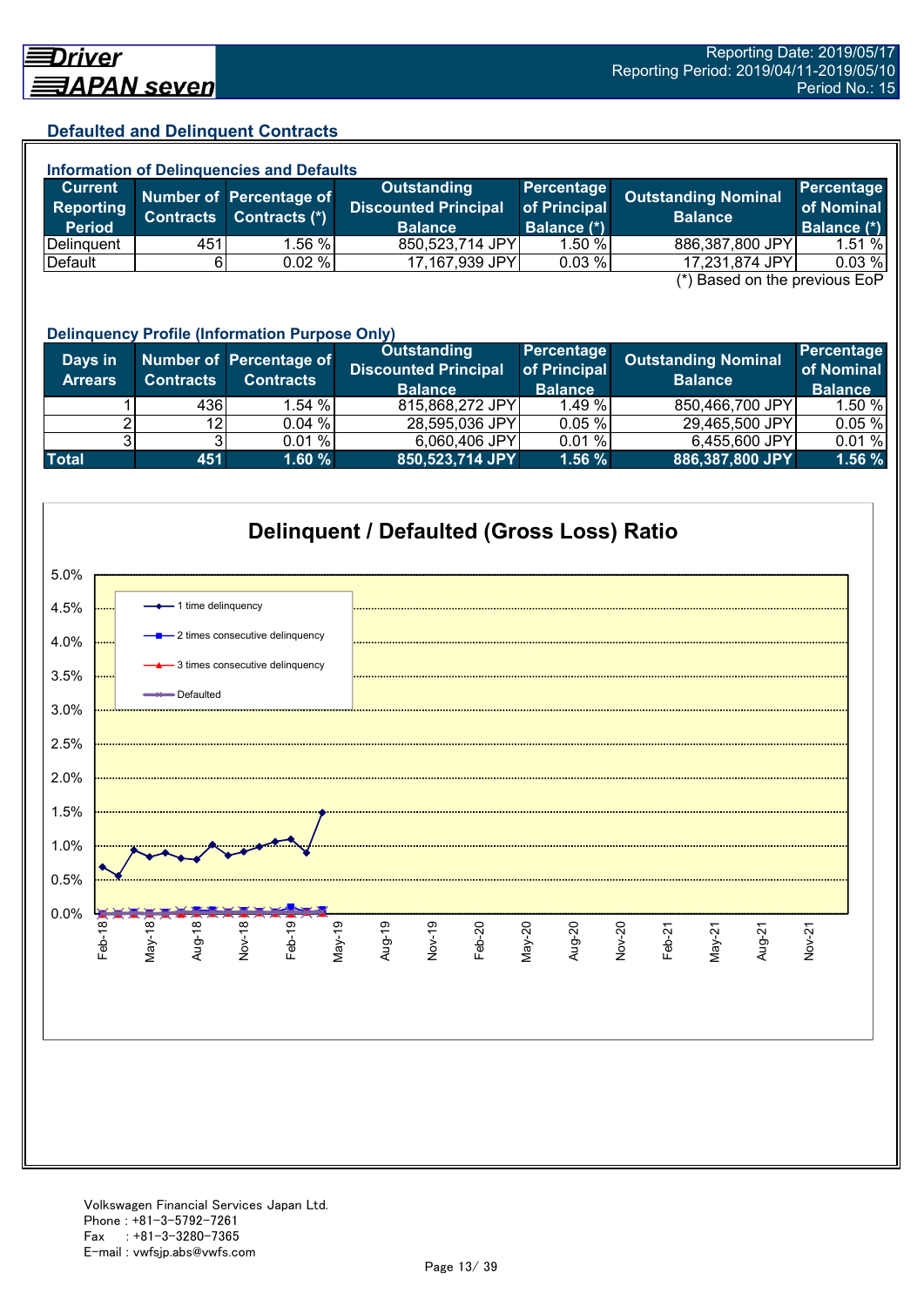## Defaulted and Delinquent Contracts

### Information of Delinquencies and Defaults

| Current Reporting Period | Number of Contracts | Percentage of Contracts (*) | Outstanding Discounted Principal Balance | Percentage of Principal Balance (*) | Outstanding Nominal Balance | Percentage of Nominal Balance (*) |
|---|---|---|---|---|---|---|
| Delinquent | 451 | 1.56 % | 850,523,714 JPY | 1.50 % | 886,387,800 JPY | 1.51 % |
| Default | 6 | 0.02 % | 17,167,939 JPY | 0.03 % | 17,231,874 JPY | 0.03 % |

(*) Based on the previous EoP

### Delinquency Profile (Information Purpose Only)

| Days in Arrears | Number of Contracts | Percentage of Contracts | Outstanding Discounted Principal Balance | Percentage of Principal Balance | Outstanding Nominal Balance | Percentage of Nominal Balance |
|---|---|---|---|---|---|---|
| 1 | 436 | 1.54 % | 815,868,272 JPY | 1.49 % | 850,466,700 JPY | 1.50 % |
| 2 | 12 | 0.04 % | 28,595,036 JPY | 0.05 % | 29,465,500 JPY | 0.05 % |
| 3 | 3 | 0.01 % | 6,060,406 JPY | 0.01 % | 6,455,600 JPY | 0.01 % |
| **Total** | **451** | **1.60 %** | **850,523,714 JPY** | **1.56 %** | **886,387,800 JPY** | **1.56 %** |

### Delinquent / Defaulted (Gross Loss) Ratio

Legend: 1 time delinquency; 2 times consecutive delinquency; 3 times consecutive delinquency; Defaulted

Volkswagen Financial Services Japan Ltd.
Phone : +81-3-5792-7261
Fax : +81-3-3280-7365
E-mail : vwfsjp.abs@vwfs.com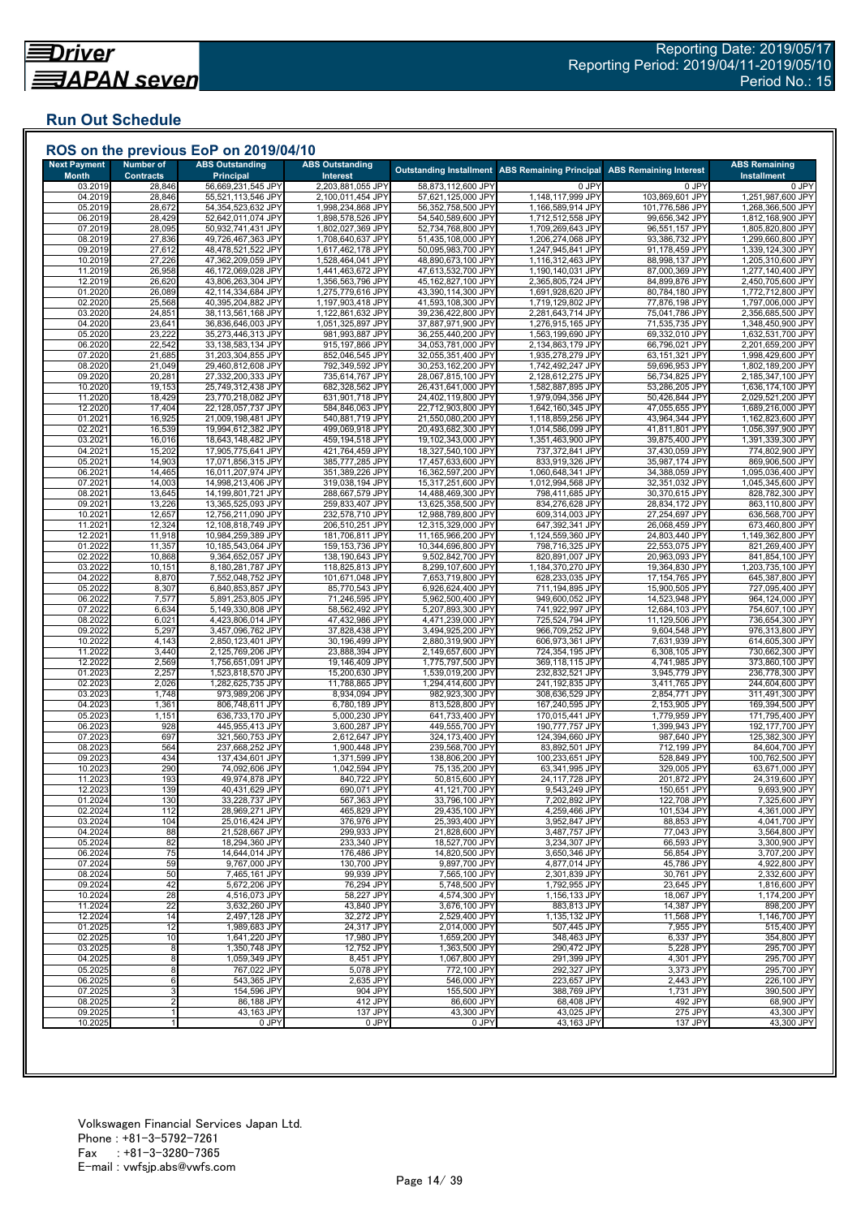# Driver JAPAN seven

Reporting Date: 2019/05/17
Reporting Period: 2019/04/11-2019/05/10
Period No.: 15

## Run Out Schedule

### ROS on the previous EoP on 2019/04/10

| Next Payment Month | Number of Contracts | ABS Outstanding Principal | ABS Outstanding Interest | Outstanding Installment | ABS Remaining Principal | ABS Remaining Interest | ABS Remaining Installment |
|---|---|---|---|---|---|---|---|
| 03.2019 | 28,846 | 56,669,231,545 JPY | 2,203,881,055 JPY | 58,873,112,600 JPY | 0 JPY | 0 JPY | 0 JPY |
| 04.2019 | 28,846 | 55,521,113,546 JPY | 2,100,011,454 JPY | 57,621,125,000 JPY | 1,148,117,999 JPY | 103,869,601 JPY | 1,251,987,600 JPY |
| 05.2019 | 28,672 | 54,354,523,632 JPY | 1,998,234,868 JPY | 56,352,758,500 JPY | 1,166,589,914 JPY | 101,776,586 JPY | 1,268,366,500 JPY |
| 06.2019 | 28,429 | 52,642,011,074 JPY | 1,898,578,526 JPY | 54,540,589,600 JPY | 1,712,512,558 JPY | 99,656,342 JPY | 1,812,168,900 JPY |
| 07.2019 | 28,095 | 50,932,741,431 JPY | 1,802,027,369 JPY | 52,734,768,800 JPY | 1,709,269,643 JPY | 96,551,157 JPY | 1,805,820,800 JPY |
| 08.2019 | 27,836 | 49,726,467,363 JPY | 1,708,640,637 JPY | 51,435,108,000 JPY | 1,206,274,068 JPY | 93,386,732 JPY | 1,299,660,800 JPY |
| 09.2019 | 27,612 | 48,478,521,522 JPY | 1,617,462,178 JPY | 50,095,983,700 JPY | 1,247,945,841 JPY | 91,178,459 JPY | 1,339,124,300 JPY |
| 10.2019 | 27,226 | 47,362,209,059 JPY | 1,528,464,041 JPY | 48,890,673,100 JPY | 1,116,312,463 JPY | 88,998,137 JPY | 1,205,310,600 JPY |
| 11.2019 | 26,958 | 46,172,069,028 JPY | 1,441,463,672 JPY | 47,613,532,700 JPY | 1,190,140,031 JPY | 87,000,369 JPY | 1,277,140,400 JPY |
| 12.2019 | 26,620 | 43,806,263,304 JPY | 1,356,563,796 JPY | 45,162,827,100 JPY | 2,365,805,724 JPY | 84,899,876 JPY | 2,450,705,600 JPY |
| 01.2020 | 26,089 | 42,114,334,684 JPY | 1,275,779,616 JPY | 43,390,114,300 JPY | 1,691,928,620 JPY | 80,784,180 JPY | 1,772,712,800 JPY |
| 02.2020 | 25,568 | 40,395,204,882 JPY | 1,197,903,418 JPY | 41,593,108,300 JPY | 1,719,129,802 JPY | 77,876,198 JPY | 1,797,006,000 JPY |
| 03.2020 | 24,851 | 38,113,561,168 JPY | 1,122,861,632 JPY | 39,236,422,800 JPY | 2,281,643,714 JPY | 75,041,786 JPY | 2,356,685,500 JPY |
| 04.2020 | 23,641 | 36,836,646,003 JPY | 1,051,325,897 JPY | 37,887,971,900 JPY | 1,276,915,165 JPY | 71,535,735 JPY | 1,348,450,900 JPY |
| 05.2020 | 23,222 | 35,273,446,313 JPY | 981,993,887 JPY | 36,255,440,200 JPY | 1,563,199,690 JPY | 69,332,010 JPY | 1,632,531,700 JPY |
| 06.2020 | 22,542 | 33,138,583,134 JPY | 915,197,866 JPY | 34,053,781,000 JPY | 2,134,863,179 JPY | 66,796,021 JPY | 2,201,659,200 JPY |
| 07.2020 | 21,685 | 31,203,304,855 JPY | 852,046,545 JPY | 32,055,351,400 JPY | 1,935,278,279 JPY | 63,151,321 JPY | 1,998,429,600 JPY |
| 08.2020 | 21,049 | 29,460,812,608 JPY | 792,349,592 JPY | 30,253,162,200 JPY | 1,742,492,247 JPY | 59,696,953 JPY | 1,802,189,200 JPY |
| 09.2020 | 20,281 | 27,332,200,333 JPY | 735,614,767 JPY | 28,067,815,100 JPY | 2,128,612,275 JPY | 56,734,825 JPY | 2,185,347,100 JPY |
| 10.2020 | 19,153 | 25,749,312,438 JPY | 682,328,562 JPY | 26,431,641,000 JPY | 1,582,887,895 JPY | 53,286,205 JPY | 1,636,174,100 JPY |
| 11.2020 | 18,429 | 23,770,218,082 JPY | 631,901,718 JPY | 24,402,119,800 JPY | 1,979,094,356 JPY | 50,426,844 JPY | 2,029,521,200 JPY |
| 12.2020 | 17,404 | 22,128,057,737 JPY | 584,846,063 JPY | 22,712,903,800 JPY | 1,642,160,345 JPY | 47,055,655 JPY | 1,689,216,000 JPY |
| 01.2021 | 16,925 | 21,009,198,481 JPY | 540,881,719 JPY | 21,550,080,200 JPY | 1,118,859,256 JPY | 43,964,344 JPY | 1,162,823,600 JPY |
| 02.2021 | 16,539 | 19,994,612,382 JPY | 499,069,918 JPY | 20,493,682,300 JPY | 1,014,586,099 JPY | 41,811,801 JPY | 1,056,397,900 JPY |
| 03.2021 | 16,016 | 18,643,148,482 JPY | 459,194,518 JPY | 19,102,343,000 JPY | 1,351,463,900 JPY | 39,875,400 JPY | 1,391,339,300 JPY |
| 04.2021 | 15,202 | 17,905,775,641 JPY | 421,764,459 JPY | 18,327,540,100 JPY | 737,372,841 JPY | 37,430,059 JPY | 774,802,900 JPY |
| 05.2021 | 14,903 | 17,071,856,315 JPY | 385,777,285 JPY | 17,457,633,600 JPY | 833,919,326 JPY | 35,987,174 JPY | 869,906,500 JPY |
| 06.2021 | 14,465 | 16,011,207,974 JPY | 351,389,226 JPY | 16,362,597,200 JPY | 1,060,648,341 JPY | 34,388,059 JPY | 1,095,036,400 JPY |
| 07.2021 | 14,003 | 14,998,213,406 JPY | 319,038,194 JPY | 15,317,251,600 JPY | 1,012,994,568 JPY | 32,351,032 JPY | 1,045,345,600 JPY |
| 08.2021 | 13,645 | 14,199,801,721 JPY | 288,667,579 JPY | 14,488,469,300 JPY | 798,411,685 JPY | 30,370,615 JPY | 828,782,300 JPY |
| 09.2021 | 13,226 | 13,365,525,093 JPY | 259,833,407 JPY | 13,625,358,500 JPY | 834,276,628 JPY | 28,834,172 JPY | 863,110,800 JPY |
| 10.2021 | 12,657 | 12,756,211,090 JPY | 232,578,710 JPY | 12,988,789,800 JPY | 609,314,003 JPY | 27,254,697 JPY | 636,568,700 JPY |
| 11.2021 | 12,324 | 12,108,818,749 JPY | 206,510,251 JPY | 12,315,329,000 JPY | 647,392,341 JPY | 26,068,459 JPY | 673,460,800 JPY |
| 12.2021 | 11,918 | 10,984,259,389 JPY | 181,706,811 JPY | 11,165,966,200 JPY | 1,124,559,360 JPY | 24,803,440 JPY | 1,149,362,800 JPY |
| 01.2022 | 11,357 | 10,185,543,064 JPY | 159,153,736 JPY | 10,344,696,800 JPY | 798,716,325 JPY | 22,553,075 JPY | 821,269,400 JPY |
| 02.2022 | 10,868 | 9,364,652,057 JPY | 138,190,643 JPY | 9,502,842,700 JPY | 820,891,007 JPY | 20,963,093 JPY | 841,854,100 JPY |
| 03.2022 | 10,151 | 8,180,281,787 JPY | 118,825,813 JPY | 8,299,107,600 JPY | 1,184,370,270 JPY | 19,364,830 JPY | 1,203,735,100 JPY |
| 04.2022 | 8,870 | 7,552,048,752 JPY | 101,671,048 JPY | 7,653,719,800 JPY | 628,233,035 JPY | 17,154,765 JPY | 645,387,800 JPY |
| 05.2022 | 8,307 | 6,840,853,857 JPY | 85,770,543 JPY | 6,926,624,400 JPY | 711,194,895 JPY | 15,900,505 JPY | 727,095,400 JPY |
| 06.2022 | 7,577 | 5,891,253,805 JPY | 71,246,595 JPY | 5,962,500,400 JPY | 949,600,052 JPY | 14,523,948 JPY | 964,124,000 JPY |
| 07.2022 | 6,634 | 5,149,330,808 JPY | 58,562,492 JPY | 5,207,893,300 JPY | 741,922,997 JPY | 12,684,103 JPY | 754,607,100 JPY |
| 08.2022 | 6,021 | 4,423,806,014 JPY | 47,432,986 JPY | 4,471,239,000 JPY | 725,524,794 JPY | 11,129,506 JPY | 736,654,300 JPY |
| 09.2022 | 5,297 | 3,457,096,762 JPY | 37,828,438 JPY | 3,494,925,200 JPY | 966,709,252 JPY | 9,604,548 JPY | 976,313,800 JPY |
| 10.2022 | 4,143 | 2,850,123,401 JPY | 30,196,499 JPY | 2,880,319,900 JPY | 606,973,361 JPY | 7,631,939 JPY | 614,605,300 JPY |
| 11.2022 | 3,440 | 2,125,769,206 JPY | 23,888,394 JPY | 2,149,657,600 JPY | 724,354,195 JPY | 6,308,105 JPY | 730,662,300 JPY |
| 12.2022 | 2,569 | 1,756,651,091 JPY | 19,146,409 JPY | 1,775,797,500 JPY | 369,118,115 JPY | 4,741,985 JPY | 373,860,100 JPY |
| 01.2023 | 2,257 | 1,523,818,570 JPY | 15,200,630 JPY | 1,539,019,200 JPY | 232,832,521 JPY | 3,945,779 JPY | 236,778,300 JPY |
| 02.2023 | 2,026 | 1,282,625,735 JPY | 11,788,865 JPY | 1,294,414,600 JPY | 241,192,835 JPY | 3,411,765 JPY | 244,604,600 JPY |
| 03.2023 | 1,748 | 973,989,206 JPY | 8,934,094 JPY | 982,923,300 JPY | 308,636,529 JPY | 2,854,771 JPY | 311,491,300 JPY |
| 04.2023 | 1,361 | 806,748,611 JPY | 6,780,189 JPY | 813,528,800 JPY | 167,240,595 JPY | 2,153,905 JPY | 169,394,500 JPY |
| 05.2023 | 1,151 | 636,733,170 JPY | 5,000,230 JPY | 641,733,400 JPY | 170,015,441 JPY | 1,779,959 JPY | 171,795,400 JPY |
| 06.2023 | 928 | 445,955,413 JPY | 3,600,287 JPY | 449,555,700 JPY | 190,777,757 JPY | 1,399,943 JPY | 192,177,700 JPY |
| 07.2023 | 697 | 321,560,753 JPY | 2,612,647 JPY | 324,173,400 JPY | 124,394,660 JPY | 987,640 JPY | 125,382,300 JPY |
| 08.2023 | 564 | 237,668,252 JPY | 1,900,448 JPY | 239,568,700 JPY | 83,892,501 JPY | 712,199 JPY | 84,604,700 JPY |
| 09.2023 | 434 | 137,434,601 JPY | 1,371,599 JPY | 138,806,200 JPY | 100,233,651 JPY | 528,849 JPY | 100,762,500 JPY |
| 10.2023 | 290 | 74,092,606 JPY | 1,042,594 JPY | 75,135,200 JPY | 63,341,995 JPY | 329,005 JPY | 63,671,000 JPY |
| 11.2023 | 193 | 49,974,878 JPY | 840,722 JPY | 50,815,600 JPY | 24,117,728 JPY | 201,872 JPY | 24,319,600 JPY |
| 12.2023 | 139 | 40,431,629 JPY | 690,071 JPY | 41,121,700 JPY | 9,543,249 JPY | 150,651 JPY | 9,693,900 JPY |
| 01.2024 | 130 | 33,228,737 JPY | 567,363 JPY | 33,796,100 JPY | 7,202,892 JPY | 122,708 JPY | 7,325,600 JPY |
| 02.2024 | 112 | 28,969,271 JPY | 465,829 JPY | 29,435,100 JPY | 4,259,466 JPY | 101,534 JPY | 4,361,000 JPY |
| 03.2024 | 104 | 25,016,424 JPY | 376,976 JPY | 25,393,400 JPY | 3,952,847 JPY | 88,853 JPY | 4,041,700 JPY |
| 04.2024 | 88 | 21,528,667 JPY | 299,933 JPY | 21,828,600 JPY | 3,487,757 JPY | 77,043 JPY | 3,564,800 JPY |
| 05.2024 | 82 | 18,294,360 JPY | 233,340 JPY | 18,527,700 JPY | 3,234,307 JPY | 66,593 JPY | 3,300,900 JPY |
| 06.2024 | 75 | 14,644,014 JPY | 176,486 JPY | 14,820,500 JPY | 3,650,346 JPY | 56,854 JPY | 3,707,200 JPY |
| 07.2024 | 59 | 9,767,000 JPY | 130,700 JPY | 9,897,700 JPY | 4,877,014 JPY | 45,786 JPY | 4,922,800 JPY |
| 08.2024 | 50 | 7,465,161 JPY | 99,939 JPY | 7,565,100 JPY | 2,301,839 JPY | 30,761 JPY | 2,332,600 JPY |
| 09.2024 | 42 | 5,672,206 JPY | 76,294 JPY | 5,748,500 JPY | 1,792,955 JPY | 23,645 JPY | 1,816,600 JPY |
| 10.2024 | 28 | 4,516,073 JPY | 58,227 JPY | 4,574,300 JPY | 1,156,133 JPY | 18,067 JPY | 1,174,200 JPY |
| 11.2024 | 22 | 3,632,260 JPY | 43,840 JPY | 3,676,100 JPY | 883,813 JPY | 14,387 JPY | 898,200 JPY |
| 12.2024 | 14 | 2,497,128 JPY | 32,272 JPY | 2,529,400 JPY | 1,135,132 JPY | 11,568 JPY | 1,146,700 JPY |
| 01.2025 | 12 | 1,989,683 JPY | 24,317 JPY | 2,014,000 JPY | 507,445 JPY | 7,955 JPY | 515,400 JPY |
| 02.2025 | 10 | 1,641,220 JPY | 17,980 JPY | 1,659,200 JPY | 348,463 JPY | 6,337 JPY | 354,800 JPY |
| 03.2025 | 8 | 1,350,748 JPY | 12,752 JPY | 1,363,500 JPY | 290,472 JPY | 5,228 JPY | 295,700 JPY |
| 04.2025 | 8 | 1,059,349 JPY | 8,451 JPY | 1,067,800 JPY | 291,399 JPY | 4,301 JPY | 295,700 JPY |
| 05.2025 | 8 | 767,022 JPY | 5,078 JPY | 772,100 JPY | 292,327 JPY | 3,373 JPY | 295,700 JPY |
| 06.2025 | 6 | 543,365 JPY | 2,635 JPY | 546,000 JPY | 223,657 JPY | 2,443 JPY | 226,100 JPY |
| 07.2025 | 3 | 154,596 JPY | 904 JPY | 155,500 JPY | 388,769 JPY | 1,731 JPY | 390,500 JPY |
| 08.2025 | 2 | 86,188 JPY | 412 JPY | 86,600 JPY | 68,408 JPY | 492 JPY | 68,900 JPY |
| 09.2025 | 1 | 43,163 JPY | 137 JPY | 43,300 JPY | 43,025 JPY | 275 JPY | 43,300 JPY |
| 10.2025 | 1 | 0 JPY | 0 JPY | 0 JPY | 43,163 JPY | 137 JPY | 43,300 JPY |

Volkswagen Financial Services Japan Ltd.
Phone : +81-3-5792-7261
Fax : +81-3-3280-7365
E-mail : vwfsjp.abs@vwfs.com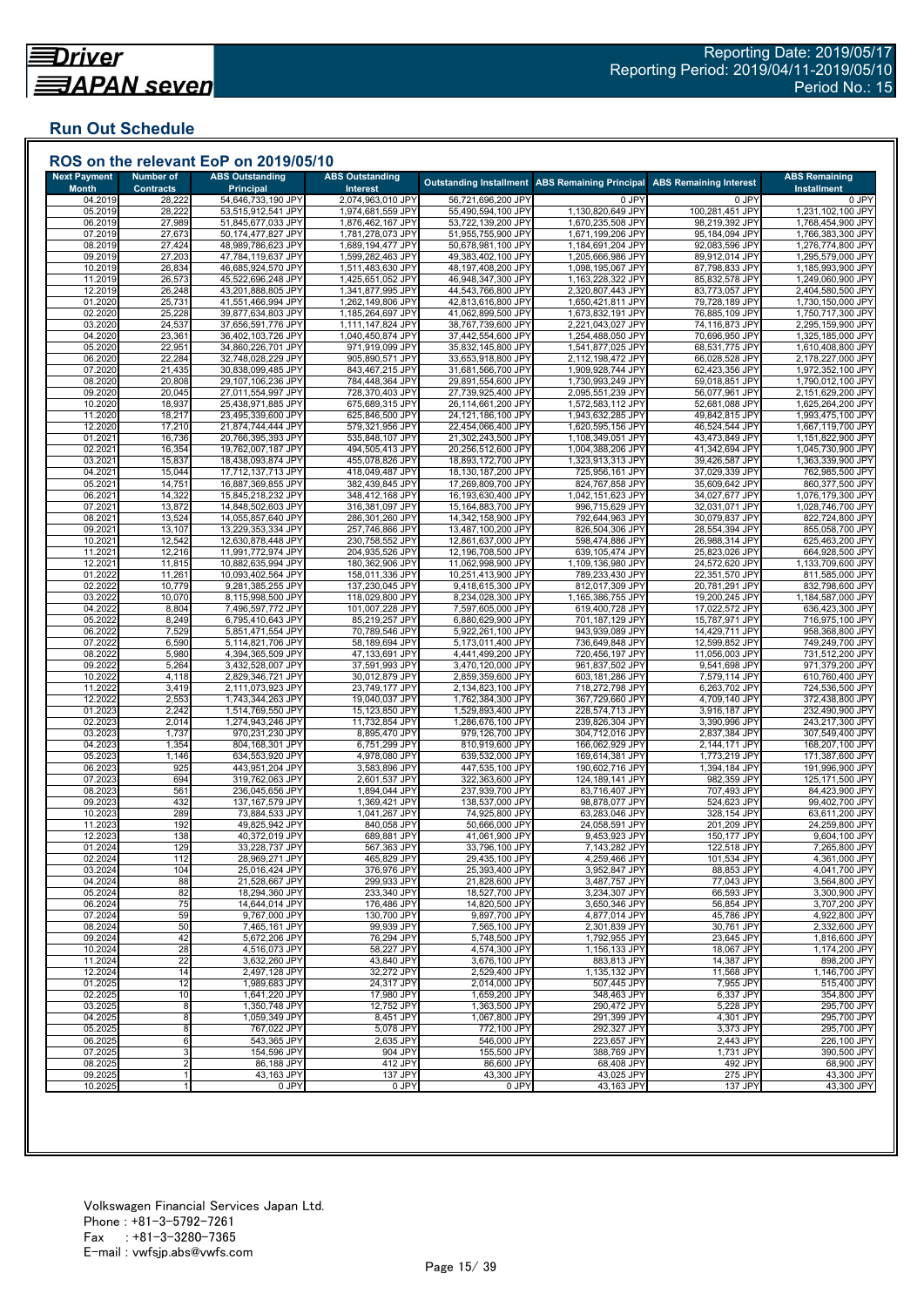Reporting Date: 2019/05/17
Reporting Period: 2019/04/11-2019/05/10
Period No.: 15

## Run Out Schedule

### ROS on the relevant EoP on 2019/05/10

| Next Payment Month | Number of Contracts | ABS Outstanding Principal | ABS Outstanding Interest | Outstanding Installment | ABS Remaining Principal | ABS Remaining Interest | ABS Remaining Installment |
|---|---|---|---|---|---|---|---|
| 04.2019 | 28,222 | 54,646,733,190 JPY | 2,074,963,010 JPY | 56,721,696,200 JPY | 0 JPY | 0 JPY | 0 JPY |
| 05.2019 | 28,222 | 53,515,912,541 JPY | 1,974,681,559 JPY | 55,490,594,100 JPY | 1,130,820,649 JPY | 100,281,451 JPY | 1,231,102,100 JPY |
| 06.2019 | 27,989 | 51,845,677,033 JPY | 1,876,462,167 JPY | 53,722,139,200 JPY | 1,670,235,508 JPY | 98,219,392 JPY | 1,768,454,900 JPY |
| 07.2019 | 27,673 | 50,174,477,827 JPY | 1,781,278,073 JPY | 51,955,755,900 JPY | 1,671,199,206 JPY | 95,184,094 JPY | 1,766,383,300 JPY |
| 08.2019 | 27,424 | 48,989,786,623 JPY | 1,689,194,477 JPY | 50,678,981,100 JPY | 1,184,691,204 JPY | 92,083,596 JPY | 1,276,774,800 JPY |
| 09.2019 | 27,203 | 47,784,119,637 JPY | 1,599,282,463 JPY | 49,383,402,100 JPY | 1,205,666,986 JPY | 89,912,014 JPY | 1,295,579,000 JPY |
| 10.2019 | 26,834 | 46,685,924,570 JPY | 1,511,483,630 JPY | 48,197,408,200 JPY | 1,098,195,067 JPY | 87,798,833 JPY | 1,185,993,900 JPY |
| 11.2019 | 26,573 | 45,522,696,248 JPY | 1,425,651,052 JPY | 46,948,347,300 JPY | 1,163,228,322 JPY | 85,832,578 JPY | 1,249,060,900 JPY |
| 12.2019 | 26,248 | 43,201,888,805 JPY | 1,341,877,995 JPY | 44,543,766,800 JPY | 2,320,807,443 JPY | 83,773,057 JPY | 2,404,580,500 JPY |
| 01.2020 | 25,731 | 41,551,466,994 JPY | 1,262,149,806 JPY | 42,813,616,800 JPY | 1,650,421,811 JPY | 79,728,189 JPY | 1,730,150,000 JPY |
| 02.2020 | 25,228 | 39,877,634,803 JPY | 1,185,264,697 JPY | 41,062,899,500 JPY | 1,673,832,191 JPY | 76,885,109 JPY | 1,750,717,300 JPY |
| 03.2020 | 24,537 | 37,656,591,776 JPY | 1,111,147,824 JPY | 38,767,739,600 JPY | 2,221,043,027 JPY | 74,116,873 JPY | 2,295,159,900 JPY |
| 04.2020 | 23,361 | 36,402,103,726 JPY | 1,040,450,874 JPY | 37,442,554,600 JPY | 1,254,488,050 JPY | 70,696,950 JPY | 1,325,185,000 JPY |
| 05.2020 | 22,951 | 34,860,226,701 JPY | 971,919,099 JPY | 35,832,145,800 JPY | 1,541,877,025 JPY | 68,531,775 JPY | 1,610,408,800 JPY |
| 06.2020 | 22,284 | 32,748,028,229 JPY | 905,890,571 JPY | 33,653,918,800 JPY | 2,112,198,472 JPY | 66,028,528 JPY | 2,178,227,000 JPY |
| 07.2020 | 21,435 | 30,838,099,485 JPY | 843,467,215 JPY | 31,681,566,700 JPY | 1,909,928,744 JPY | 62,423,356 JPY | 1,972,352,100 JPY |
| 08.2020 | 20,808 | 29,107,106,236 JPY | 784,448,364 JPY | 29,891,554,600 JPY | 1,730,993,249 JPY | 59,018,851 JPY | 1,790,012,100 JPY |
| 09.2020 | 20,045 | 27,011,554,997 JPY | 728,370,403 JPY | 27,739,925,400 JPY | 2,095,551,239 JPY | 56,077,961 JPY | 2,151,629,200 JPY |
| 10.2020 | 18,937 | 25,438,971,885 JPY | 675,689,315 JPY | 26,114,661,200 JPY | 1,572,583,112 JPY | 52,681,088 JPY | 1,625,264,200 JPY |
| 11.2020 | 18,217 | 23,495,339,600 JPY | 625,846,500 JPY | 24,121,186,100 JPY | 1,943,632,285 JPY | 49,842,815 JPY | 1,993,475,100 JPY |
| 12.2020 | 17,210 | 21,874,744,444 JPY | 579,321,956 JPY | 22,454,066,400 JPY | 1,620,595,156 JPY | 46,524,544 JPY | 1,667,119,700 JPY |
| 01.2021 | 16,736 | 20,766,395,393 JPY | 535,848,107 JPY | 21,302,243,500 JPY | 1,108,349,051 JPY | 43,473,849 JPY | 1,151,822,900 JPY |
| 02.2021 | 16,354 | 19,762,007,187 JPY | 494,505,413 JPY | 20,256,512,600 JPY | 1,004,388,206 JPY | 41,342,694 JPY | 1,045,730,900 JPY |
| 03.2021 | 15,837 | 18,438,093,874 JPY | 455,078,826 JPY | 18,893,172,700 JPY | 1,323,913,313 JPY | 39,426,587 JPY | 1,363,339,900 JPY |
| 04.2021 | 15,044 | 17,712,137,713 JPY | 418,049,487 JPY | 18,130,187,200 JPY | 725,956,161 JPY | 37,029,339 JPY | 762,985,500 JPY |
| 05.2021 | 14,751 | 16,887,369,855 JPY | 382,439,845 JPY | 17,269,809,700 JPY | 824,767,858 JPY | 35,609,642 JPY | 860,377,500 JPY |
| 06.2021 | 14,322 | 15,845,218,232 JPY | 348,412,168 JPY | 16,193,630,400 JPY | 1,042,151,623 JPY | 34,027,677 JPY | 1,076,179,300 JPY |
| 07.2021 | 13,872 | 14,848,502,603 JPY | 316,381,097 JPY | 15,164,883,700 JPY | 996,715,629 JPY | 32,031,071 JPY | 1,028,746,700 JPY |
| 08.2021 | 13,524 | 14,055,857,640 JPY | 286,301,260 JPY | 14,342,158,900 JPY | 792,644,963 JPY | 30,079,837 JPY | 822,724,800 JPY |
| 09.2021 | 13,107 | 13,229,353,334 JPY | 257,746,866 JPY | 13,487,100,200 JPY | 826,504,306 JPY | 28,554,394 JPY | 855,058,700 JPY |
| 10.2021 | 12,542 | 12,630,878,448 JPY | 230,758,552 JPY | 12,861,637,000 JPY | 598,474,886 JPY | 26,988,314 JPY | 625,463,200 JPY |
| 11.2021 | 12,216 | 11,991,772,974 JPY | 204,935,526 JPY | 12,196,708,500 JPY | 639,105,474 JPY | 25,823,026 JPY | 664,928,500 JPY |
| 12.2021 | 11,815 | 10,882,635,994 JPY | 180,362,906 JPY | 11,062,998,900 JPY | 1,109,136,980 JPY | 24,572,620 JPY | 1,133,709,600 JPY |
| 01.2022 | 11,261 | 10,093,402,564 JPY | 158,011,336 JPY | 10,251,413,900 JPY | 789,233,430 JPY | 22,351,570 JPY | 811,585,000 JPY |
| 02.2022 | 10,779 | 9,281,385,255 JPY | 137,230,045 JPY | 9,418,615,300 JPY | 812,017,309 JPY | 20,781,291 JPY | 832,798,600 JPY |
| 03.2022 | 10,070 | 8,115,998,500 JPY | 118,029,800 JPY | 8,234,028,300 JPY | 1,165,386,755 JPY | 19,200,245 JPY | 1,184,587,000 JPY |
| 04.2022 | 8,804 | 7,496,597,772 JPY | 101,007,228 JPY | 7,597,605,000 JPY | 619,400,728 JPY | 17,022,572 JPY | 636,423,300 JPY |
| 05.2022 | 8,249 | 6,795,410,643 JPY | 85,219,257 JPY | 6,880,629,900 JPY | 701,187,129 JPY | 15,787,971 JPY | 716,975,100 JPY |
| 06.2022 | 7,529 | 5,851,471,554 JPY | 70,789,546 JPY | 5,922,261,100 JPY | 943,939,089 JPY | 14,429,711 JPY | 958,368,800 JPY |
| 07.2022 | 6,590 | 5,114,821,706 JPY | 58,189,694 JPY | 5,173,011,400 JPY | 736,649,848 JPY | 12,599,852 JPY | 749,249,700 JPY |
| 08.2022 | 5,980 | 4,394,365,509 JPY | 47,133,691 JPY | 4,441,499,200 JPY | 720,456,197 JPY | 11,056,003 JPY | 731,512,200 JPY |
| 09.2022 | 5,264 | 3,432,528,007 JPY | 37,591,993 JPY | 3,470,120,000 JPY | 961,837,502 JPY | 9,541,698 JPY | 971,379,200 JPY |
| 10.2022 | 4,118 | 2,829,346,721 JPY | 30,012,879 JPY | 2,859,359,600 JPY | 603,181,286 JPY | 7,579,114 JPY | 610,760,400 JPY |
| 11.2022 | 3,419 | 2,111,073,923 JPY | 23,749,177 JPY | 2,134,823,100 JPY | 718,272,798 JPY | 6,263,702 JPY | 724,536,500 JPY |
| 12.2022 | 2,553 | 1,743,344,263 JPY | 19,040,037 JPY | 1,762,384,300 JPY | 367,729,660 JPY | 4,709,140 JPY | 372,438,800 JPY |
| 01.2023 | 2,242 | 1,514,769,550 JPY | 15,123,850 JPY | 1,529,893,400 JPY | 228,574,713 JPY | 3,916,187 JPY | 232,490,900 JPY |
| 02.2023 | 2,014 | 1,274,943,246 JPY | 11,732,854 JPY | 1,286,676,100 JPY | 239,826,304 JPY | 3,390,996 JPY | 243,217,300 JPY |
| 03.2023 | 1,737 | 970,231,230 JPY | 8,895,470 JPY | 979,126,700 JPY | 304,712,016 JPY | 2,837,384 JPY | 307,549,400 JPY |
| 04.2023 | 1,354 | 804,168,301 JPY | 6,751,299 JPY | 810,919,600 JPY | 166,062,929 JPY | 2,144,171 JPY | 168,207,100 JPY |
| 05.2023 | 1,146 | 634,553,920 JPY | 4,978,080 JPY | 639,532,000 JPY | 169,614,381 JPY | 1,773,219 JPY | 171,387,600 JPY |
| 06.2023 | 925 | 443,951,204 JPY | 3,583,896 JPY | 447,535,100 JPY | 190,602,716 JPY | 1,394,184 JPY | 191,996,900 JPY |
| 07.2023 | 694 | 319,762,063 JPY | 2,601,537 JPY | 322,363,600 JPY | 124,189,141 JPY | 982,359 JPY | 125,171,500 JPY |
| 08.2023 | 561 | 236,045,656 JPY | 1,894,044 JPY | 237,939,700 JPY | 83,716,407 JPY | 707,493 JPY | 84,423,900 JPY |
| 09.2023 | 432 | 137,167,579 JPY | 1,369,421 JPY | 138,537,000 JPY | 98,878,077 JPY | 524,623 JPY | 99,402,700 JPY |
| 10.2023 | 289 | 73,884,533 JPY | 1,041,267 JPY | 74,925,800 JPY | 63,283,046 JPY | 328,154 JPY | 63,611,200 JPY |
| 11.2023 | 192 | 49,825,942 JPY | 840,058 JPY | 50,666,000 JPY | 24,058,591 JPY | 201,209 JPY | 24,259,800 JPY |
| 12.2023 | 138 | 40,372,019 JPY | 689,881 JPY | 41,061,900 JPY | 9,453,923 JPY | 150,177 JPY | 9,604,100 JPY |
| 01.2024 | 129 | 33,228,737 JPY | 567,363 JPY | 33,796,100 JPY | 7,143,282 JPY | 122,518 JPY | 7,265,800 JPY |
| 02.2024 | 112 | 28,969,271 JPY | 465,829 JPY | 29,435,100 JPY | 4,259,466 JPY | 101,534 JPY | 4,361,000 JPY |
| 03.2024 | 104 | 25,016,424 JPY | 376,976 JPY | 25,393,400 JPY | 3,952,847 JPY | 88,853 JPY | 4,041,700 JPY |
| 04.2024 | 88 | 21,528,667 JPY | 299,933 JPY | 21,828,600 JPY | 3,487,757 JPY | 77,043 JPY | 3,564,800 JPY |
| 05.2024 | 82 | 18,294,360 JPY | 233,340 JPY | 18,527,700 JPY | 3,234,307 JPY | 66,593 JPY | 3,300,900 JPY |
| 06.2024 | 75 | 14,644,014 JPY | 176,486 JPY | 14,820,500 JPY | 3,650,346 JPY | 56,854 JPY | 3,707,200 JPY |
| 07.2024 | 59 | 9,767,000 JPY | 130,700 JPY | 9,897,700 JPY | 4,877,014 JPY | 45,786 JPY | 4,922,800 JPY |
| 08.2024 | 50 | 7,465,161 JPY | 99,939 JPY | 7,565,100 JPY | 2,301,839 JPY | 30,761 JPY | 2,332,600 JPY |
| 09.2024 | 42 | 5,672,206 JPY | 76,294 JPY | 5,748,500 JPY | 1,792,955 JPY | 23,645 JPY | 1,816,600 JPY |
| 10.2024 | 28 | 4,516,073 JPY | 58,227 JPY | 4,574,300 JPY | 1,156,133 JPY | 18,067 JPY | 1,174,200 JPY |
| 11.2024 | 22 | 3,632,260 JPY | 43,840 JPY | 3,676,100 JPY | 883,813 JPY | 14,387 JPY | 898,200 JPY |
| 12.2024 | 14 | 2,497,128 JPY | 32,272 JPY | 2,529,400 JPY | 1,135,132 JPY | 11,568 JPY | 1,146,700 JPY |
| 01.2025 | 12 | 1,989,683 JPY | 24,317 JPY | 2,014,000 JPY | 507,445 JPY | 7,955 JPY | 515,400 JPY |
| 02.2025 | 10 | 1,641,220 JPY | 17,980 JPY | 1,659,200 JPY | 348,463 JPY | 6,337 JPY | 354,800 JPY |
| 03.2025 | 8 | 1,350,748 JPY | 12,752 JPY | 1,363,500 JPY | 290,472 JPY | 5,228 JPY | 295,700 JPY |
| 04.2025 | 8 | 1,059,349 JPY | 8,451 JPY | 1,067,800 JPY | 291,399 JPY | 4,301 JPY | 295,700 JPY |
| 05.2025 | 8 | 767,022 JPY | 5,078 JPY | 772,100 JPY | 292,327 JPY | 3,373 JPY | 295,700 JPY |
| 06.2025 | 6 | 543,365 JPY | 2,635 JPY | 546,000 JPY | 223,657 JPY | 2,443 JPY | 226,100 JPY |
| 07.2025 | 3 | 154,596 JPY | 904 JPY | 155,500 JPY | 388,769 JPY | 1,731 JPY | 390,500 JPY |
| 08.2025 | 2 | 86,188 JPY | 412 JPY | 86,600 JPY | 68,408 JPY | 492 JPY | 68,900 JPY |
| 09.2025 | 1 | 43,163 JPY | 137 JPY | 43,300 JPY | 43,025 JPY | 275 JPY | 43,300 JPY |
| 10.2025 | 1 | 0 JPY | 0 JPY | 0 JPY | 43,163 JPY | 137 JPY | 43,300 JPY |

Volkswagen Financial Services Japan Ltd.
Phone : +81-3-5792-7261
Fax : +81-3-3280-7365
E-mail : vwfsjp.abs@vwfs.com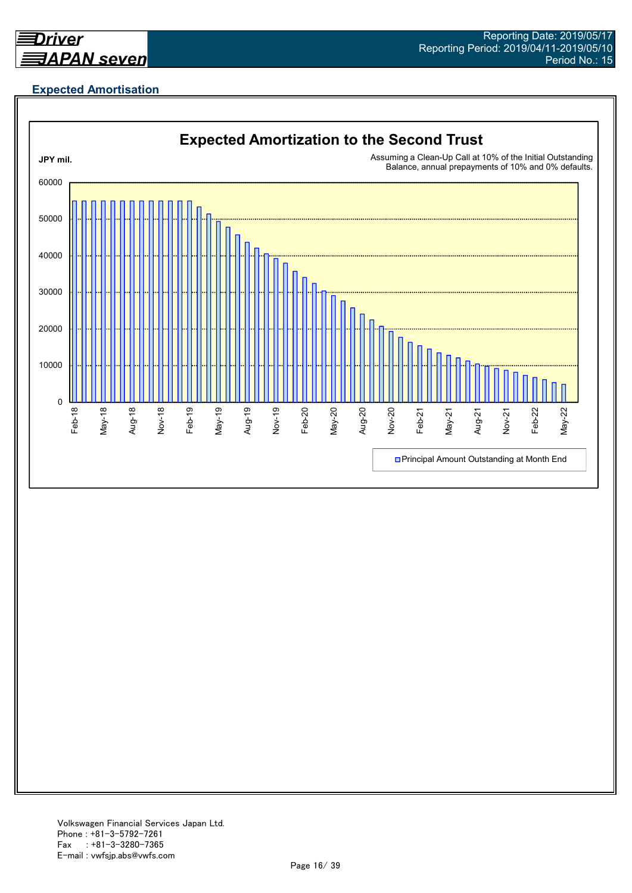## Expected Amortisation

### Expected Amortization to the Second Trust

JPY mil.

Assuming a Clean-Up Call at 10% of the Initial Outstanding Balance, annual prepayments of 10% and 0% defaults.

Y-axis: 0, 10000, 20000, 30000, 40000, 50000, 60000

X-axis: Feb-18, May-18, Aug-18, Nov-18, Feb-19, May-19, Aug-19, Nov-19, Feb-20, May-20, Aug-20, Nov-20, Feb-21, May-21, Aug-21, Nov-21, Feb-22, May-22

Legend: Principal Amount Outstanding at Month End

Volkswagen Financial Services Japan Ltd.
Phone : +81-3-5792-7261
Fax : +81-3-3280-7365
E-mail : vwfsjp.abs@vwfs.com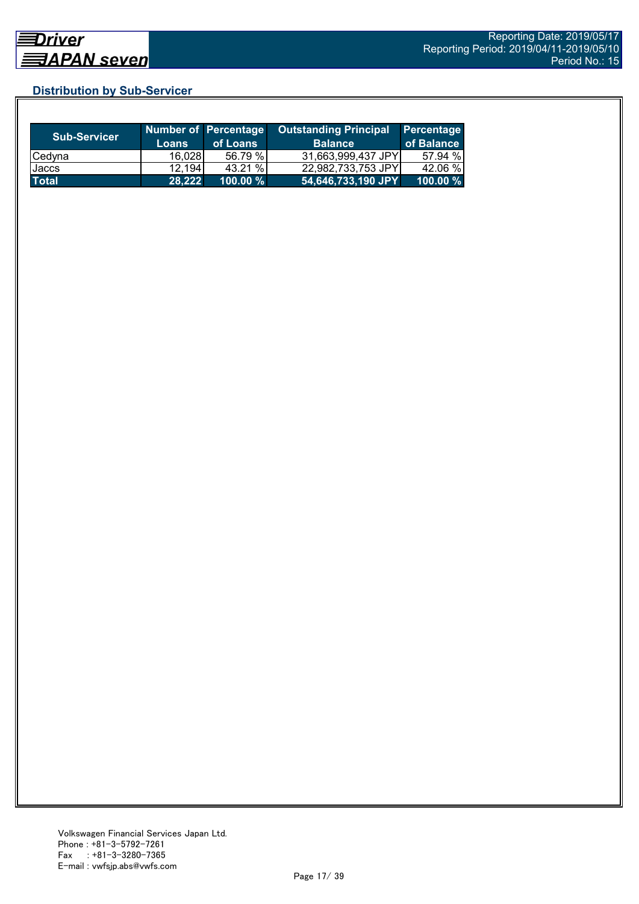## Distribution by Sub-Servicer

| Sub-Servicer | Number of Loans | Percentage of Loans | Outstanding Principal Balance | Percentage of Balance |
|---|---|---|---|---|
| Cedyna | 16,028 | 56.79 % | 31,663,999,437 JPY | 57.94 % |
| Jaccs | 12,194 | 43.21 % | 22,982,733,753 JPY | 42.06 % |
| **Total** | **28,222** | **100.00 %** | **54,646,733,190 JPY** | **100.00 %** |

Volkswagen Financial Services Japan Ltd.
Phone : +81-3-5792-7261
Fax : +81-3-3280-7365
E-mail : vwfsjp.abs@vwfs.com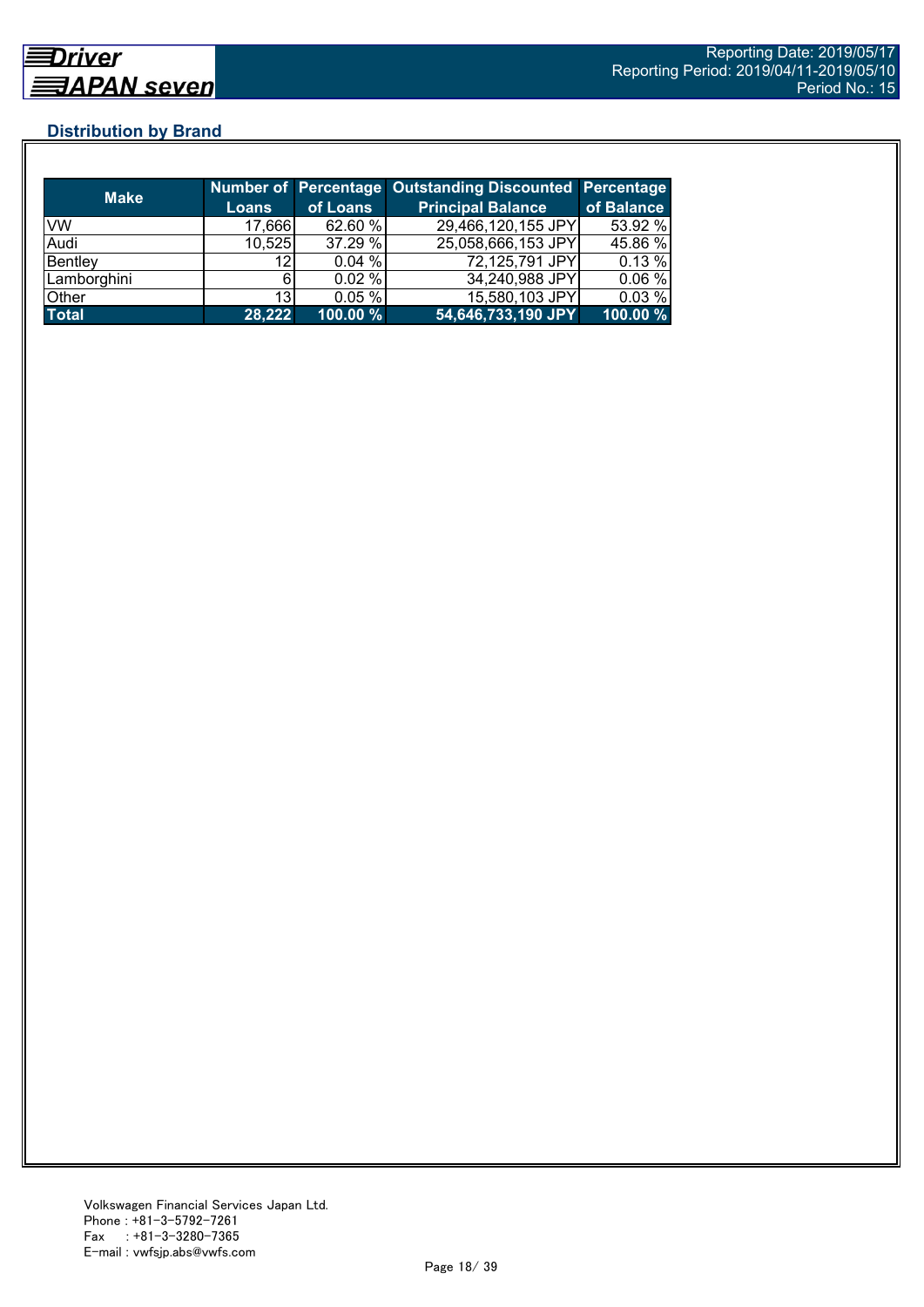## Distribution by Brand

| Make | Number of Loans | Percentage of Loans | Outstanding Discounted Principal Balance | Percentage of Balance |
|---|---|---|---|---|
| VW | 17,666 | 62.60 % | 29,466,120,155 JPY | 53.92 % |
| Audi | 10,525 | 37.29 % | 25,058,666,153 JPY | 45.86 % |
| Bentley | 12 | 0.04 % | 72,125,791 JPY | 0.13 % |
| Lamborghini | 6 | 0.02 % | 34,240,988 JPY | 0.06 % |
| Other | 13 | 0.05 % | 15,580,103 JPY | 0.03 % |
| **Total** | **28,222** | **100.00 %** | **54,646,733,190 JPY** | **100.00 %** |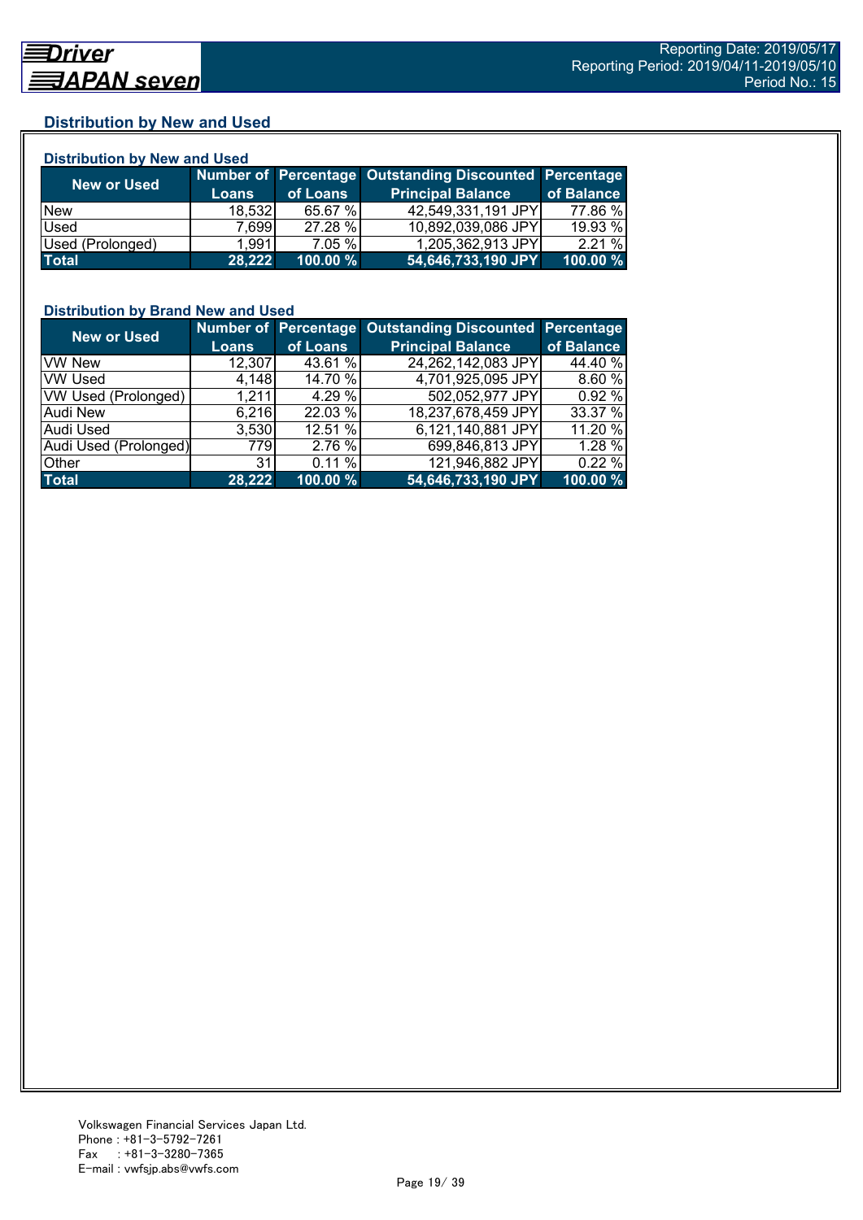## Distribution by New and Used

### Distribution by New and Used

| New or Used | Number of Loans | Percentage of Loans | Outstanding Discounted Principal Balance | Percentage of Balance |
|---|---|---|---|---|
| New | 18,532 | 65.67 % | 42,549,331,191 JPY | 77.86 % |
| Used | 7,699 | 27.28 % | 10,892,039,086 JPY | 19.93 % |
| Used (Prolonged) | 1,991 | 7.05 % | 1,205,362,913 JPY | 2.21 % |
| **Total** | **28,222** | **100.00 %** | **54,646,733,190 JPY** | **100.00 %** |

### Distribution by Brand New and Used

| New or Used | Number of Loans | Percentage of Loans | Outstanding Discounted Principal Balance | Percentage of Balance |
|---|---|---|---|---|
| VW New | 12,307 | 43.61 % | 24,262,142,083 JPY | 44.40 % |
| VW Used | 4,148 | 14.70 % | 4,701,925,095 JPY | 8.60 % |
| VW Used (Prolonged) | 1,211 | 4.29 % | 502,052,977 JPY | 0.92 % |
| Audi New | 6,216 | 22.03 % | 18,237,678,459 JPY | 33.37 % |
| Audi Used | 3,530 | 12.51 % | 6,121,140,881 JPY | 11.20 % |
| Audi Used (Prolonged) | 779 | 2.76 % | 699,846,813 JPY | 1.28 % |
| Other | 31 | 0.11 % | 121,946,882 JPY | 0.22 % |
| **Total** | **28,222** | **100.00 %** | **54,646,733,190 JPY** | **100.00 %** |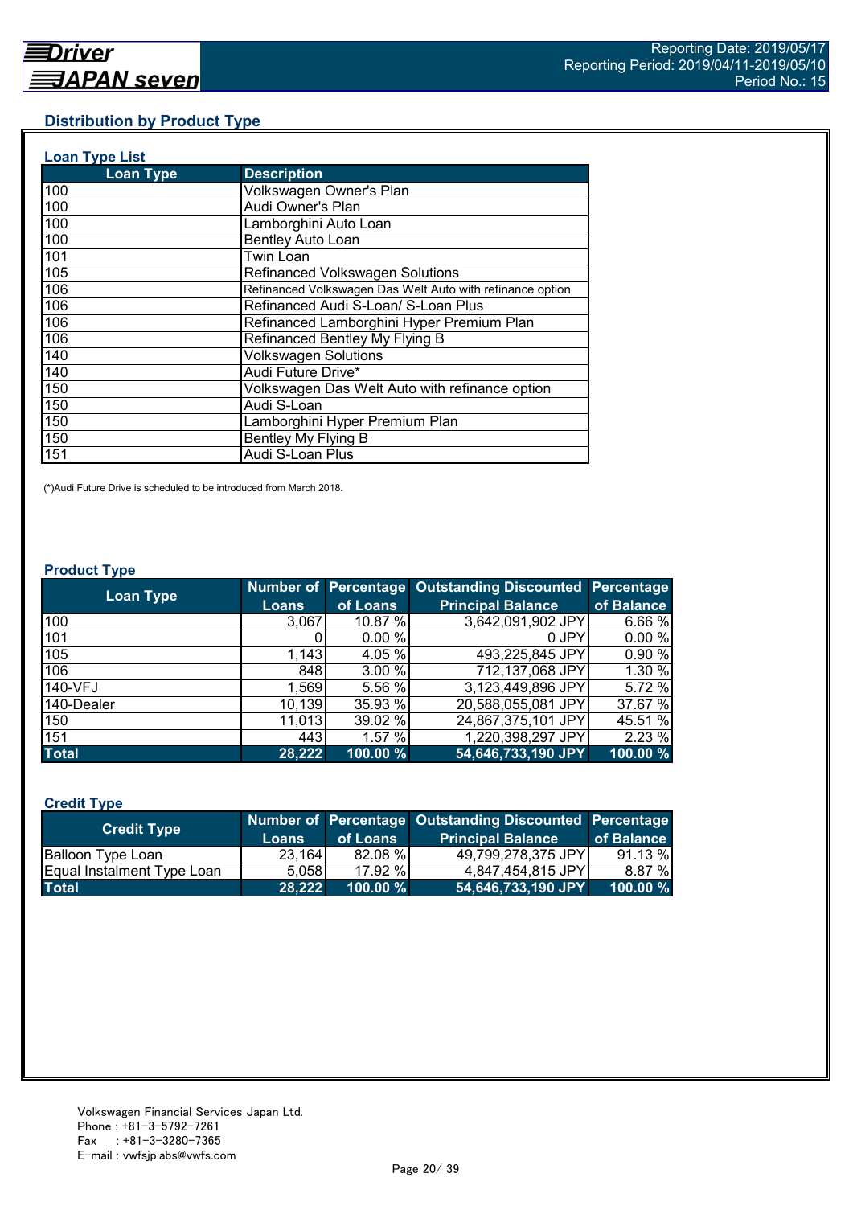## Distribution by Product Type

### Loan Type List

| Loan Type | Description |
| --- | --- |
| 100 | Volkswagen Owner's Plan |
| 100 | Audi Owner's Plan |
| 100 | Lamborghini Auto Loan |
| 100 | Bentley Auto Loan |
| 101 | Twin Loan |
| 105 | Refinanced Volkswagen Solutions |
| 106 | Refinanced Volkswagen Das Welt Auto with refinance option |
| 106 | Refinanced Audi S-Loan/ S-Loan Plus |
| 106 | Refinanced Lamborghini Hyper Premium Plan |
| 106 | Refinanced Bentley My Flying B |
| 140 | Volkswagen Solutions |
| 140 | Audi Future Drive* |
| 150 | Volkswagen Das Welt Auto with refinance option |
| 150 | Audi S-Loan |
| 150 | Lamborghini Hyper Premium Plan |
| 150 | Bentley My Flying B |
| 151 | Audi S-Loan Plus |

(*)Audi Future Drive is scheduled to be introduced from March 2018.

### Product Type

| Loan Type | Number of Loans | Percentage of Loans | Outstanding Discounted Principal Balance | Percentage of Balance |
| --- | --- | --- | --- | --- |
| 100 | 3,067 | 10.87 % | 3,642,091,902 JPY | 6.66 % |
| 101 | 0 | 0.00 % | 0 JPY | 0.00 % |
| 105 | 1,143 | 4.05 % | 493,225,845 JPY | 0.90 % |
| 106 | 848 | 3.00 % | 712,137,068 JPY | 1.30 % |
| 140-VFJ | 1,569 | 5.56 % | 3,123,449,896 JPY | 5.72 % |
| 140-Dealer | 10,139 | 35.93 % | 20,588,055,081 JPY | 37.67 % |
| 150 | 11,013 | 39.02 % | 24,867,375,101 JPY | 45.51 % |
| 151 | 443 | 1.57 % | 1,220,398,297 JPY | 2.23 % |
| **Total** | **28,222** | **100.00 %** | **54,646,733,190 JPY** | **100.00 %** |

### Credit Type

| Credit Type | Number of Loans | Percentage of Loans | Outstanding Discounted Principal Balance | Percentage of Balance |
| --- | --- | --- | --- | --- |
| Balloon Type Loan | 23,164 | 82.08 % | 49,799,278,375 JPY | 91.13 % |
| Equal Instalment Type Loan | 5,058 | 17.92 % | 4,847,454,815 JPY | 8.87 % |
| **Total** | **28,222** | **100.00 %** | **54,646,733,190 JPY** | **100.00 %** |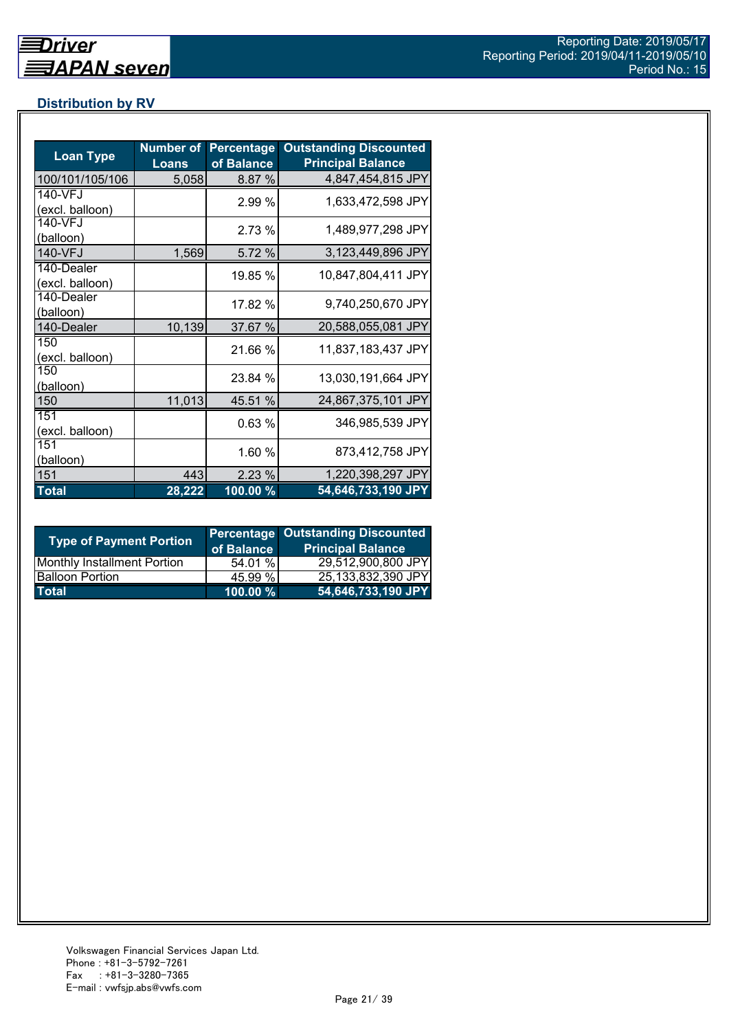## Distribution by RV

| Loan Type | Number of Loans | Percentage of Balance | Outstanding Discounted Principal Balance |
|---|---|---|---|
| 100/101/105/106 | 5,058 | 8.87 % | 4,847,454,815 JPY |
| 140-VFJ (excl. balloon) | | 2.99 % | 1,633,472,598 JPY |
| 140-VFJ (balloon) | | 2.73 % | 1,489,977,298 JPY |
| 140-VFJ | 1,569 | 5.72 % | 3,123,449,896 JPY |
| 140-Dealer (excl. balloon) | | 19.85 % | 10,847,804,411 JPY |
| 140-Dealer (balloon) | | 17.82 % | 9,740,250,670 JPY |
| 140-Dealer | 10,139 | 37.67 % | 20,588,055,081 JPY |
| 150 (excl. balloon) | | 21.66 % | 11,837,183,437 JPY |
| 150 (balloon) | | 23.84 % | 13,030,191,664 JPY |
| 150 | 11,013 | 45.51 % | 24,867,375,101 JPY |
| 151 (excl. balloon) | | 0.63 % | 346,985,539 JPY |
| 151 (balloon) | | 1.60 % | 873,412,758 JPY |
| 151 | 443 | 2.23 % | 1,220,398,297 JPY |
| **Total** | **28,222** | **100.00 %** | **54,646,733,190 JPY** |

| Type of Payment Portion | Percentage of Balance | Outstanding Discounted Principal Balance |
|---|---|---|
| Monthly Installment Portion | 54.01 % | 29,512,900,800 JPY |
| Balloon Portion | 45.99 % | 25,133,832,390 JPY |
| **Total** | **100.00 %** | **54,646,733,190 JPY** |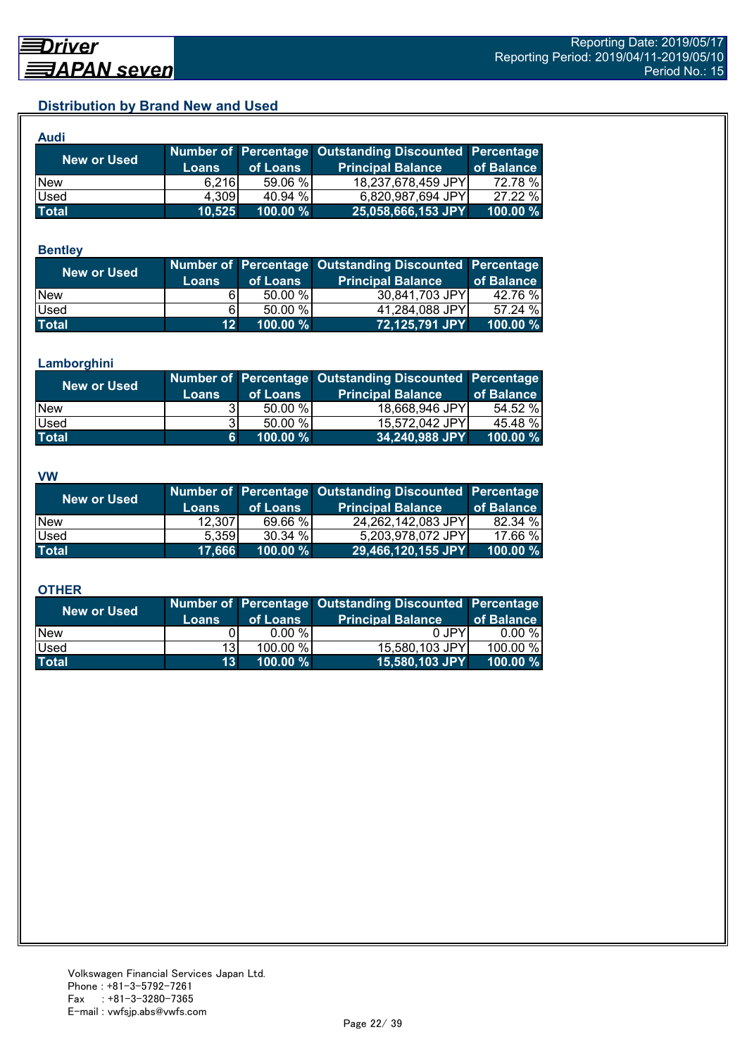## Distribution by Brand New and Used

### Audi

| New or Used | Number of Loans | Percentage of Loans | Outstanding Discounted Principal Balance | Percentage of Balance |
|---|---|---|---|---|
| New | 6,216 | 59.06 % | 18,237,678,459 JPY | 72.78 % |
| Used | 4,309 | 40.94 % | 6,820,987,694 JPY | 27.22 % |
| **Total** | **10,525** | **100.00 %** | **25,058,666,153 JPY** | **100.00 %** |

### Bentley

| New or Used | Number of Loans | Percentage of Loans | Outstanding Discounted Principal Balance | Percentage of Balance |
|---|---|---|---|---|
| New | 6 | 50.00 % | 30,841,703 JPY | 42.76 % |
| Used | 6 | 50.00 % | 41,284,088 JPY | 57.24 % |
| **Total** | **12** | **100.00 %** | **72,125,791 JPY** | **100.00 %** |

### Lamborghini

| New or Used | Number of Loans | Percentage of Loans | Outstanding Discounted Principal Balance | Percentage of Balance |
|---|---|---|---|---|
| New | 3 | 50.00 % | 18,668,946 JPY | 54.52 % |
| Used | 3 | 50.00 % | 15,572,042 JPY | 45.48 % |
| **Total** | **6** | **100.00 %** | **34,240,988 JPY** | **100.00 %** |

### VW

| New or Used | Number of Loans | Percentage of Loans | Outstanding Discounted Principal Balance | Percentage of Balance |
|---|---|---|---|---|
| New | 12,307 | 69.66 % | 24,262,142,083 JPY | 82.34 % |
| Used | 5,359 | 30.34 % | 5,203,978,072 JPY | 17.66 % |
| **Total** | **17,666** | **100.00 %** | **29,466,120,155 JPY** | **100.00 %** |

### OTHER

| New or Used | Number of Loans | Percentage of Loans | Outstanding Discounted Principal Balance | Percentage of Balance |
|---|---|---|---|---|
| New | 0 | 0.00 % | 0 JPY | 0.00 % |
| Used | 13 | 100.00 % | 15,580,103 JPY | 100.00 % |
| **Total** | **13** | **100.00 %** | **15,580,103 JPY** | **100.00 %** |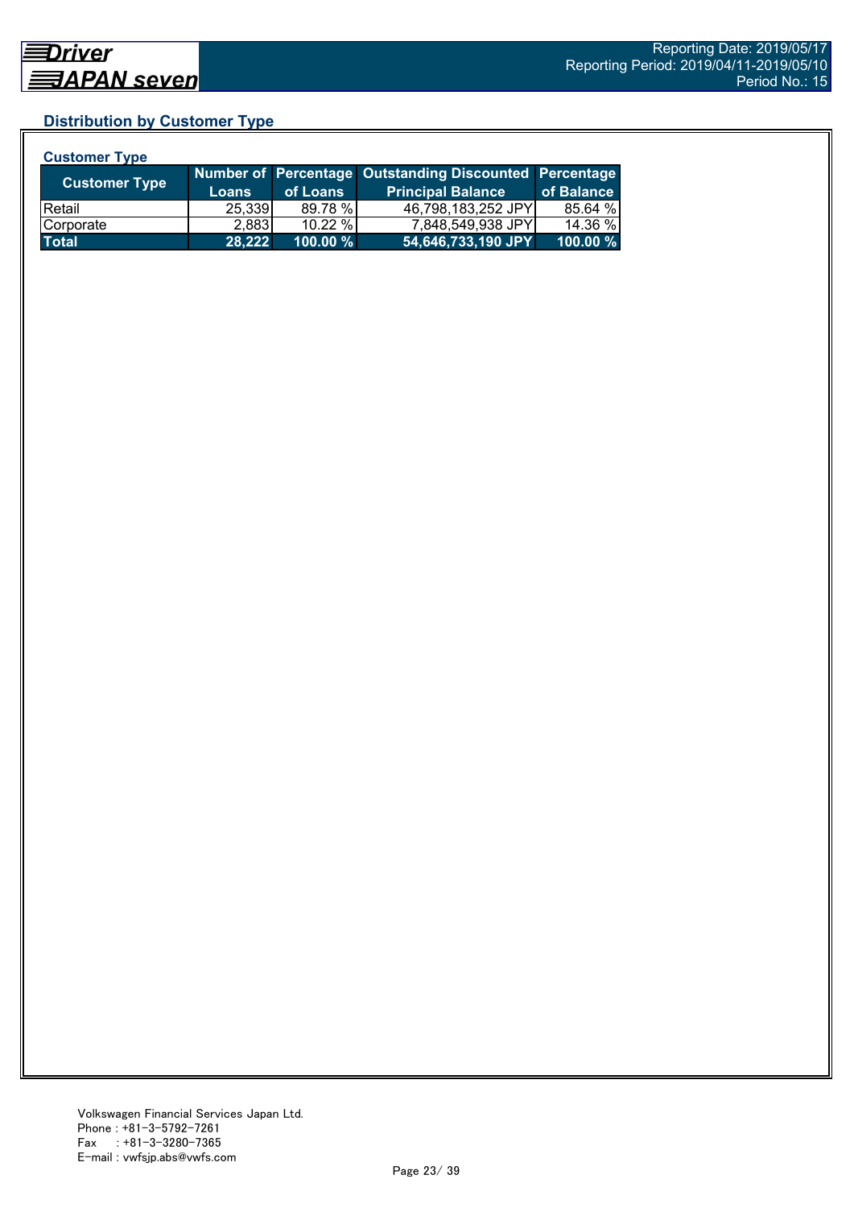## Distribution by Customer Type

### Customer Type

| Customer Type | Number of Loans | Percentage of Loans | Outstanding Discounted Principal Balance | Percentage of Balance |
|---|---|---|---|---|
| Retail | 25,339 | 89.78 % | 46,798,183,252 JPY | 85.64 % |
| Corporate | 2,883 | 10.22 % | 7,848,549,938 JPY | 14.36 % |
| **Total** | **28,222** | **100.00 %** | **54,646,733,190 JPY** | **100.00 %** |

Volkswagen Financial Services Japan Ltd.
Phone : +81-3-5792-7261
Fax : +81-3-3280-7365
E-mail : vwfsjp.abs@vwfs.com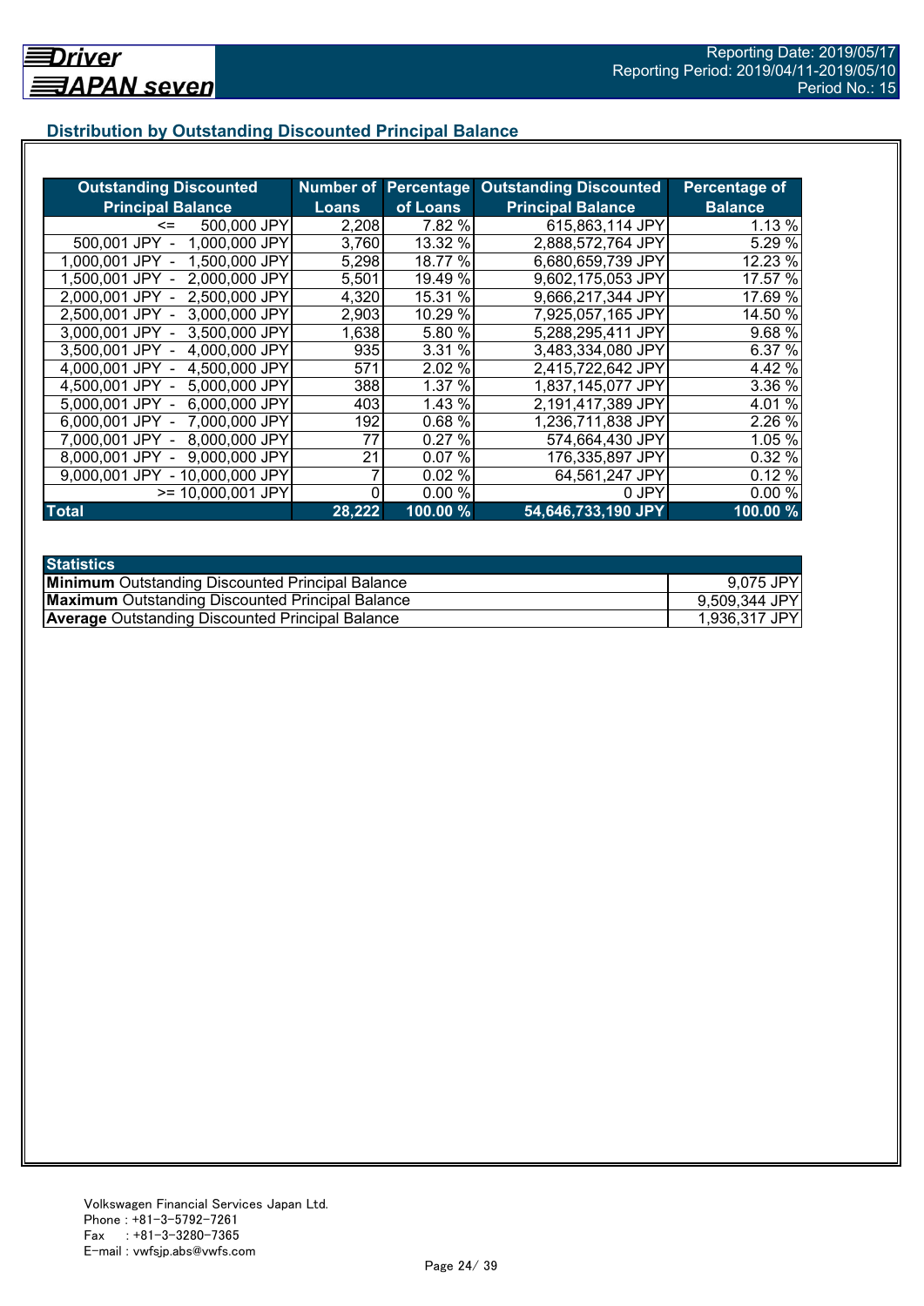## Distribution by Outstanding Discounted Principal Balance

| Outstanding Discounted Principal Balance | Number of Loans | Percentage of Loans | Outstanding Discounted Principal Balance | Percentage of Balance |
|---|---|---|---|---|
| <= 500,000 JPY | 2,208 | 7.82 % | 615,863,114 JPY | 1.13 % |
| 500,001 JPY - 1,000,000 JPY | 3,760 | 13.32 % | 2,888,572,764 JPY | 5.29 % |
| 1,000,001 JPY - 1,500,000 JPY | 5,298 | 18.77 % | 6,680,659,739 JPY | 12.23 % |
| 1,500,001 JPY - 2,000,000 JPY | 5,501 | 19.49 % | 9,602,175,053 JPY | 17.57 % |
| 2,000,001 JPY - 2,500,000 JPY | 4,320 | 15.31 % | 9,666,217,344 JPY | 17.69 % |
| 2,500,001 JPY - 3,000,000 JPY | 2,903 | 10.29 % | 7,925,057,165 JPY | 14.50 % |
| 3,000,001 JPY - 3,500,000 JPY | 1,638 | 5.80 % | 5,288,295,411 JPY | 9.68 % |
| 3,500,001 JPY - 4,000,000 JPY | 935 | 3.31 % | 3,483,334,080 JPY | 6.37 % |
| 4,000,001 JPY - 4,500,000 JPY | 571 | 2.02 % | 2,415,722,642 JPY | 4.42 % |
| 4,500,001 JPY - 5,000,000 JPY | 388 | 1.37 % | 1,837,145,077 JPY | 3.36 % |
| 5,000,001 JPY - 6,000,000 JPY | 403 | 1.43 % | 2,191,417,389 JPY | 4.01 % |
| 6,000,001 JPY - 7,000,000 JPY | 192 | 0.68 % | 1,236,711,838 JPY | 2.26 % |
| 7,000,001 JPY - 8,000,000 JPY | 77 | 0.27 % | 574,664,430 JPY | 1.05 % |
| 8,000,001 JPY - 9,000,000 JPY | 21 | 0.07 % | 176,335,897 JPY | 0.32 % |
| 9,000,001 JPY - 10,000,000 JPY | 7 | 0.02 % | 64,561,247 JPY | 0.12 % |
| >= 10,000,001 JPY | 0 | 0.00 % | 0 JPY | 0.00 % |
| **Total** | **28,222** | **100.00 %** | **54,646,733,190 JPY** | **100.00 %** |

| Statistics | |
|---|---|
| **Minimum** Outstanding Discounted Principal Balance | 9,075 JPY |
| **Maximum** Outstanding Discounted Principal Balance | 9,509,344 JPY |
| **Average** Outstanding Discounted Principal Balance | 1,936,317 JPY |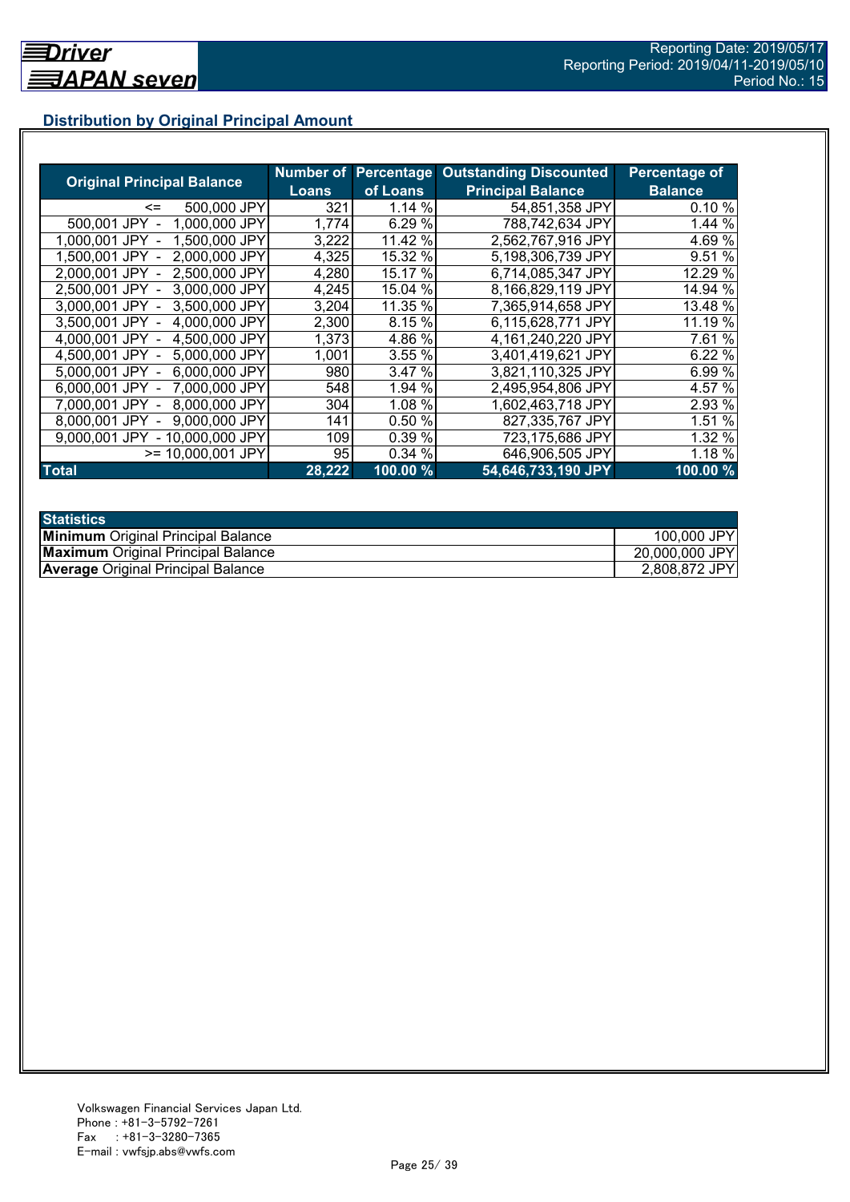## Distribution by Original Principal Amount

| Original Principal Balance | Number of Loans | Percentage of Loans | Outstanding Discounted Principal Balance | Percentage of Balance |
|---|---|---|---|---|
| <= 500,000 JPY | 321 | 1.14 % | 54,851,358 JPY | 0.10 % |
| 500,001 JPY - 1,000,000 JPY | 1,774 | 6.29 % | 788,742,634 JPY | 1.44 % |
| 1,000,001 JPY - 1,500,000 JPY | 3,222 | 11.42 % | 2,562,767,916 JPY | 4.69 % |
| 1,500,001 JPY - 2,000,000 JPY | 4,325 | 15.32 % | 5,198,306,739 JPY | 9.51 % |
| 2,000,001 JPY - 2,500,000 JPY | 4,280 | 15.17 % | 6,714,085,347 JPY | 12.29 % |
| 2,500,001 JPY - 3,000,000 JPY | 4,245 | 15.04 % | 8,166,829,119 JPY | 14.94 % |
| 3,000,001 JPY - 3,500,000 JPY | 3,204 | 11.35 % | 7,365,914,658 JPY | 13.48 % |
| 3,500,001 JPY - 4,000,000 JPY | 2,300 | 8.15 % | 6,115,628,771 JPY | 11.19 % |
| 4,000,001 JPY - 4,500,000 JPY | 1,373 | 4.86 % | 4,161,240,220 JPY | 7.61 % |
| 4,500,001 JPY - 5,000,000 JPY | 1,001 | 3.55 % | 3,401,419,621 JPY | 6.22 % |
| 5,000,001 JPY - 6,000,000 JPY | 980 | 3.47 % | 3,821,110,325 JPY | 6.99 % |
| 6,000,001 JPY - 7,000,000 JPY | 548 | 1.94 % | 2,495,954,806 JPY | 4.57 % |
| 7,000,001 JPY - 8,000,000 JPY | 304 | 1.08 % | 1,602,463,718 JPY | 2.93 % |
| 8,000,001 JPY - 9,000,000 JPY | 141 | 0.50 % | 827,335,767 JPY | 1.51 % |
| 9,000,001 JPY - 10,000,000 JPY | 109 | 0.39 % | 723,175,686 JPY | 1.32 % |
| >= 10,000,001 JPY | 95 | 0.34 % | 646,906,505 JPY | 1.18 % |
| **Total** | **28,222** | **100.00 %** | **54,646,733,190 JPY** | **100.00 %** |

| Statistics | |
|---|---|
| **Minimum** Original Principal Balance | 100,000 JPY |
| **Maximum** Original Principal Balance | 20,000,000 JPY |
| **Average** Original Principal Balance | 2,808,872 JPY |

Volkswagen Financial Services Japan Ltd.
Phone : +81-3-5792-7261
Fax : +81-3-3280-7365
E-mail : vwfsjp.abs@vwfs.com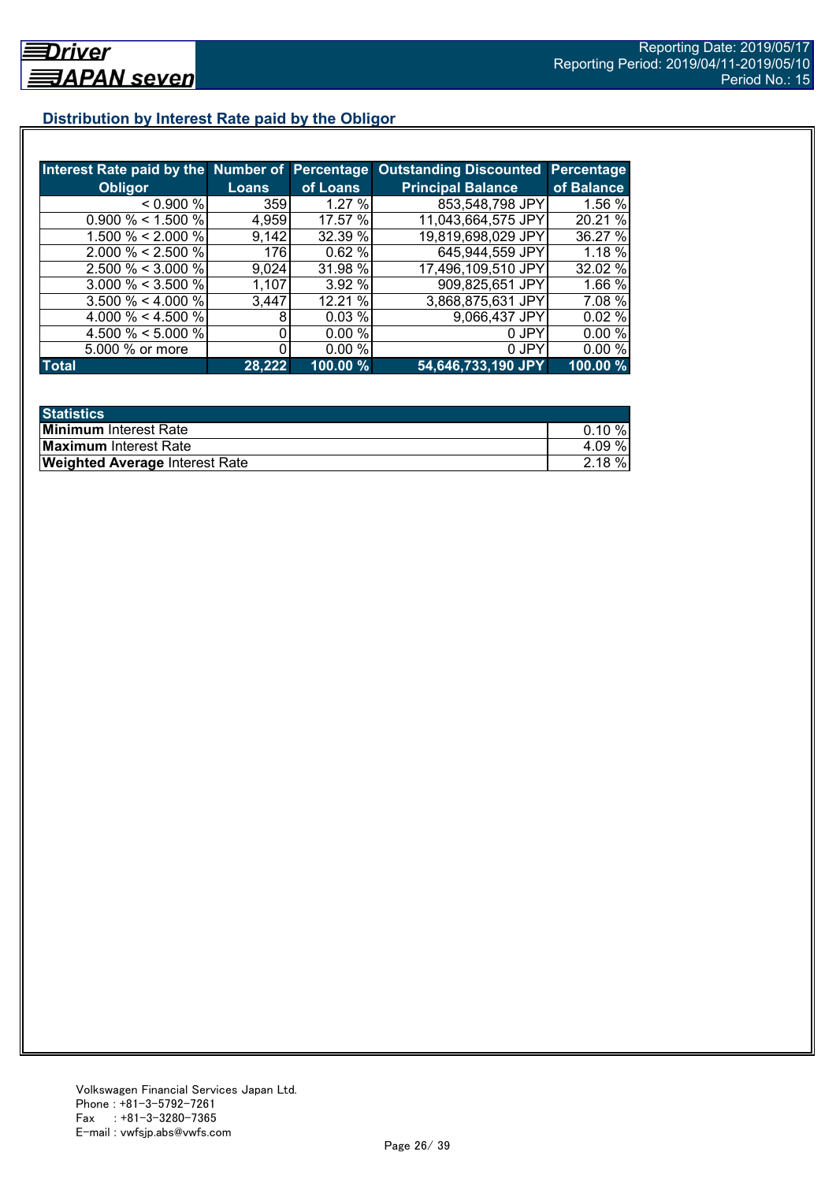## Distribution by Interest Rate paid by the Obligor

| Interest Rate paid by the Obligor | Number of Loans | Percentage of Loans | Outstanding Discounted Principal Balance | Percentage of Balance |
|---|---|---|---|---|
| < 0.900 % | 359 | 1.27 % | 853,548,798 JPY | 1.56 % |
| 0.900 % < 1.500 % | 4,959 | 17.57 % | 11,043,664,575 JPY | 20.21 % |
| 1.500 % < 2.000 % | 9,142 | 32.39 % | 19,819,698,029 JPY | 36.27 % |
| 2.000 % < 2.500 % | 176 | 0.62 % | 645,944,559 JPY | 1.18 % |
| 2.500 % < 3.000 % | 9,024 | 31.98 % | 17,496,109,510 JPY | 32.02 % |
| 3.000 % < 3.500 % | 1,107 | 3.92 % | 909,825,651 JPY | 1.66 % |
| 3.500 % < 4.000 % | 3,447 | 12.21 % | 3,868,875,631 JPY | 7.08 % |
| 4.000 % < 4.500 % | 8 | 0.03 % | 9,066,437 JPY | 0.02 % |
| 4.500 % < 5.000 % | 0 | 0.00 % | 0 JPY | 0.00 % |
| 5.000 % or more | 0 | 0.00 % | 0 JPY | 0.00 % |
| **Total** | **28,222** | **100.00 %** | **54,646,733,190 JPY** | **100.00 %** |

| Statistics | |
|---|---|
| **Minimum** Interest Rate | 0.10 % |
| **Maximum** Interest Rate | 4.09 % |
| **Weighted Average** Interest Rate | 2.18 % |

Volkswagen Financial Services Japan Ltd.
Phone : +81-3-5792-7261
Fax : +81-3-3280-7365
E-mail : vwfsjp.abs@vwfs.com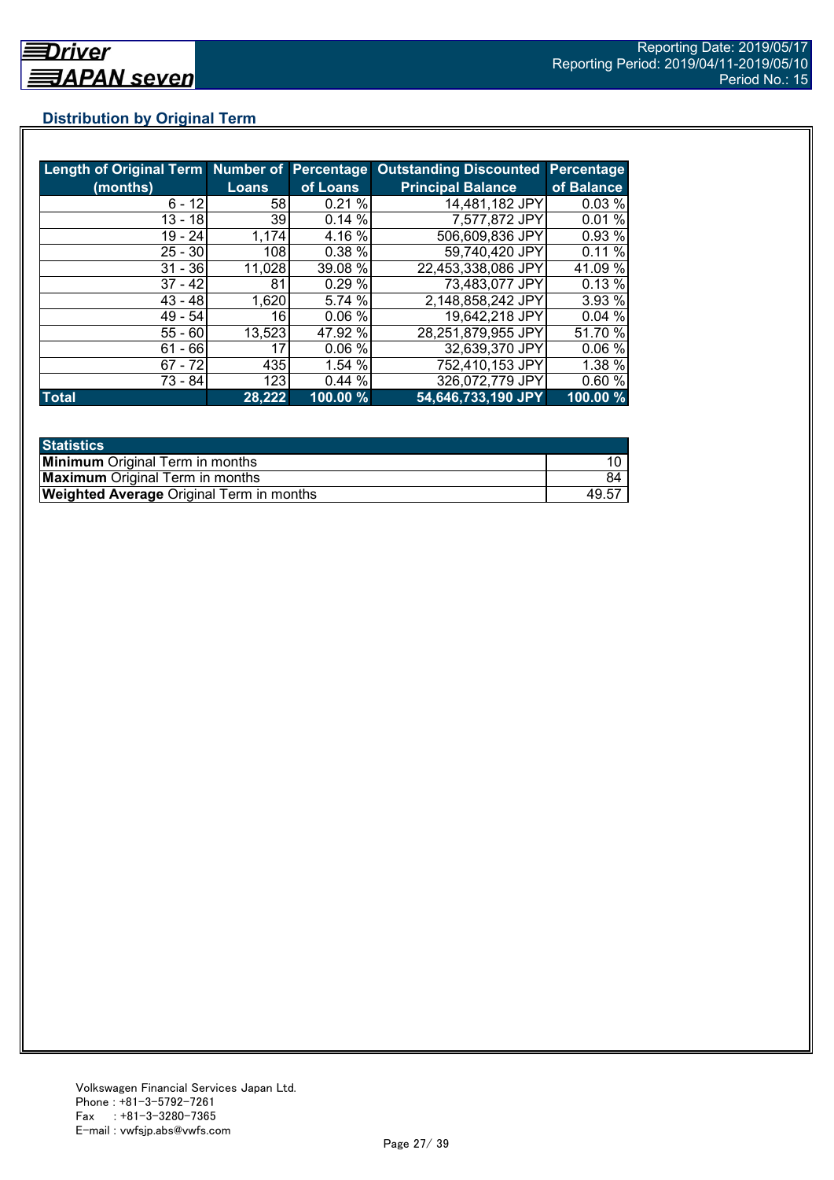## Distribution by Original Term

| Length of Original Term (months) | Number of Loans | Percentage of Loans | Outstanding Discounted Principal Balance | Percentage of Balance |
|---|---|---|---|---|
| 6 - 12 | 58 | 0.21 % | 14,481,182 JPY | 0.03 % |
| 13 - 18 | 39 | 0.14 % | 7,577,872 JPY | 0.01 % |
| 19 - 24 | 1,174 | 4.16 % | 506,609,836 JPY | 0.93 % |
| 25 - 30 | 108 | 0.38 % | 59,740,420 JPY | 0.11 % |
| 31 - 36 | 11,028 | 39.08 % | 22,453,338,086 JPY | 41.09 % |
| 37 - 42 | 81 | 0.29 % | 73,483,077 JPY | 0.13 % |
| 43 - 48 | 1,620 | 5.74 % | 2,148,858,242 JPY | 3.93 % |
| 49 - 54 | 16 | 0.06 % | 19,642,218 JPY | 0.04 % |
| 55 - 60 | 13,523 | 47.92 % | 28,251,879,955 JPY | 51.70 % |
| 61 - 66 | 17 | 0.06 % | 32,639,370 JPY | 0.06 % |
| 67 - 72 | 435 | 1.54 % | 752,410,153 JPY | 1.38 % |
| 73 - 84 | 123 | 0.44 % | 326,072,779 JPY | 0.60 % |
| **Total** | **28,222** | **100.00 %** | **54,646,733,190 JPY** | **100.00 %** |

| Statistics | |
|---|---|
| **Minimum** Original Term in months | 10 |
| **Maximum** Original Term in months | 84 |
| **Weighted Average** Original Term in months | 49.57 |

Volkswagen Financial Services Japan Ltd.
Phone : +81-3-5792-7261
Fax : +81-3-3280-7365
E-mail : vwfsjp.abs@vwfs.com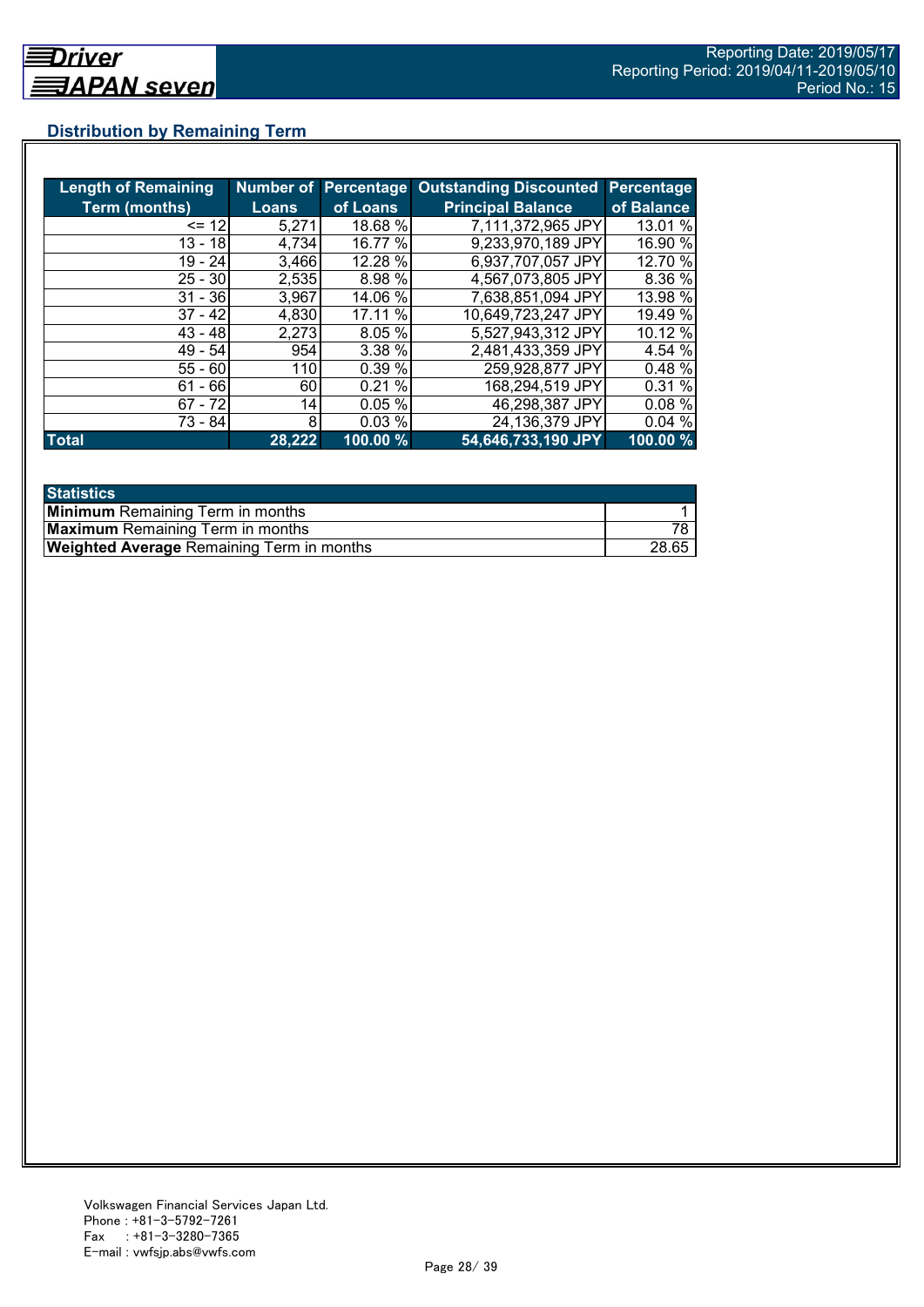## Distribution by Remaining Term

| Length of Remaining Term (months) | Number of Loans | Percentage of Loans | Outstanding Discounted Principal Balance | Percentage of Balance |
|---|---|---|---|---|
| <= 12 | 5,271 | 18.68 % | 7,111,372,965 JPY | 13.01 % |
| 13 - 18 | 4,734 | 16.77 % | 9,233,970,189 JPY | 16.90 % |
| 19 - 24 | 3,466 | 12.28 % | 6,937,707,057 JPY | 12.70 % |
| 25 - 30 | 2,535 | 8.98 % | 4,567,073,805 JPY | 8.36 % |
| 31 - 36 | 3,967 | 14.06 % | 7,638,851,094 JPY | 13.98 % |
| 37 - 42 | 4,830 | 17.11 % | 10,649,723,247 JPY | 19.49 % |
| 43 - 48 | 2,273 | 8.05 % | 5,527,943,312 JPY | 10.12 % |
| 49 - 54 | 954 | 3.38 % | 2,481,433,359 JPY | 4.54 % |
| 55 - 60 | 110 | 0.39 % | 259,928,877 JPY | 0.48 % |
| 61 - 66 | 60 | 0.21 % | 168,294,519 JPY | 0.31 % |
| 67 - 72 | 14 | 0.05 % | 46,298,387 JPY | 0.08 % |
| 73 - 84 | 8 | 0.03 % | 24,136,379 JPY | 0.04 % |
| **Total** | **28,222** | **100.00 %** | **54,646,733,190 JPY** | **100.00 %** |

| Statistics | |
|---|---|
| **Minimum** Remaining Term in months | 1 |
| **Maximum** Remaining Term in months | 78 |
| **Weighted Average** Remaining Term in months | 28.65 |

Volkswagen Financial Services Japan Ltd.
Phone : +81-3-5792-7261
Fax : +81-3-3280-7365
E-mail : vwfsjp.abs@vwfs.com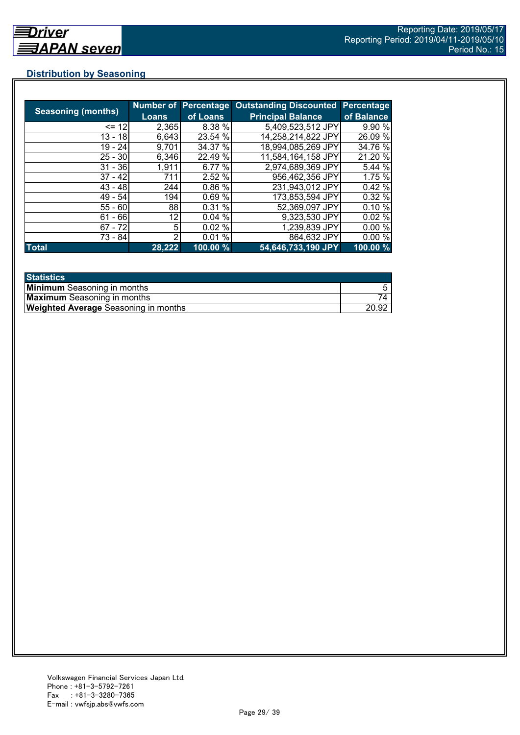## Distribution by Seasoning

| Seasoning (months) | Number of Loans | Percentage of Loans | Outstanding Discounted Principal Balance | Percentage of Balance |
|---|---|---|---|---|
| <= 12 | 2,365 | 8.38 % | 5,409,523,512 JPY | 9.90 % |
| 13 - 18 | 6,643 | 23.54 % | 14,258,214,822 JPY | 26.09 % |
| 19 - 24 | 9,701 | 34.37 % | 18,994,085,269 JPY | 34.76 % |
| 25 - 30 | 6,346 | 22.49 % | 11,584,164,158 JPY | 21.20 % |
| 31 - 36 | 1,911 | 6.77 % | 2,974,689,369 JPY | 5.44 % |
| 37 - 42 | 711 | 2.52 % | 956,462,356 JPY | 1.75 % |
| 43 - 48 | 244 | 0.86 % | 231,943,012 JPY | 0.42 % |
| 49 - 54 | 194 | 0.69 % | 173,853,594 JPY | 0.32 % |
| 55 - 60 | 88 | 0.31 % | 52,369,097 JPY | 0.10 % |
| 61 - 66 | 12 | 0.04 % | 9,323,530 JPY | 0.02 % |
| 67 - 72 | 5 | 0.02 % | 1,239,839 JPY | 0.00 % |
| 73 - 84 | 2 | 0.01 % | 864,632 JPY | 0.00 % |
| **Total** | **28,222** | **100.00 %** | **54,646,733,190 JPY** | **100.00 %** |

| Statistics | |
|---|---|
| **Minimum** Seasoning in months | 5 |
| **Maximum** Seasoning in months | 74 |
| **Weighted Average** Seasoning in months | 20.92 |

Volkswagen Financial Services Japan Ltd.
Phone : +81-3-5792-7261
Fax : +81-3-3280-7365
E-mail : vwfsjp.abs@vwfs.com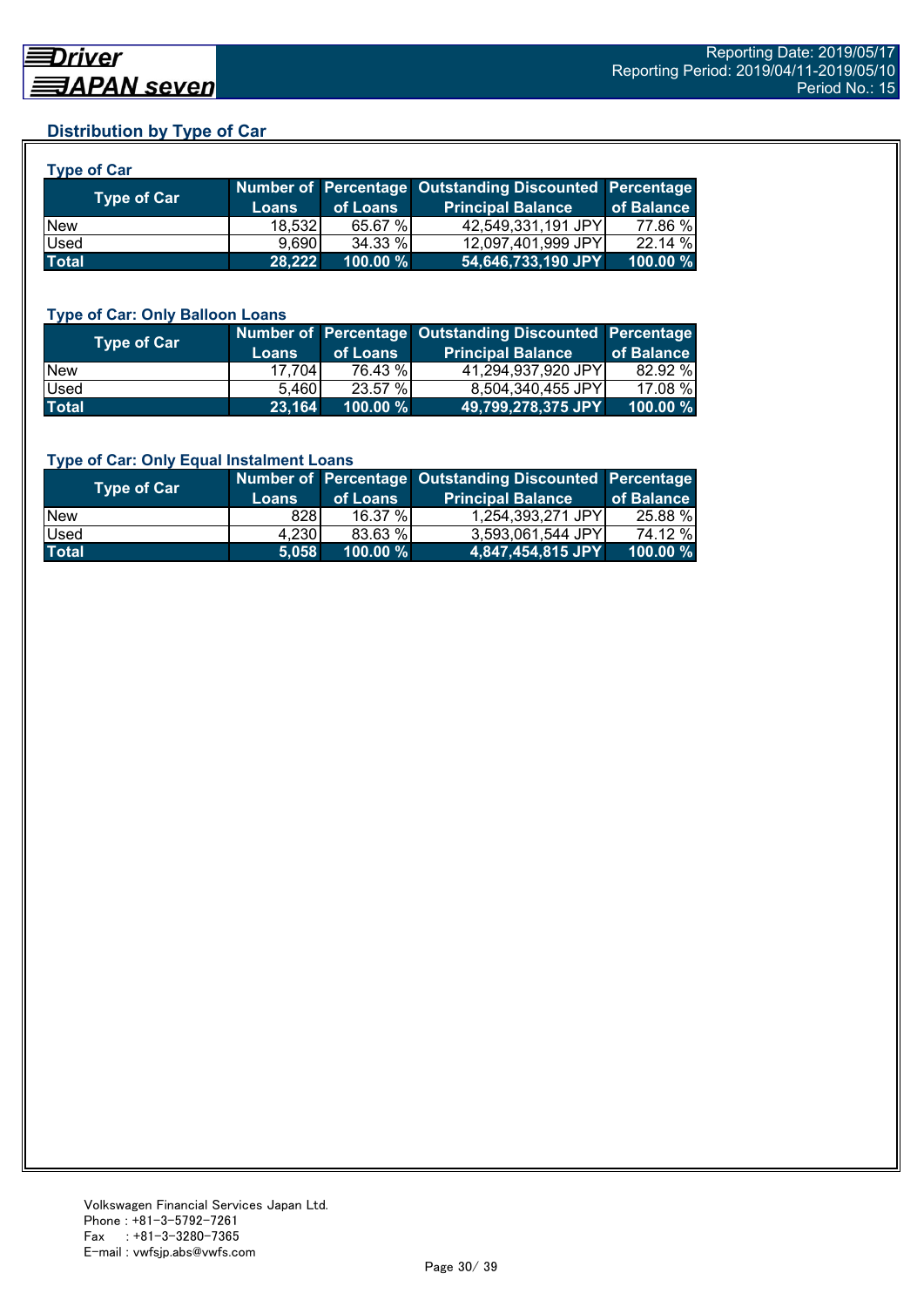## Distribution by Type of Car

### Type of Car

| Type of Car | Number of Loans | Percentage of Loans | Outstanding Discounted Principal Balance | Percentage of Balance |
|---|---|---|---|---|
| New | 18,532 | 65.67 % | 42,549,331,191 JPY | 77.86 % |
| Used | 9,690 | 34.33 % | 12,097,401,999 JPY | 22.14 % |
| **Total** | **28,222** | **100.00 %** | **54,646,733,190 JPY** | **100.00 %** |

### Type of Car: Only Balloon Loans

| Type of Car | Number of Loans | Percentage of Loans | Outstanding Discounted Principal Balance | Percentage of Balance |
|---|---|---|---|---|
| New | 17,704 | 76.43 % | 41,294,937,920 JPY | 82.92 % |
| Used | 5,460 | 23.57 % | 8,504,340,455 JPY | 17.08 % |
| **Total** | **23,164** | **100.00 %** | **49,799,278,375 JPY** | **100.00 %** |

### Type of Car: Only Equal Instalment Loans

| Type of Car | Number of Loans | Percentage of Loans | Outstanding Discounted Principal Balance | Percentage of Balance |
|---|---|---|---|---|
| New | 828 | 16.37 % | 1,254,393,271 JPY | 25.88 % |
| Used | 4,230 | 83.63 % | 3,593,061,544 JPY | 74.12 % |
| **Total** | **5,058** | **100.00 %** | **4,847,454,815 JPY** | **100.00 %** |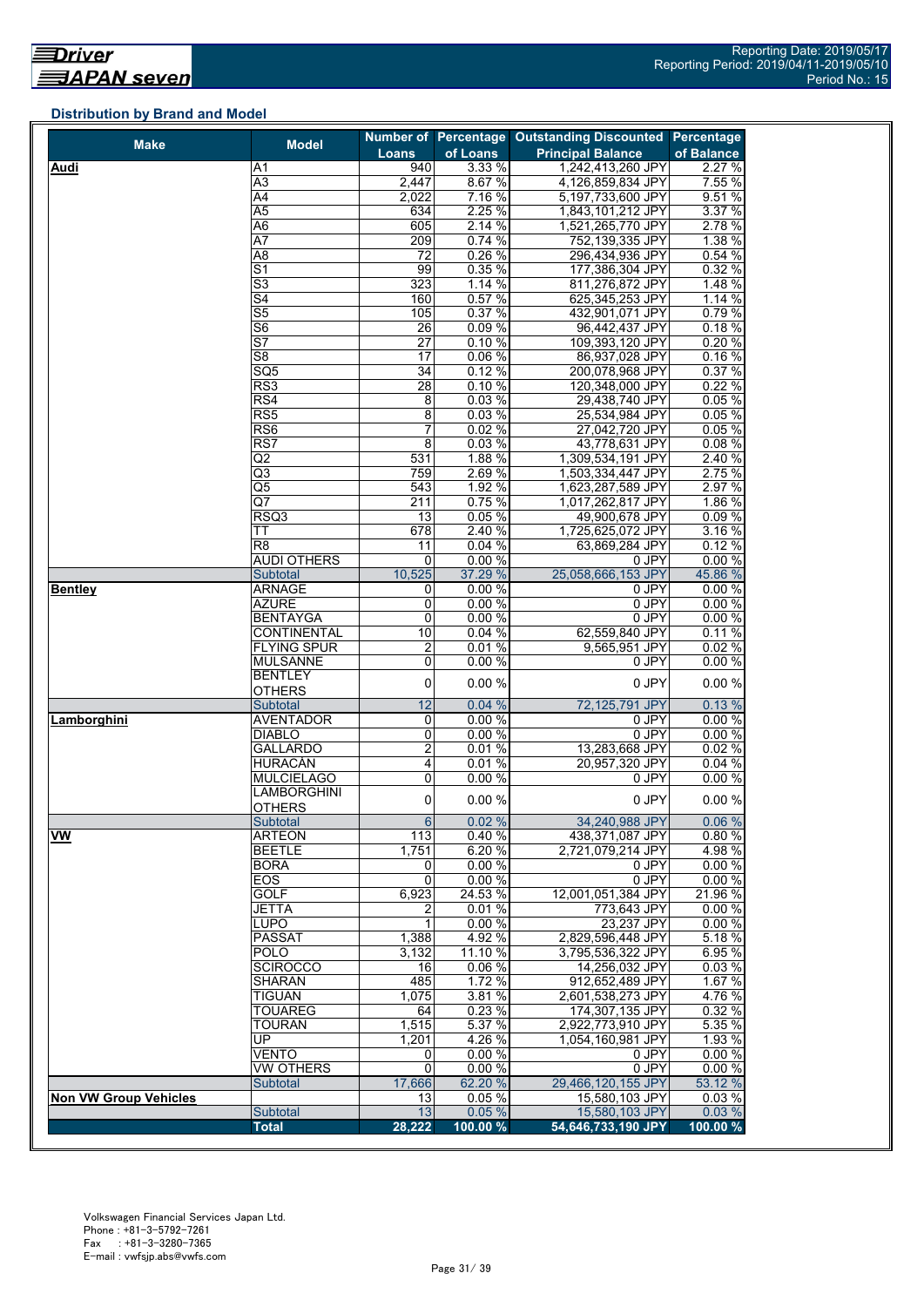## Distribution by Brand and Model

| Make | Model | Number of Loans | Percentage of Loans | Outstanding Discounted Principal Balance | Percentage of Balance |
|---|---|---|---|---|---|
| **Audi** | A1 | 940 | 3.33 % | 1,242,413,260 JPY | 2.27 % |
| | A3 | 2,447 | 8.67 % | 4,126,859,834 JPY | 7.55 % |
| | A4 | 2,022 | 7.16 % | 5,197,733,600 JPY | 9.51 % |
| | A5 | 634 | 2.25 % | 1,843,101,212 JPY | 3.37 % |
| | A6 | 605 | 2.14 % | 1,521,265,770 JPY | 2.78 % |
| | A7 | 209 | 0.74 % | 752,139,335 JPY | 1.38 % |
| | A8 | 72 | 0.26 % | 296,434,936 JPY | 0.54 % |
| | S1 | 99 | 0.35 % | 177,386,304 JPY | 0.32 % |
| | S3 | 323 | 1.14 % | 811,276,872 JPY | 1.48 % |
| | S4 | 160 | 0.57 % | 625,345,253 JPY | 1.14 % |
| | S5 | 105 | 0.37 % | 432,901,071 JPY | 0.79 % |
| | S6 | 26 | 0.09 % | 96,442,437 JPY | 0.18 % |
| | S7 | 27 | 0.10 % | 109,393,120 JPY | 0.20 % |
| | S8 | 17 | 0.06 % | 86,937,028 JPY | 0.16 % |
| | SQ5 | 34 | 0.12 % | 200,078,968 JPY | 0.37 % |
| | RS3 | 28 | 0.10 % | 120,348,000 JPY | 0.22 % |
| | RS4 | 8 | 0.03 % | 29,438,740 JPY | 0.05 % |
| | RS5 | 8 | 0.03 % | 25,534,984 JPY | 0.05 % |
| | RS6 | 7 | 0.02 % | 27,042,720 JPY | 0.05 % |
| | RS7 | 8 | 0.03 % | 43,778,631 JPY | 0.08 % |
| | Q2 | 531 | 1.88 % | 1,309,534,191 JPY | 2.40 % |
| | Q3 | 759 | 2.69 % | 1,503,334,447 JPY | 2.75 % |
| | Q5 | 543 | 1.92 % | 1,623,287,589 JPY | 2.97 % |
| | Q7 | 211 | 0.75 % | 1,017,262,817 JPY | 1.86 % |
| | RSQ3 | 13 | 0.05 % | 49,900,678 JPY | 0.09 % |
| | TT | 678 | 2.40 % | 1,725,625,072 JPY | 3.16 % |
| | R8 | 11 | 0.04 % | 63,869,284 JPY | 0.12 % |
| | AUDI OTHERS | 0 | 0.00 % | 0 JPY | 0.00 % |
| | Subtotal | 10,525 | 37.29 % | 25,058,666,153 JPY | 45.86 % |
| **Bentley** | ARNAGE | 0 | 0.00 % | 0 JPY | 0.00 % |
| | AZURE | 0 | 0.00 % | 0 JPY | 0.00 % |
| | BENTAYGA | 0 | 0.00 % | 0 JPY | 0.00 % |
| | CONTINENTAL | 10 | 0.04 % | 62,559,840 JPY | 0.11 % |
| | FLYING SPUR | 2 | 0.01 % | 9,565,951 JPY | 0.02 % |
| | MULSANNE | 0 | 0.00 % | 0 JPY | 0.00 % |
| | BENTLEY OTHERS | 0 | 0.00 % | 0 JPY | 0.00 % |
| | Subtotal | 12 | 0.04 % | 72,125,791 JPY | 0.13 % |
| **Lamborghini** | AVENTADOR | 0 | 0.00 % | 0 JPY | 0.00 % |
| | DIABLO | 0 | 0.00 % | 0 JPY | 0.00 % |
| | GALLARDO | 2 | 0.01 % | 13,283,668 JPY | 0.02 % |
| | HURACÀN | 4 | 0.01 % | 20,957,320 JPY | 0.04 % |
| | MULCIELAGO | 0 | 0.00 % | 0 JPY | 0.00 % |
| | LAMBORGHINI OTHERS | 0 | 0.00 % | 0 JPY | 0.00 % |
| | Subtotal | 6 | 0.02 % | 34,240,988 JPY | 0.06 % |
| **VW** | ARTEON | 113 | 0.40 % | 438,371,087 JPY | 0.80 % |
| | BEETLE | 1,751 | 6.20 % | 2,721,079,214 JPY | 4.98 % |
| | BORA | 0 | 0.00 % | 0 JPY | 0.00 % |
| | EOS | 0 | 0.00 % | 0 JPY | 0.00 % |
| | GOLF | 6,923 | 24.53 % | 12,001,051,384 JPY | 21.96 % |
| | JETTA | 2 | 0.01 % | 773,643 JPY | 0.00 % |
| | LUPO | 1 | 0.00 % | 23,237 JPY | 0.00 % |
| | PASSAT | 1,388 | 4.92 % | 2,829,596,448 JPY | 5.18 % |
| | POLO | 3,132 | 11.10 % | 3,795,536,322 JPY | 6.95 % |
| | SCIROCCO | 16 | 0.06 % | 14,256,032 JPY | 0.03 % |
| | SHARAN | 485 | 1.72 % | 912,652,489 JPY | 1.67 % |
| | TIGUAN | 1,075 | 3.81 % | 2,601,538,273 JPY | 4.76 % |
| | TOUAREG | 64 | 0.23 % | 174,307,135 JPY | 0.32 % |
| | TOURAN | 1,515 | 5.37 % | 2,922,773,910 JPY | 5.35 % |
| | UP | 1,201 | 4.26 % | 1,054,160,981 JPY | 1.93 % |
| | VENTO | 0 | 0.00 % | 0 JPY | 0.00 % |
| | VW OTHERS | 0 | 0.00 % | 0 JPY | 0.00 % |
| | Subtotal | 17,666 | 62.20 % | 29,466,120,155 JPY | 53.12 % |
| **Non VW Group Vehicles** | | 13 | 0.05 % | 15,580,103 JPY | 0.03 % |
| | Subtotal | 13 | 0.05 % | 15,580,103 JPY | 0.03 % |
| | **Total** | **28,222** | **100.00 %** | **54,646,733,190 JPY** | **100.00 %** |

Volkswagen Financial Services Japan Ltd.
Phone : +81-3-5792-7261
Fax : +81-3-3280-7365
E-mail : vwfsjp.abs@vwfs.com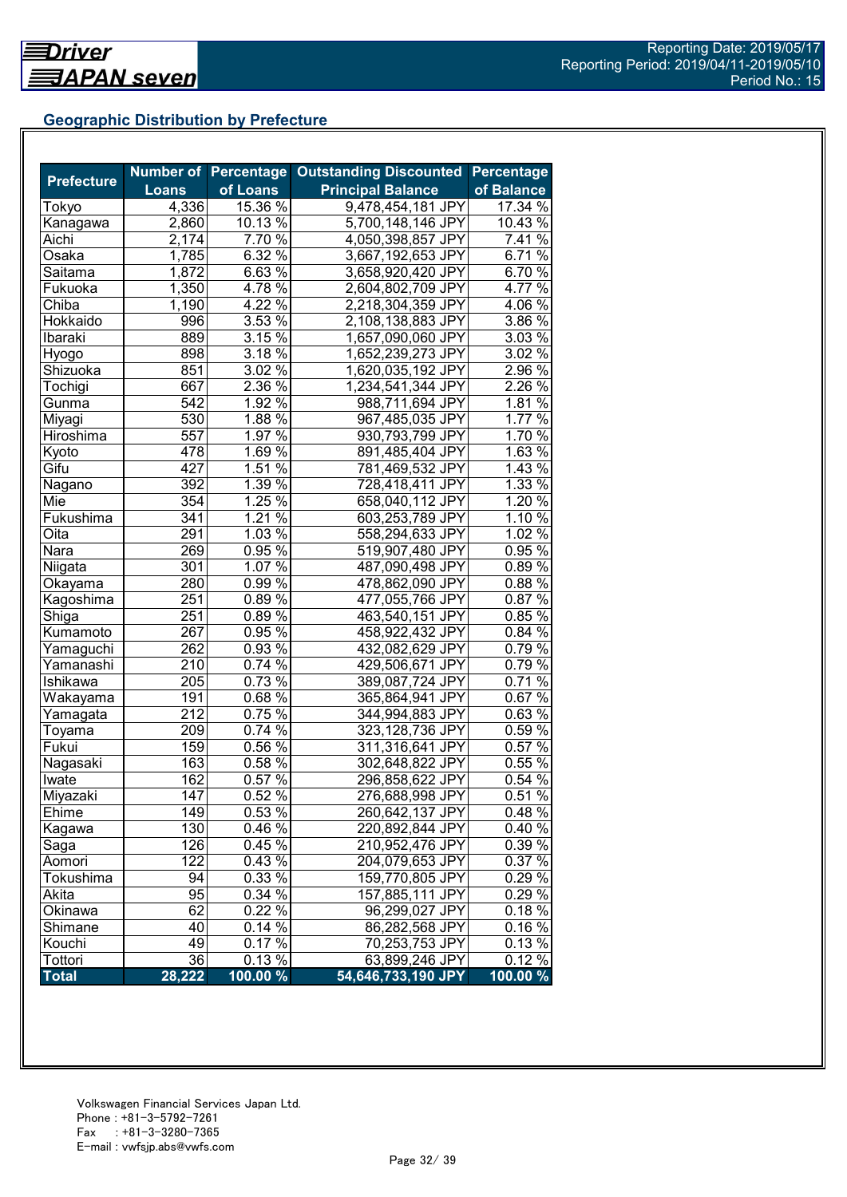## Geographic Distribution by Prefecture

| Prefecture | Number of Loans | Percentage of Loans | Outstanding Discounted Principal Balance | Percentage of Balance |
|---|---|---|---|---|
| Tokyo | 4,336 | 15.36 % | 9,478,454,181 JPY | 17.34 % |
| Kanagawa | 2,860 | 10.13 % | 5,700,148,146 JPY | 10.43 % |
| Aichi | 2,174 | 7.70 % | 4,050,398,857 JPY | 7.41 % |
| Osaka | 1,785 | 6.32 % | 3,667,192,653 JPY | 6.71 % |
| Saitama | 1,872 | 6.63 % | 3,658,920,420 JPY | 6.70 % |
| Fukuoka | 1,350 | 4.78 % | 2,604,802,709 JPY | 4.77 % |
| Chiba | 1,190 | 4.22 % | 2,218,304,359 JPY | 4.06 % |
| Hokkaido | 996 | 3.53 % | 2,108,138,883 JPY | 3.86 % |
| Ibaraki | 889 | 3.15 % | 1,657,090,060 JPY | 3.03 % |
| Hyogo | 898 | 3.18 % | 1,652,239,273 JPY | 3.02 % |
| Shizuoka | 851 | 3.02 % | 1,620,035,192 JPY | 2.96 % |
| Tochigi | 667 | 2.36 % | 1,234,541,344 JPY | 2.26 % |
| Gunma | 542 | 1.92 % | 988,711,694 JPY | 1.81 % |
| Miyagi | 530 | 1.88 % | 967,485,035 JPY | 1.77 % |
| Hiroshima | 557 | 1.97 % | 930,793,799 JPY | 1.70 % |
| Kyoto | 478 | 1.69 % | 891,485,404 JPY | 1.63 % |
| Gifu | 427 | 1.51 % | 781,469,532 JPY | 1.43 % |
| Nagano | 392 | 1.39 % | 728,418,411 JPY | 1.33 % |
| Mie | 354 | 1.25 % | 658,040,112 JPY | 1.20 % |
| Fukushima | 341 | 1.21 % | 603,253,789 JPY | 1.10 % |
| Oita | 291 | 1.03 % | 558,294,633 JPY | 1.02 % |
| Nara | 269 | 0.95 % | 519,907,480 JPY | 0.95 % |
| Niigata | 301 | 1.07 % | 487,090,498 JPY | 0.89 % |
| Okayama | 280 | 0.99 % | 478,862,090 JPY | 0.88 % |
| Kagoshima | 251 | 0.89 % | 477,055,766 JPY | 0.87 % |
| Shiga | 251 | 0.89 % | 463,540,151 JPY | 0.85 % |
| Kumamoto | 267 | 0.95 % | 458,922,432 JPY | 0.84 % |
| Yamaguchi | 262 | 0.93 % | 432,082,629 JPY | 0.79 % |
| Yamanashi | 210 | 0.74 % | 429,506,671 JPY | 0.79 % |
| Ishikawa | 205 | 0.73 % | 389,087,724 JPY | 0.71 % |
| Wakayama | 191 | 0.68 % | 365,864,941 JPY | 0.67 % |
| Yamagata | 212 | 0.75 % | 344,994,883 JPY | 0.63 % |
| Toyama | 209 | 0.74 % | 323,128,736 JPY | 0.59 % |
| Fukui | 159 | 0.56 % | 311,316,641 JPY | 0.57 % |
| Nagasaki | 163 | 0.58 % | 302,648,822 JPY | 0.55 % |
| Iwate | 162 | 0.57 % | 296,858,622 JPY | 0.54 % |
| Miyazaki | 147 | 0.52 % | 276,688,998 JPY | 0.51 % |
| Ehime | 149 | 0.53 % | 260,642,137 JPY | 0.48 % |
| Kagawa | 130 | 0.46 % | 220,892,844 JPY | 0.40 % |
| Saga | 126 | 0.45 % | 210,952,476 JPY | 0.39 % |
| Aomori | 122 | 0.43 % | 204,079,653 JPY | 0.37 % |
| Tokushima | 94 | 0.33 % | 159,770,805 JPY | 0.29 % |
| Akita | 95 | 0.34 % | 157,885,111 JPY | 0.29 % |
| Okinawa | 62 | 0.22 % | 96,299,027 JPY | 0.18 % |
| Shimane | 40 | 0.14 % | 86,282,568 JPY | 0.16 % |
| Kouchi | 49 | 0.17 % | 70,253,753 JPY | 0.13 % |
| Tottori | 36 | 0.13 % | 63,899,246 JPY | 0.12 % |
| **Total** | **28,222** | **100.00 %** | **54,646,733,190 JPY** | **100.00 %** |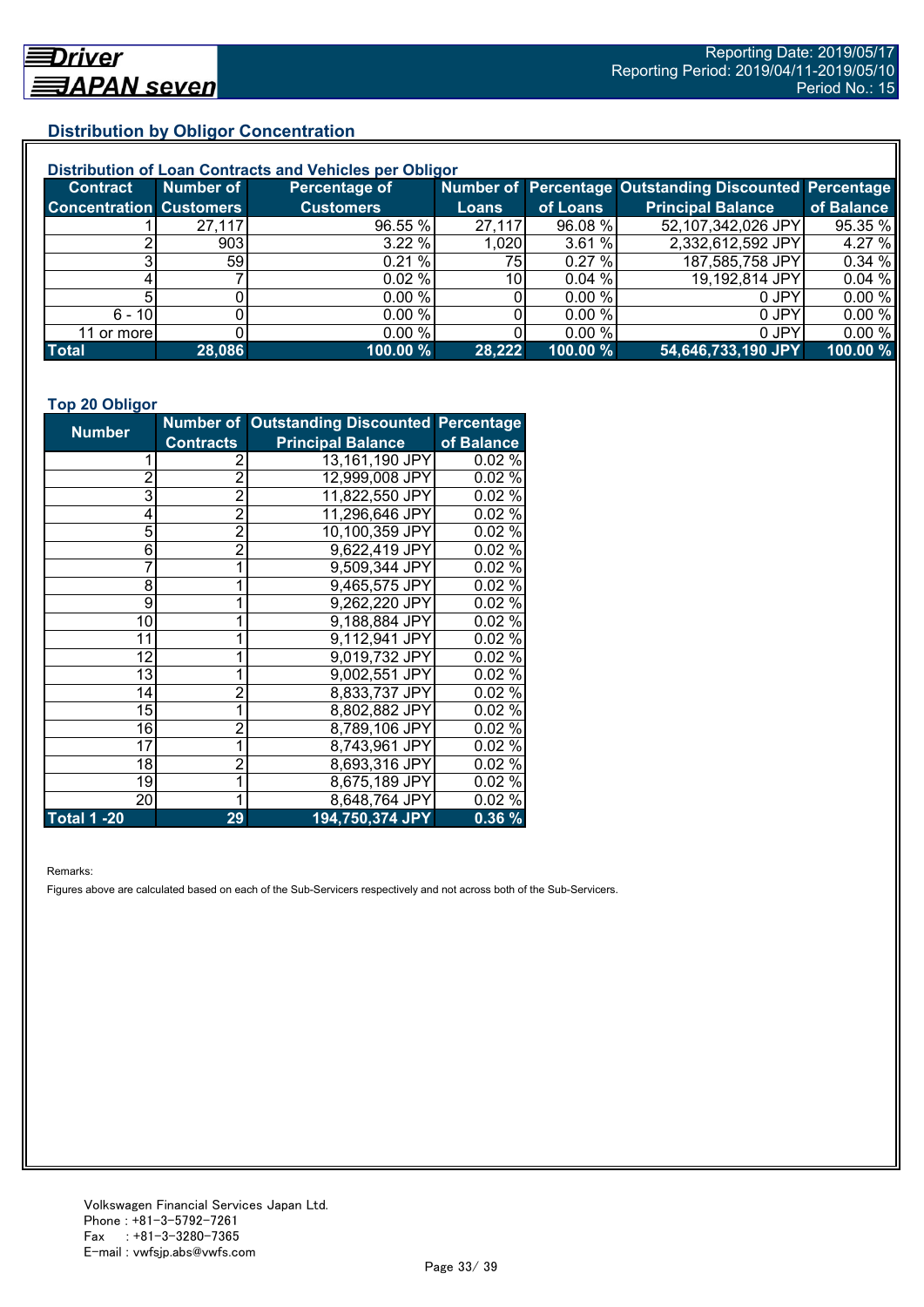## Distribution by Obligor Concentration

### Distribution of Loan Contracts and Vehicles per Obligor

| Contract Concentration | Number of Customers | Percentage of Customers | Number of Loans | Percentage of Loans | Outstanding Discounted Principal Balance | Percentage of Balance |
|---|---|---|---|---|---|---|
| 1 | 27,117 | 96.55 % | 27,117 | 96.08 % | 52,107,342,026 JPY | 95.35 % |
| 2 | 903 | 3.22 % | 1,020 | 3.61 % | 2,332,612,592 JPY | 4.27 % |
| 3 | 59 | 0.21 % | 75 | 0.27 % | 187,585,758 JPY | 0.34 % |
| 4 | 7 | 0.02 % | 10 | 0.04 % | 19,192,814 JPY | 0.04 % |
| 5 | 0 | 0.00 % | 0 | 0.00 % | 0 JPY | 0.00 % |
| 6 - 10 | 0 | 0.00 % | 0 | 0.00 % | 0 JPY | 0.00 % |
| 11 or more | 0 | 0.00 % | 0 | 0.00 % | 0 JPY | 0.00 % |
| **Total** | **28,086** | **100.00 %** | **28,222** | **100.00 %** | **54,646,733,190 JPY** | **100.00 %** |

### Top 20 Obligor

| Number | Number of Contracts | Outstanding Discounted Principal Balance | Percentage of Balance |
|---|---|---|---|
| 1 | 2 | 13,161,190 JPY | 0.02 % |
| 2 | 2 | 12,999,008 JPY | 0.02 % |
| 3 | 2 | 11,822,550 JPY | 0.02 % |
| 4 | 2 | 11,296,646 JPY | 0.02 % |
| 5 | 2 | 10,100,359 JPY | 0.02 % |
| 6 | 2 | 9,622,419 JPY | 0.02 % |
| 7 | 1 | 9,509,344 JPY | 0.02 % |
| 8 | 1 | 9,465,575 JPY | 0.02 % |
| 9 | 1 | 9,262,220 JPY | 0.02 % |
| 10 | 1 | 9,188,884 JPY | 0.02 % |
| 11 | 1 | 9,112,941 JPY | 0.02 % |
| 12 | 1 | 9,019,732 JPY | 0.02 % |
| 13 | 1 | 9,002,551 JPY | 0.02 % |
| 14 | 2 | 8,833,737 JPY | 0.02 % |
| 15 | 1 | 8,802,882 JPY | 0.02 % |
| 16 | 2 | 8,789,106 JPY | 0.02 % |
| 17 | 1 | 8,743,961 JPY | 0.02 % |
| 18 | 2 | 8,693,316 JPY | 0.02 % |
| 19 | 1 | 8,675,189 JPY | 0.02 % |
| 20 | 1 | 8,648,764 JPY | 0.02 % |
| **Total 1 -20** | **29** | **194,750,374 JPY** | **0.36 %** |

Remarks:

Figures above are calculated based on each of the Sub-Servicers respectively and not across both of the Sub-Servicers.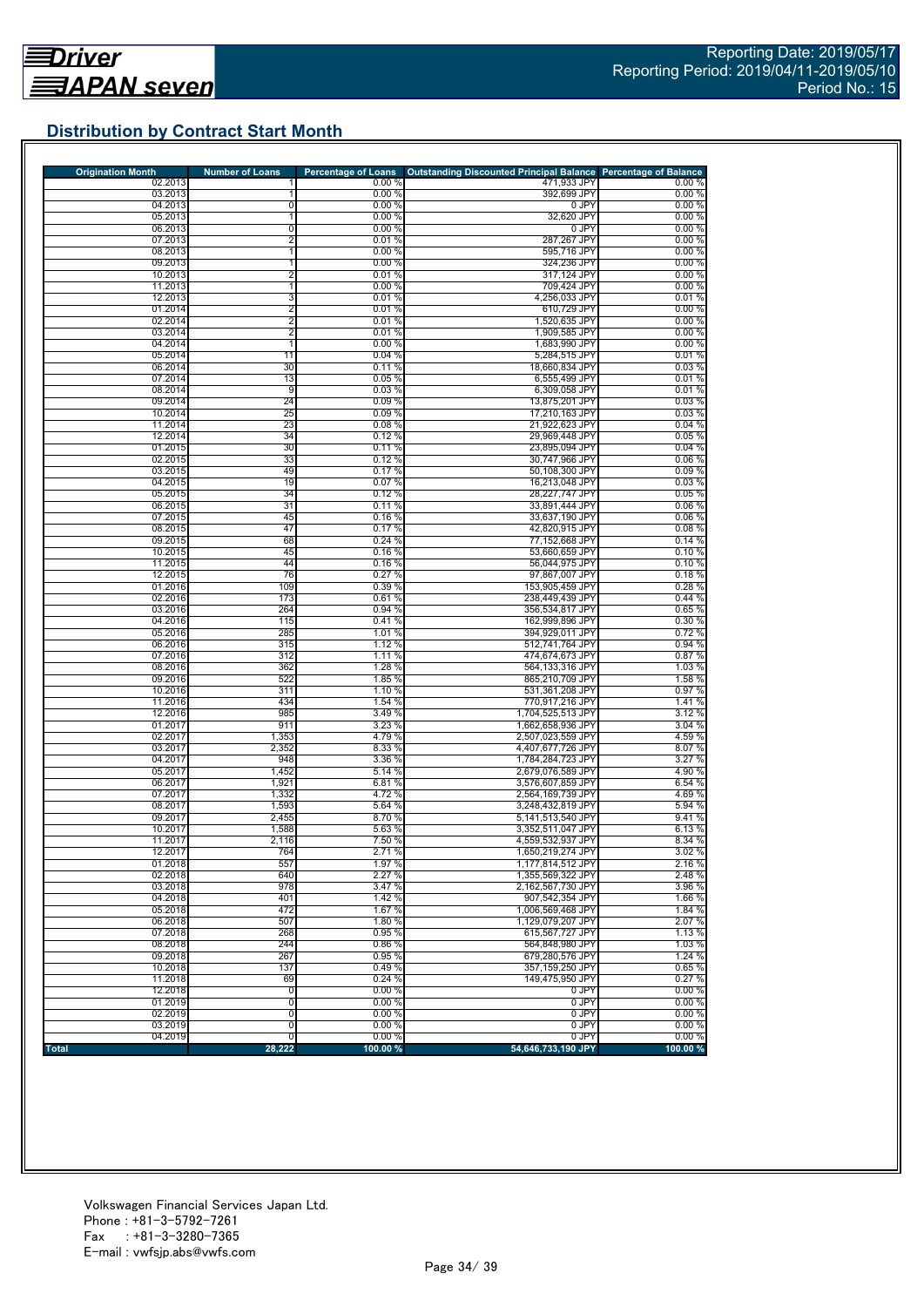Driver JAPAN seven

Reporting Date: 2019/05/17
Reporting Period: 2019/04/11-2019/05/10
Period No.: 15

## Distribution by Contract Start Month

| Origination Month | Number of Loans | Percentage of Loans | Outstanding Discounted Principal Balance | Percentage of Balance |
|---|---|---|---|---|
| 02.2013 | 1 | 0.00 % | 471,933 JPY | 0.00 % |
| 03.2013 | 1 | 0.00 % | 392,699 JPY | 0.00 % |
| 04.2013 | 0 | 0.00 % | 0 JPY | 0.00 % |
| 05.2013 | 1 | 0.00 % | 32,620 JPY | 0.00 % |
| 06.2013 | 0 | 0.00 % | 0 JPY | 0.00 % |
| 07.2013 | 2 | 0.01 % | 287,267 JPY | 0.00 % |
| 08.2013 | 1 | 0.00 % | 595,716 JPY | 0.00 % |
| 09.2013 | 1 | 0.00 % | 324,236 JPY | 0.00 % |
| 10.2013 | 2 | 0.01 % | 317,124 JPY | 0.00 % |
| 11.2013 | 1 | 0.00 % | 709,424 JPY | 0.00 % |
| 12.2013 | 3 | 0.01 % | 4,256,033 JPY | 0.01 % |
| 01.2014 | 2 | 0.01 % | 610,729 JPY | 0.00 % |
| 02.2014 | 2 | 0.01 % | 1,520,635 JPY | 0.00 % |
| 03.2014 | 2 | 0.01 % | 1,909,585 JPY | 0.00 % |
| 04.2014 | 1 | 0.00 % | 1,683,990 JPY | 0.00 % |
| 05.2014 | 11 | 0.04 % | 5,284,515 JPY | 0.01 % |
| 06.2014 | 30 | 0.11 % | 18,660,834 JPY | 0.03 % |
| 07.2014 | 13 | 0.05 % | 6,555,499 JPY | 0.01 % |
| 08.2014 | 9 | 0.03 % | 6,309,058 JPY | 0.01 % |
| 09.2014 | 24 | 0.09 % | 13,875,201 JPY | 0.03 % |
| 10.2014 | 25 | 0.09 % | 17,210,163 JPY | 0.03 % |
| 11.2014 | 23 | 0.08 % | 21,922,623 JPY | 0.04 % |
| 12.2014 | 34 | 0.12 % | 29,969,448 JPY | 0.05 % |
| 01.2015 | 30 | 0.11 % | 23,895,094 JPY | 0.04 % |
| 02.2015 | 33 | 0.12 % | 30,747,966 JPY | 0.06 % |
| 03.2015 | 49 | 0.17 % | 50,108,300 JPY | 0.09 % |
| 04.2015 | 19 | 0.07 % | 16,213,048 JPY | 0.03 % |
| 05.2015 | 34 | 0.12 % | 28,227,747 JPY | 0.05 % |
| 06.2015 | 31 | 0.11 % | 33,891,444 JPY | 0.06 % |
| 07.2015 | 45 | 0.16 % | 33,637,190 JPY | 0.06 % |
| 08.2015 | 47 | 0.17 % | 42,820,915 JPY | 0.08 % |
| 09.2015 | 68 | 0.24 % | 77,152,668 JPY | 0.14 % |
| 10.2015 | 45 | 0.16 % | 53,660,659 JPY | 0.10 % |
| 11.2015 | 44 | 0.16 % | 56,044,975 JPY | 0.10 % |
| 12.2015 | 76 | 0.27 % | 97,867,007 JPY | 0.18 % |
| 01.2016 | 109 | 0.39 % | 153,905,459 JPY | 0.28 % |
| 02.2016 | 173 | 0.61 % | 238,449,439 JPY | 0.44 % |
| 03.2016 | 264 | 0.94 % | 356,534,817 JPY | 0.65 % |
| 04.2016 | 115 | 0.41 % | 162,999,896 JPY | 0.30 % |
| 05.2016 | 285 | 1.01 % | 394,929,011 JPY | 0.72 % |
| 06.2016 | 315 | 1.12 % | 512,741,764 JPY | 0.94 % |
| 07.2016 | 312 | 1.11 % | 474,674,673 JPY | 0.87 % |
| 08.2016 | 362 | 1.28 % | 564,133,316 JPY | 1.03 % |
| 09.2016 | 522 | 1.85 % | 865,210,709 JPY | 1.58 % |
| 10.2016 | 311 | 1.10 % | 531,361,208 JPY | 0.97 % |
| 11.2016 | 434 | 1.54 % | 770,917,216 JPY | 1.41 % |
| 12.2016 | 985 | 3.49 % | 1,704,525,513 JPY | 3.12 % |
| 01.2017 | 911 | 3.23 % | 1,662,658,936 JPY | 3.04 % |
| 02.2017 | 1,353 | 4.79 % | 2,507,023,559 JPY | 4.59 % |
| 03.2017 | 2,352 | 8.33 % | 4,407,677,726 JPY | 8.07 % |
| 04.2017 | 948 | 3.36 % | 1,784,284,723 JPY | 3.27 % |
| 05.2017 | 1,452 | 5.14 % | 2,679,076,589 JPY | 4.90 % |
| 06.2017 | 1,921 | 6.81 % | 3,576,607,859 JPY | 6.54 % |
| 07.2017 | 1,332 | 4.72 % | 2,564,169,739 JPY | 4.69 % |
| 08.2017 | 1,593 | 5.64 % | 3,248,432,819 JPY | 5.94 % |
| 09.2017 | 2,455 | 8.70 % | 5,141,513,540 JPY | 9.41 % |
| 10.2017 | 1,588 | 5.63 % | 3,352,511,047 JPY | 6.13 % |
| 11.2017 | 2,116 | 7.50 % | 4,559,532,937 JPY | 8.34 % |
| 12.2017 | 764 | 2.71 % | 1,650,219,274 JPY | 3.02 % |
| 01.2018 | 557 | 1.97 % | 1,177,814,512 JPY | 2.16 % |
| 02.2018 | 640 | 2.27 % | 1,355,569,322 JPY | 2.48 % |
| 03.2018 | 978 | 3.47 % | 2,162,567,730 JPY | 3.96 % |
| 04.2018 | 401 | 1.42 % | 907,542,354 JPY | 1.66 % |
| 05.2018 | 472 | 1.67 % | 1,006,569,468 JPY | 1.84 % |
| 06.2018 | 507 | 1.80 % | 1,129,079,207 JPY | 2.07 % |
| 07.2018 | 268 | 0.95 % | 615,567,727 JPY | 1.13 % |
| 08.2018 | 244 | 0.86 % | 564,848,980 JPY | 1.03 % |
| 09.2018 | 267 | 0.95 % | 679,280,576 JPY | 1.24 % |
| 10.2018 | 137 | 0.49 % | 357,159,250 JPY | 0.65 % |
| 11.2018 | 69 | 0.24 % | 149,475,950 JPY | 0.27 % |
| 12.2018 | 0 | 0.00 % | 0 JPY | 0.00 % |
| 01.2019 | 0 | 0.00 % | 0 JPY | 0.00 % |
| 02.2019 | 0 | 0.00 % | 0 JPY | 0.00 % |
| 03.2019 | 0 | 0.00 % | 0 JPY | 0.00 % |
| 04.2019 | 0 | 0.00 % | 0 JPY | 0.00 % |
| **Total** | **28,222** | **100.00 %** | **54,646,733,190 JPY** | **100.00 %** |

Volkswagen Financial Services Japan Ltd.
Phone : +81-3-5792-7261
Fax : +81-3-3280-7365
E-mail : vwfsjp.abs@vwfs.com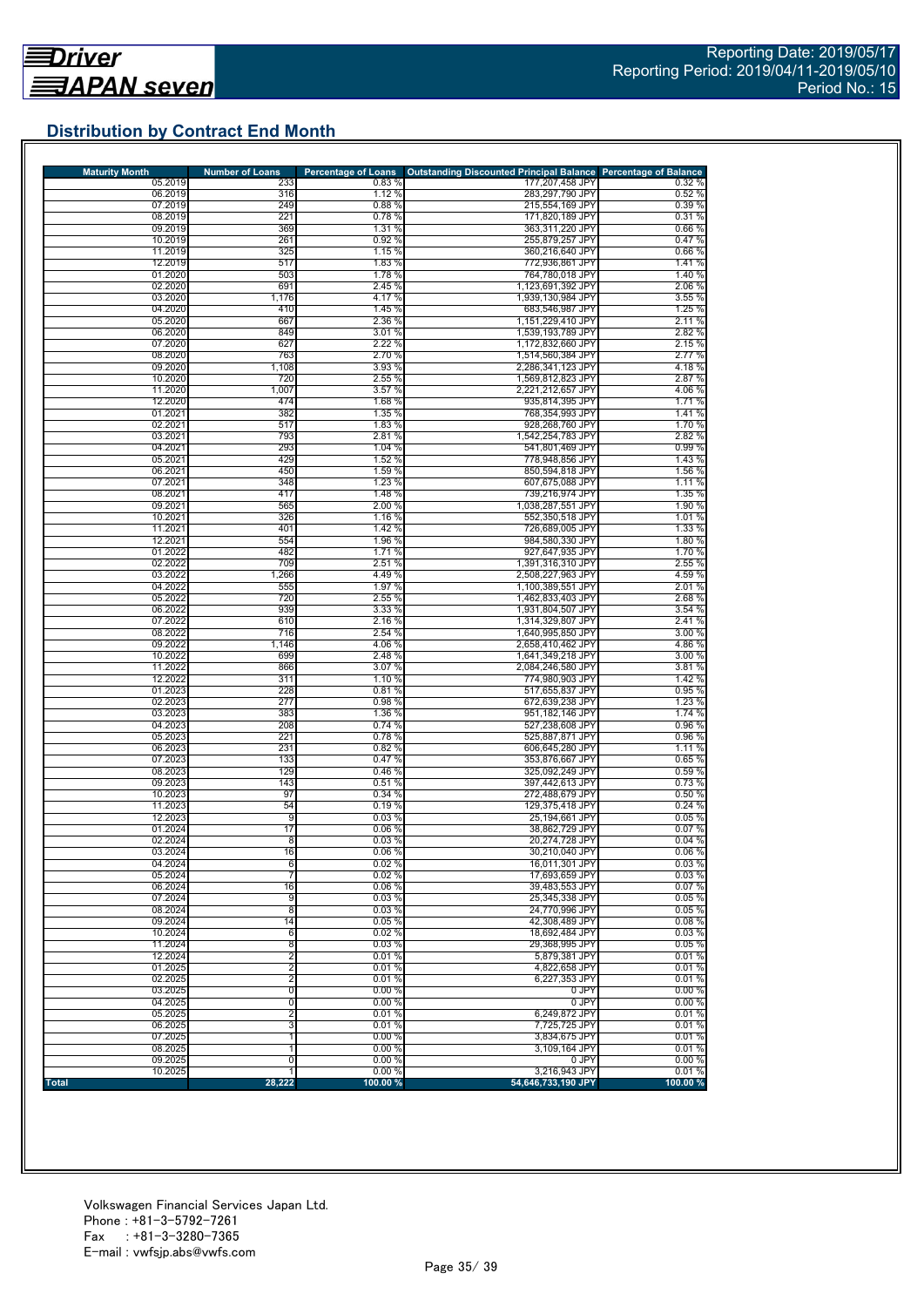Reporting Date: 2019/05/17
Reporting Period: 2019/04/11-2019/05/10
Period No.: 15

## Distribution by Contract End Month

| Maturity Month | Number of Loans | Percentage of Loans | Outstanding Discounted Principal Balance | Percentage of Balance |
|---|---|---|---|---|
| 05.2019 | 233 | 0.83 % | 177,207,458 JPY | 0.32 % |
| 06.2019 | 316 | 1.12 % | 283,297,790 JPY | 0.52 % |
| 07.2019 | 249 | 0.88 % | 215,554,169 JPY | 0.39 % |
| 08.2019 | 221 | 0.78 % | 171,820,189 JPY | 0.31 % |
| 09.2019 | 369 | 1.31 % | 363,311,220 JPY | 0.66 % |
| 10.2019 | 261 | 0.92 % | 255,879,257 JPY | 0.47 % |
| 11.2019 | 325 | 1.15 % | 360,216,640 JPY | 0.66 % |
| 12.2019 | 517 | 1.83 % | 772,936,861 JPY | 1.41 % |
| 01.2020 | 503 | 1.78 % | 764,780,018 JPY | 1.40 % |
| 02.2020 | 691 | 2.45 % | 1,123,691,392 JPY | 2.06 % |
| 03.2020 | 1,176 | 4.17 % | 1,939,130,984 JPY | 3.55 % |
| 04.2020 | 410 | 1.45 % | 683,546,987 JPY | 1.25 % |
| 05.2020 | 667 | 2.36 % | 1,151,229,410 JPY | 2.11 % |
| 06.2020 | 849 | 3.01 % | 1,539,193,789 JPY | 2.82 % |
| 07.2020 | 627 | 2.22 % | 1,172,832,660 JPY | 2.15 % |
| 08.2020 | 763 | 2.70 % | 1,514,560,384 JPY | 2.77 % |
| 09.2020 | 1,108 | 3.93 % | 2,286,341,123 JPY | 4.18 % |
| 10.2020 | 720 | 2.55 % | 1,569,812,823 JPY | 2.87 % |
| 11.2020 | 1,007 | 3.57 % | 2,221,212,657 JPY | 4.06 % |
| 12.2020 | 474 | 1.68 % | 935,814,395 JPY | 1.71 % |
| 01.2021 | 382 | 1.35 % | 768,354,993 JPY | 1.41 % |
| 02.2021 | 517 | 1.83 % | 928,268,760 JPY | 1.70 % |
| 03.2021 | 793 | 2.81 % | 1,542,254,783 JPY | 2.82 % |
| 04.2021 | 293 | 1.04 % | 541,801,469 JPY | 0.99 % |
| 05.2021 | 429 | 1.52 % | 778,948,856 JPY | 1.43 % |
| 06.2021 | 450 | 1.59 % | 850,594,818 JPY | 1.56 % |
| 07.2021 | 348 | 1.23 % | 607,675,088 JPY | 1.11 % |
| 08.2021 | 417 | 1.48 % | 739,216,974 JPY | 1.35 % |
| 09.2021 | 565 | 2.00 % | 1,038,287,551 JPY | 1.90 % |
| 10.2021 | 326 | 1.16 % | 552,350,518 JPY | 1.01 % |
| 11.2021 | 401 | 1.42 % | 726,689,005 JPY | 1.33 % |
| 12.2021 | 554 | 1.96 % | 984,580,330 JPY | 1.80 % |
| 01.2022 | 482 | 1.71 % | 927,647,935 JPY | 1.70 % |
| 02.2022 | 709 | 2.51 % | 1,391,316,310 JPY | 2.55 % |
| 03.2022 | 1,266 | 4.49 % | 2,508,227,963 JPY | 4.59 % |
| 04.2022 | 555 | 1.97 % | 1,100,389,551 JPY | 2.01 % |
| 05.2022 | 720 | 2.55 % | 1,462,833,403 JPY | 2.68 % |
| 06.2022 | 939 | 3.33 % | 1,931,804,507 JPY | 3.54 % |
| 07.2022 | 610 | 2.16 % | 1,314,329,807 JPY | 2.41 % |
| 08.2022 | 716 | 2.54 % | 1,640,995,850 JPY | 3.00 % |
| 09.2022 | 1,146 | 4.06 % | 2,658,410,462 JPY | 4.86 % |
| 10.2022 | 699 | 2.48 % | 1,641,349,218 JPY | 3.00 % |
| 11.2022 | 866 | 3.07 % | 2,084,246,580 JPY | 3.81 % |
| 12.2022 | 311 | 1.10 % | 774,980,903 JPY | 1.42 % |
| 01.2023 | 228 | 0.81 % | 517,655,837 JPY | 0.95 % |
| 02.2023 | 277 | 0.98 % | 672,639,238 JPY | 1.23 % |
| 03.2023 | 383 | 1.36 % | 951,182,146 JPY | 1.74 % |
| 04.2023 | 208 | 0.74 % | 527,238,608 JPY | 0.96 % |
| 05.2023 | 221 | 0.78 % | 525,887,871 JPY | 0.96 % |
| 06.2023 | 231 | 0.82 % | 606,645,280 JPY | 1.11 % |
| 07.2023 | 133 | 0.47 % | 353,876,667 JPY | 0.65 % |
| 08.2023 | 129 | 0.46 % | 325,092,249 JPY | 0.59 % |
| 09.2023 | 143 | 0.51 % | 397,442,613 JPY | 0.73 % |
| 10.2023 | 97 | 0.34 % | 272,488,679 JPY | 0.50 % |
| 11.2023 | 54 | 0.19 % | 129,375,418 JPY | 0.24 % |
| 12.2023 | 9 | 0.03 % | 25,194,661 JPY | 0.05 % |
| 01.2024 | 17 | 0.06 % | 38,862,729 JPY | 0.07 % |
| 02.2024 | 8 | 0.03 % | 20,274,728 JPY | 0.04 % |
| 03.2024 | 16 | 0.06 % | 30,210,040 JPY | 0.06 % |
| 04.2024 | 6 | 0.02 % | 16,011,301 JPY | 0.03 % |
| 05.2024 | 7 | 0.02 % | 17,693,659 JPY | 0.03 % |
| 06.2024 | 16 | 0.06 % | 39,483,553 JPY | 0.07 % |
| 07.2024 | 9 | 0.03 % | 25,345,338 JPY | 0.05 % |
| 08.2024 | 8 | 0.03 % | 24,770,996 JPY | 0.05 % |
| 09.2024 | 14 | 0.05 % | 42,308,489 JPY | 0.08 % |
| 10.2024 | 6 | 0.02 % | 18,692,484 JPY | 0.03 % |
| 11.2024 | 8 | 0.03 % | 29,368,995 JPY | 0.05 % |
| 12.2024 | 2 | 0.01 % | 5,879,381 JPY | 0.01 % |
| 01.2025 | 2 | 0.01 % | 4,822,658 JPY | 0.01 % |
| 02.2025 | 2 | 0.01 % | 6,227,353 JPY | 0.01 % |
| 03.2025 | 0 | 0.00 % | 0 JPY | 0.00 % |
| 04.2025 | 0 | 0.00 % | 0 JPY | 0.00 % |
| 05.2025 | 2 | 0.01 % | 6,249,872 JPY | 0.01 % |
| 06.2025 | 3 | 0.01 % | 7,725,725 JPY | 0.01 % |
| 07.2025 | 1 | 0.00 % | 3,834,675 JPY | 0.01 % |
| 08.2025 | 1 | 0.00 % | 3,109,164 JPY | 0.01 % |
| 09.2025 | 0 | 0.00 % | 0 JPY | 0.00 % |
| 10.2025 | 1 | 0.00 % | 3,216,943 JPY | 0.01 % |
| **Total** | **28,222** | **100.00 %** | **54,646,733,190 JPY** | **100.00 %** |

Volkswagen Financial Services Japan Ltd.
Phone : +81-3-5792-7261
Fax : +81-3-3280-7365
E-mail : vwfsjp.abs@vwfs.com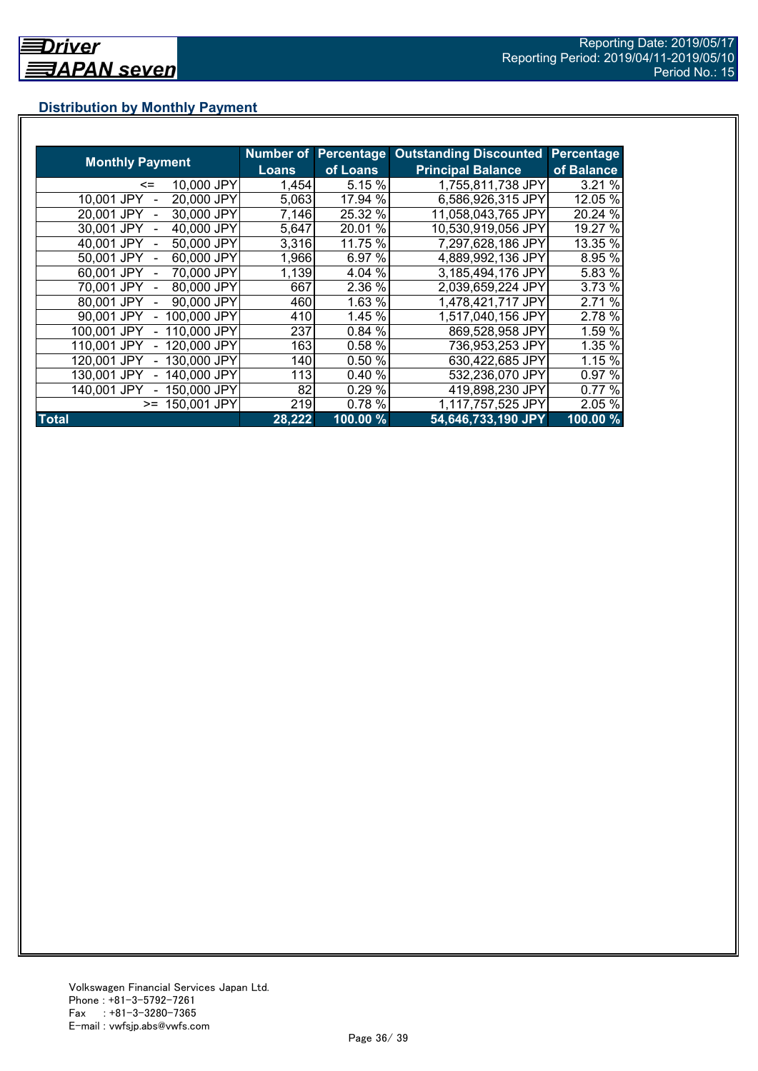## Distribution by Monthly Payment

| Monthly Payment | Number of Loans | Percentage of Loans | Outstanding Discounted Principal Balance | Percentage of Balance |
|---|---|---|---|---|
| <= 10,000 JPY | 1,454 | 5.15 % | 1,755,811,738 JPY | 3.21 % |
| 10,001 JPY - 20,000 JPY | 5,063 | 17.94 % | 6,586,926,315 JPY | 12.05 % |
| 20,001 JPY - 30,000 JPY | 7,146 | 25.32 % | 11,058,043,765 JPY | 20.24 % |
| 30,001 JPY - 40,000 JPY | 5,647 | 20.01 % | 10,530,919,056 JPY | 19.27 % |
| 40,001 JPY - 50,000 JPY | 3,316 | 11.75 % | 7,297,628,186 JPY | 13.35 % |
| 50,001 JPY - 60,000 JPY | 1,966 | 6.97 % | 4,889,992,136 JPY | 8.95 % |
| 60,001 JPY - 70,000 JPY | 1,139 | 4.04 % | 3,185,494,176 JPY | 5.83 % |
| 70,001 JPY - 80,000 JPY | 667 | 2.36 % | 2,039,659,224 JPY | 3.73 % |
| 80,001 JPY - 90,000 JPY | 460 | 1.63 % | 1,478,421,717 JPY | 2.71 % |
| 90,001 JPY - 100,000 JPY | 410 | 1.45 % | 1,517,040,156 JPY | 2.78 % |
| 100,001 JPY - 110,000 JPY | 237 | 0.84 % | 869,528,958 JPY | 1.59 % |
| 110,001 JPY - 120,000 JPY | 163 | 0.58 % | 736,953,253 JPY | 1.35 % |
| 120,001 JPY - 130,000 JPY | 140 | 0.50 % | 630,422,685 JPY | 1.15 % |
| 130,001 JPY - 140,000 JPY | 113 | 0.40 % | 532,236,070 JPY | 0.97 % |
| 140,001 JPY - 150,000 JPY | 82 | 0.29 % | 419,898,230 JPY | 0.77 % |
| >= 150,001 JPY | 219 | 0.78 % | 1,117,757,525 JPY | 2.05 % |
| **Total** | **28,222** | **100.00 %** | **54,646,733,190 JPY** | **100.00 %** |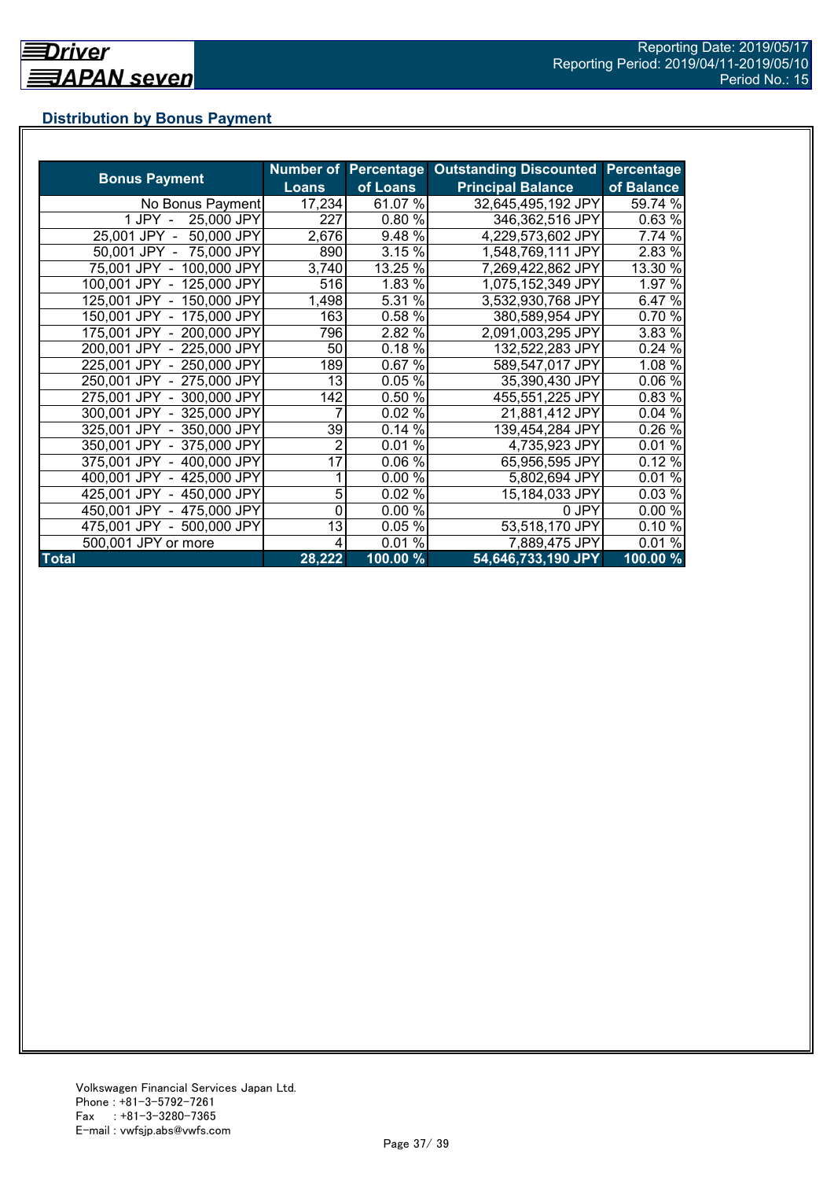## Distribution by Bonus Payment

| Bonus Payment | Number of Loans | Percentage of Loans | Outstanding Discounted Principal Balance | Percentage of Balance |
|---|---|---|---|---|
| No Bonus Payment | 17,234 | 61.07 % | 32,645,495,192 JPY | 59.74 % |
| 1 JPY - 25,000 JPY | 227 | 0.80 % | 346,362,516 JPY | 0.63 % |
| 25,001 JPY - 50,000 JPY | 2,676 | 9.48 % | 4,229,573,602 JPY | 7.74 % |
| 50,001 JPY - 75,000 JPY | 890 | 3.15 % | 1,548,769,111 JPY | 2.83 % |
| 75,001 JPY - 100,000 JPY | 3,740 | 13.25 % | 7,269,422,862 JPY | 13.30 % |
| 100,001 JPY - 125,000 JPY | 516 | 1.83 % | 1,075,152,349 JPY | 1.97 % |
| 125,001 JPY - 150,000 JPY | 1,498 | 5.31 % | 3,532,930,768 JPY | 6.47 % |
| 150,001 JPY - 175,000 JPY | 163 | 0.58 % | 380,589,954 JPY | 0.70 % |
| 175,001 JPY - 200,000 JPY | 796 | 2.82 % | 2,091,003,295 JPY | 3.83 % |
| 200,001 JPY - 225,000 JPY | 50 | 0.18 % | 132,522,283 JPY | 0.24 % |
| 225,001 JPY - 250,000 JPY | 189 | 0.67 % | 589,547,017 JPY | 1.08 % |
| 250,001 JPY - 275,000 JPY | 13 | 0.05 % | 35,390,430 JPY | 0.06 % |
| 275,001 JPY - 300,000 JPY | 142 | 0.50 % | 455,551,225 JPY | 0.83 % |
| 300,001 JPY - 325,000 JPY | 7 | 0.02 % | 21,881,412 JPY | 0.04 % |
| 325,001 JPY - 350,000 JPY | 39 | 0.14 % | 139,454,284 JPY | 0.26 % |
| 350,001 JPY - 375,000 JPY | 2 | 0.01 % | 4,735,923 JPY | 0.01 % |
| 375,001 JPY - 400,000 JPY | 17 | 0.06 % | 65,956,595 JPY | 0.12 % |
| 400,001 JPY - 425,000 JPY | 1 | 0.00 % | 5,802,694 JPY | 0.01 % |
| 425,001 JPY - 450,000 JPY | 5 | 0.02 % | 15,184,033 JPY | 0.03 % |
| 450,001 JPY - 475,000 JPY | 0 | 0.00 % | 0 JPY | 0.00 % |
| 475,001 JPY - 500,000 JPY | 13 | 0.05 % | 53,518,170 JPY | 0.10 % |
| 500,001 JPY or more | 4 | 0.01 % | 7,889,475 JPY | 0.01 % |
| **Total** | **28,222** | **100.00 %** | **54,646,733,190 JPY** | **100.00 %** |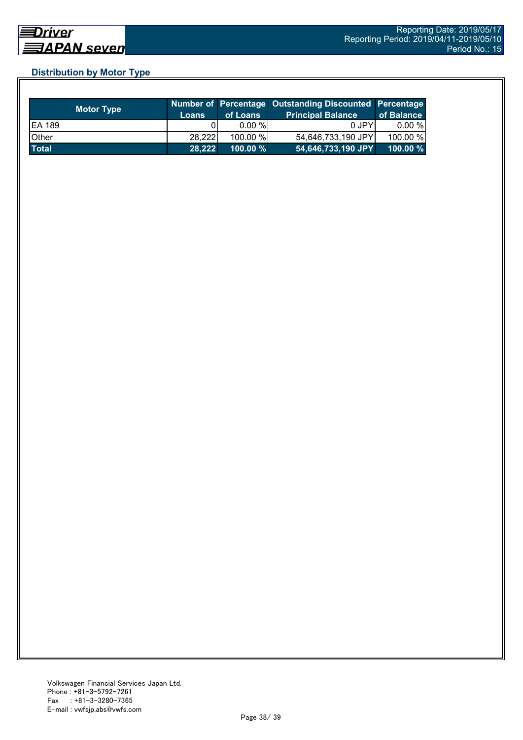## Distribution by Motor Type

| Motor Type | Number of Loans | Percentage of Loans | Outstanding Discounted Principal Balance | Percentage of Balance |
|---|---|---|---|---|
| EA 189 | 0 | 0.00 % | 0 JPY | 0.00 % |
| Other | 28,222 | 100.00 % | 54,646,733,190 JPY | 100.00 % |
| **Total** | **28,222** | **100.00 %** | **54,646,733,190 JPY** | **100.00 %** |

Volkswagen Financial Services Japan Ltd.
Phone : +81-3-5792-7261
Fax : +81-3-3280-7365
E-mail : vwfsjp.abs@vwfs.com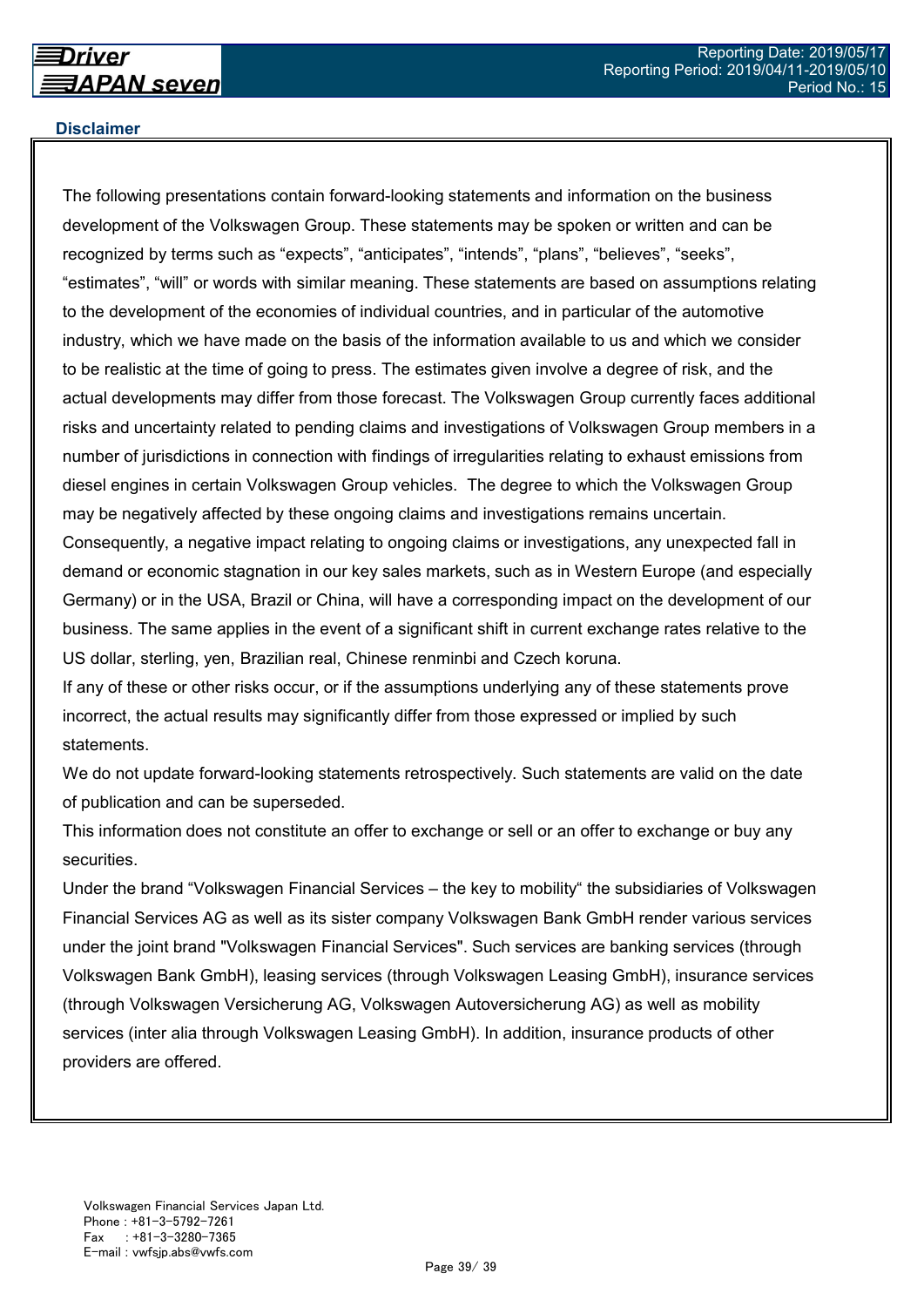## Disclaimer

The following presentations contain forward-looking statements and information on the business development of the Volkswagen Group. These statements may be spoken or written and can be recognized by terms such as “expects”, “anticipates”, “intends”, “plans”, “believes”, “seeks”, “estimates”, “will” or words with similar meaning. These statements are based on assumptions relating to the development of the economies of individual countries, and in particular of the automotive industry, which we have made on the basis of the information available to us and which we consider to be realistic at the time of going to press. The estimates given involve a degree of risk, and the actual developments may differ from those forecast. The Volkswagen Group currently faces additional risks and uncertainty related to pending claims and investigations of Volkswagen Group members in a number of jurisdictions in connection with findings of irregularities relating to exhaust emissions from diesel engines in certain Volkswagen Group vehicles. The degree to which the Volkswagen Group may be negatively affected by these ongoing claims and investigations remains uncertain.
Consequently, a negative impact relating to ongoing claims or investigations, any unexpected fall in demand or economic stagnation in our key sales markets, such as in Western Europe (and especially Germany) or in the USA, Brazil or China, will have a corresponding impact on the development of our business. The same applies in the event of a significant shift in current exchange rates relative to the US dollar, sterling, yen, Brazilian real, Chinese renminbi and Czech koruna.
If any of these or other risks occur, or if the assumptions underlying any of these statements prove incorrect, the actual results may significantly differ from those expressed or implied by such statements.
We do not update forward-looking statements retrospectively. Such statements are valid on the date of publication and can be superseded.
This information does not constitute an offer to exchange or sell or an offer to exchange or buy any securities.
Under the brand “Volkswagen Financial Services – the key to mobility“ the subsidiaries of Volkswagen Financial Services AG as well as its sister company Volkswagen Bank GmbH render various services under the joint brand "Volkswagen Financial Services". Such services are banking services (through Volkswagen Bank GmbH), leasing services (through Volkswagen Leasing GmbH), insurance services (through Volkswagen Versicherung AG, Volkswagen Autoversicherung AG) as well as mobility services (inter alia through Volkswagen Leasing GmbH). In addition, insurance products of other providers are offered.

Volkswagen Financial Services Japan Ltd.
Phone : +81-3-5792-7261
Fax : +81-3-3280-7365
E-mail : vwfsjp.abs@vwfs.com